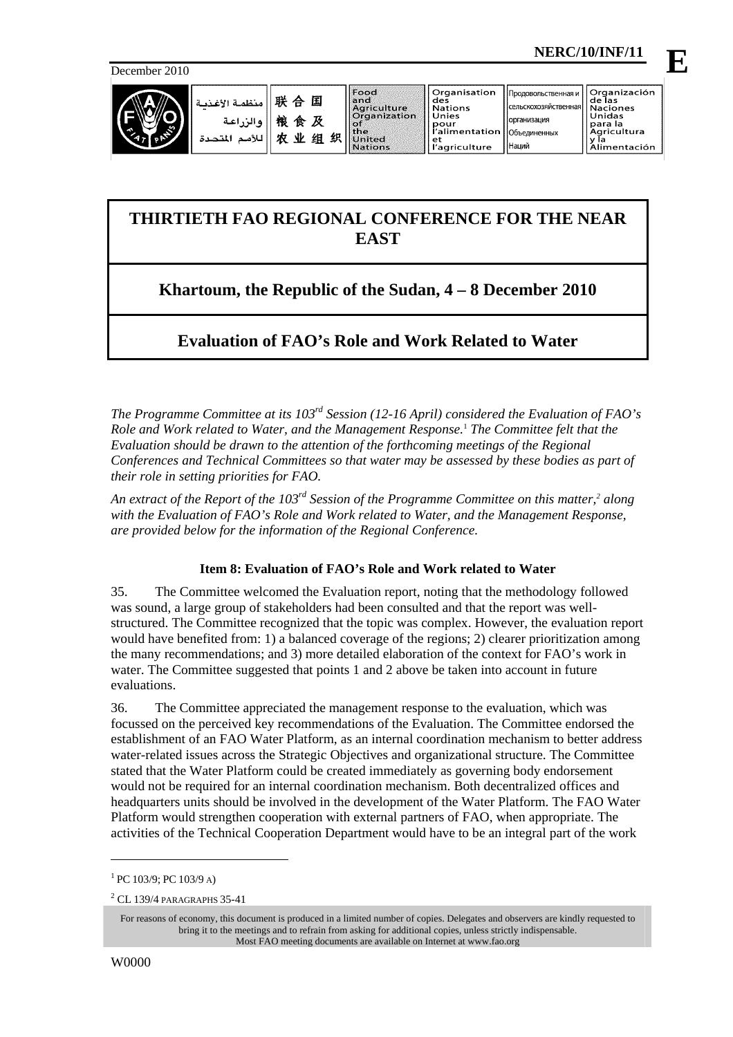NERC/10/INF/11

**E**

December 2010

| منظمة الأغذية والزراعة للأمم المتحدة | 联合国粮食及农业组织 | Food and Agriculture Organization of the United Nations | Organisation des Nations Unies pour l'alimentation et l'agriculture | Продовольственная и сельскохозяйственная организация Объединенных Наций | Organización de las Naciones Unidas para la Agricultura y la Alimentación |
|---|---|---|---|---|---|

# THIRTIETH FAO REGIONAL CONFERENCE FOR THE NEAR EAST

## Khartoum, the Republic of the Sudan, 4 – 8 December 2010

## Evaluation of FAO's Role and Work Related to Water

*The Programme Committee at its 103rd Session (12-16 April) considered the Evaluation of FAO's Role and Work related to Water, and the Management Response.*[1] *The Committee felt that the Evaluation should be drawn to the attention of the forthcoming meetings of the Regional Conferences and Technical Committees so that water may be assessed by these bodies as part of their role in setting priorities for FAO.*

*An extract of the Report of the 103rd Session of the Programme Committee on this matter,*[2] *along with the Evaluation of FAO's Role and Work related to Water, and the Management Response, are provided below for the information of the Regional Conference.*

**Item 8: Evaluation of FAO's Role and Work related to Water**

35. The Committee welcomed the Evaluation report, noting that the methodology followed was sound, a large group of stakeholders had been consulted and that the report was well-structured. The Committee recognized that the topic was complex. However, the evaluation report would have benefited from: 1) a balanced coverage of the regions; 2) clearer prioritization among the many recommendations; and 3) more detailed elaboration of the context for FAO's work in water. The Committee suggested that points 1 and 2 above be taken into account in future evaluations.

36. The Committee appreciated the management response to the evaluation, which was focussed on the perceived key recommendations of the Evaluation. The Committee endorsed the establishment of an FAO Water Platform, as an internal coordination mechanism to better address water-related issues across the Strategic Objectives and organizational structure. The Committee stated that the Water Platform could be created immediately as governing body endorsement would not be required for an internal coordination mechanism. Both decentralized offices and headquarters units should be involved in the development of the Water Platform. The FAO Water Platform would strengthen cooperation with external partners of FAO, when appropriate. The activities of the Technical Cooperation Department would have to be an integral part of the work

---

[1] PC 103/9; PC 103/9 A)

[2] CL 139/4 PARAGRAPHS 35-41

For reasons of economy, this document is produced in a limited number of copies. Delegates and observers are kindly requested to bring it to the meetings and to refrain from asking for additional copies, unless strictly indispensable.
Most FAO meeting documents are available on Internet at www.fao.org

W0000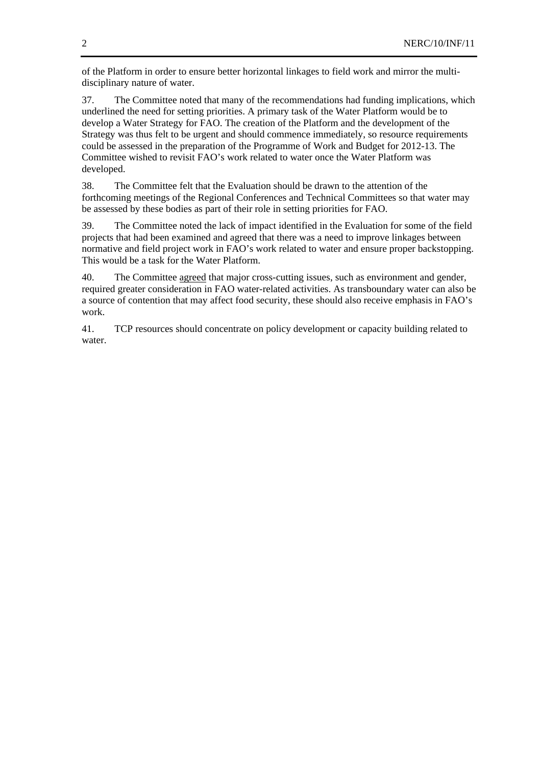of the Platform in order to ensure better horizontal linkages to field work and mirror the multi-disciplinary nature of water.

37. The Committee noted that many of the recommendations had funding implications, which underlined the need for setting priorities. A primary task of the Water Platform would be to develop a Water Strategy for FAO. The creation of the Platform and the development of the Strategy was thus felt to be urgent and should commence immediately, so resource requirements could be assessed in the preparation of the Programme of Work and Budget for 2012-13. The Committee wished to revisit FAO's work related to water once the Water Platform was developed.

38. The Committee felt that the Evaluation should be drawn to the attention of the forthcoming meetings of the Regional Conferences and Technical Committees so that water may be assessed by these bodies as part of their role in setting priorities for FAO.

39. The Committee noted the lack of impact identified in the Evaluation for some of the field projects that had been examined and agreed that there was a need to improve linkages between normative and field project work in FAO's work related to water and ensure proper backstopping. This would be a task for the Water Platform.

40. The Committee agreed that major cross-cutting issues, such as environment and gender, required greater consideration in FAO water-related activities. As transboundary water can also be a source of contention that may affect food security, these should also receive emphasis in FAO's work.

41. TCP resources should concentrate on policy development or capacity building related to water.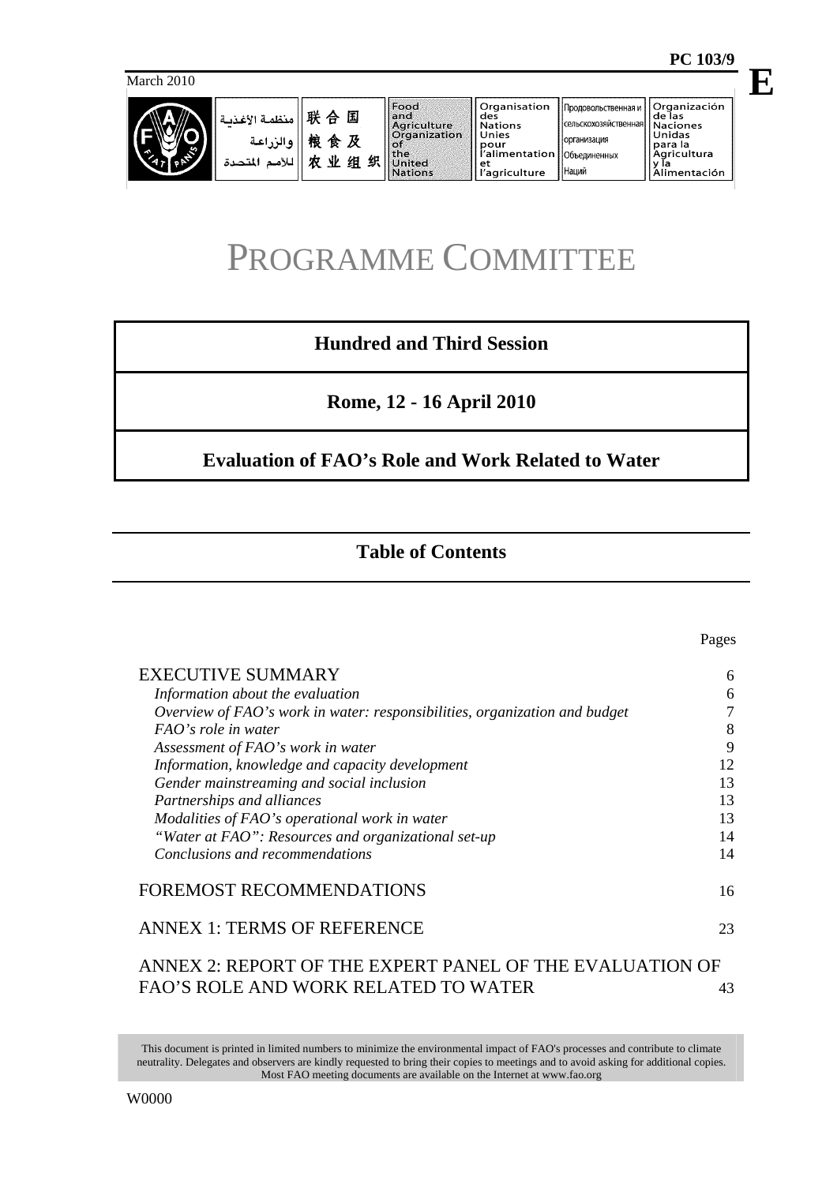PC 103/9

March 2010

E

منظمة الأغذية والزراعة للأمم المتحدة | 联合国粮食及农业组织 | Food and Agriculture Organization of the United Nations | Organisation des Nations Unies pour l'alimentation et l'agriculture | Продовольственная и сельскохозяйственная организация Объединенных Наций | Organización de las Naciones Unidas para la Agricultura y la Alimentación

# PROGRAMME COMMITTEE

## Hundred and Third Session

## Rome, 12 - 16 April 2010

## Evaluation of FAO's Role and Work Related to Water

## Table of Contents

| | Pages |
|---|---|
| EXECUTIVE SUMMARY | 6 |
| *Information about the evaluation* | 6 |
| *Overview of FAO's work in water: responsibilities, organization and budget* | 7 |
| *FAO's role in water* | 8 |
| *Assessment of FAO's work in water* | 9 |
| *Information, knowledge and capacity development* | 12 |
| *Gender mainstreaming and social inclusion* | 13 |
| *Partnerships and alliances* | 13 |
| *Modalities of FAO's operational work in water* | 13 |
| *"Water at FAO": Resources and organizational set-up* | 14 |
| *Conclusions and recommendations* | 14 |
| FOREMOST RECOMMENDATIONS | 16 |
| ANNEX 1: TERMS OF REFERENCE | 23 |
| ANNEX 2: REPORT OF THE EXPERT PANEL OF THE EVALUATION OF FAO'S ROLE AND WORK RELATED TO WATER | 43 |

This document is printed in limited numbers to minimize the environmental impact of FAO's processes and contribute to climate neutrality. Delegates and observers are kindly requested to bring their copies to meetings and to avoid asking for additional copies. Most FAO meeting documents are available on the Internet at www.fao.org

W0000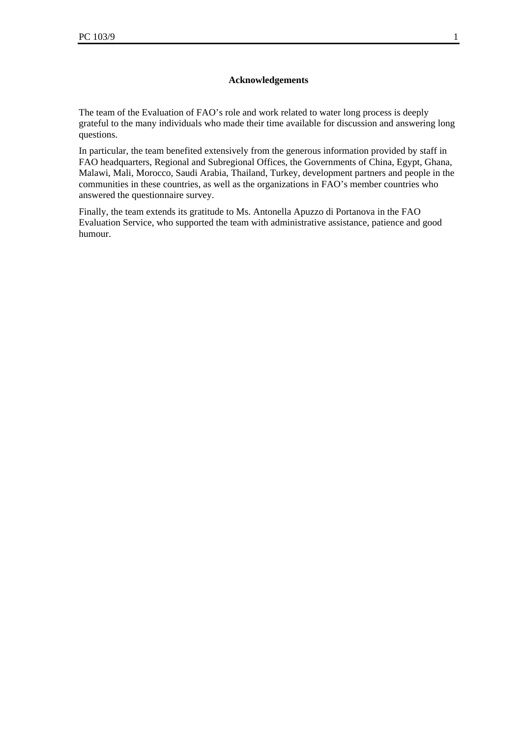## Acknowledgements

The team of the Evaluation of FAO's role and work related to water long process is deeply grateful to the many individuals who made their time available for discussion and answering long questions.

In particular, the team benefited extensively from the generous information provided by staff in FAO headquarters, Regional and Subregional Offices, the Governments of China, Egypt, Ghana, Malawi, Mali, Morocco, Saudi Arabia, Thailand, Turkey, development partners and people in the communities in these countries, as well as the organizations in FAO's member countries who answered the questionnaire survey.

Finally, the team extends its gratitude to Ms. Antonella Apuzzo di Portanova in the FAO Evaluation Service, who supported the team with administrative assistance, patience and good humour.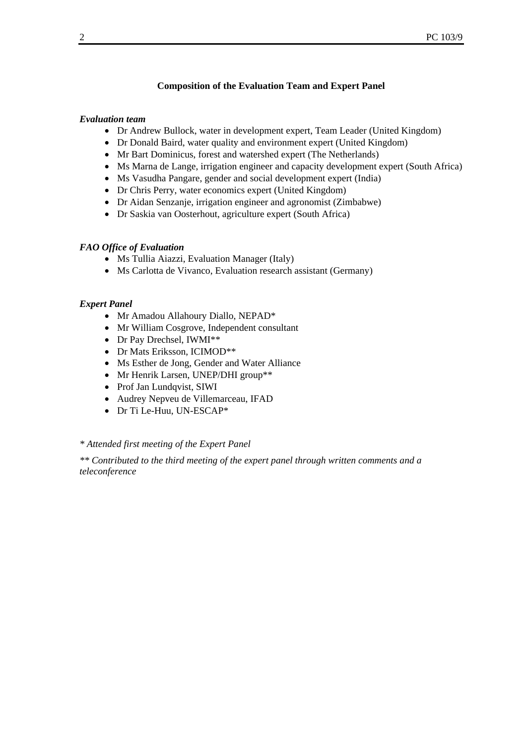**Composition of the Evaluation Team and Expert Panel**

***Evaluation team***

- Dr Andrew Bullock, water in development expert, Team Leader (United Kingdom)
- Dr Donald Baird, water quality and environment expert (United Kingdom)
- Mr Bart Dominicus, forest and watershed expert (The Netherlands)
- Ms Marna de Lange, irrigation engineer and capacity development expert (South Africa)
- Ms Vasudha Pangare, gender and social development expert (India)
- Dr Chris Perry, water economics expert (United Kingdom)
- Dr Aidan Senzanje, irrigation engineer and agronomist (Zimbabwe)
- Dr Saskia van Oosterhout, agriculture expert (South Africa)

***FAO Office of Evaluation***

- Ms Tullia Aiazzi, Evaluation Manager (Italy)
- Ms Carlotta de Vivanco, Evaluation research assistant (Germany)

***Expert Panel***

- Mr Amadou Allahoury Diallo, NEPAD*
- Mr William Cosgrove, Independent consultant
- Dr Pay Drechsel, IWMI**
- Dr Mats Eriksson, ICIMOD**
- Ms Esther de Jong, Gender and Water Alliance
- Mr Henrik Larsen, UNEP/DHI group**
- Prof Jan Lundqvist, SIWI
- Audrey Nepveu de Villemarceau, IFAD
- Dr Ti Le-Huu, UN-ESCAP*

*\* Attended first meeting of the Expert Panel*

*\*\* Contributed to the third meeting of the expert panel through written comments and a teleconference*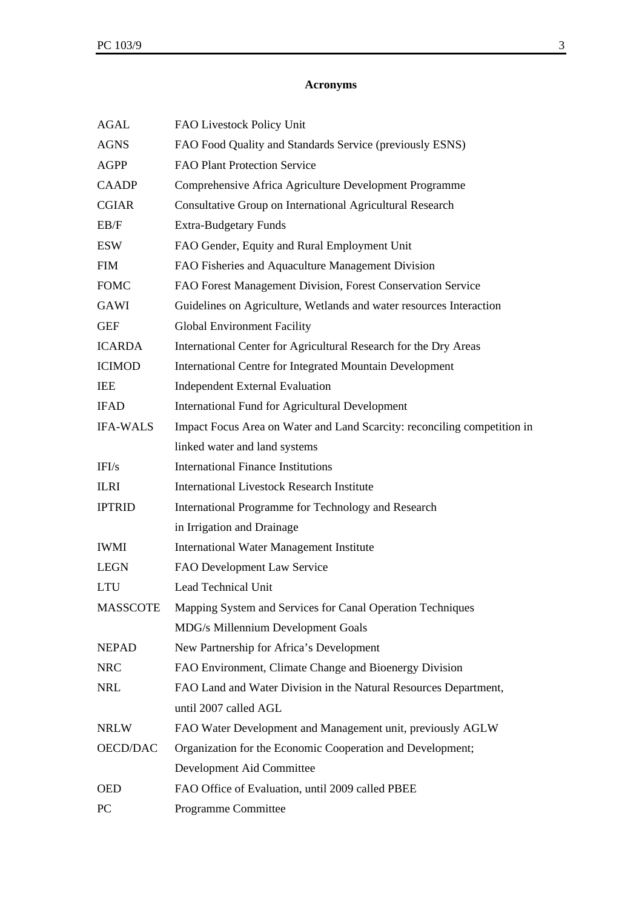# Acronyms

| | |
|---|---|
| AGAL | FAO Livestock Policy Unit |
| AGNS | FAO Food Quality and Standards Service (previously ESNS) |
| AGPP | FAO Plant Protection Service |
| CAADP | Comprehensive Africa Agriculture Development Programme |
| CGIAR | Consultative Group on International Agricultural Research |
| EB/F | Extra-Budgetary Funds |
| ESW | FAO Gender, Equity and Rural Employment Unit |
| FIM | FAO Fisheries and Aquaculture Management Division |
| FOMC | FAO Forest Management Division, Forest Conservation Service |
| GAWI | Guidelines on Agriculture, Wetlands and water resources Interaction |
| GEF | Global Environment Facility |
| ICARDA | International Center for Agricultural Research for the Dry Areas |
| ICIMOD | International Centre for Integrated Mountain Development |
| IEE | Independent External Evaluation |
| IFAD | International Fund for Agricultural Development |
| IFA-WALS | Impact Focus Area on Water and Land Scarcity: reconciling competition in linked water and land systems |
| IFI/s | International Finance Institutions |
| ILRI | International Livestock Research Institute |
| IPTRID | International Programme for Technology and Research in Irrigation and Drainage |
| IWMI | International Water Management Institute |
| LEGN | FAO Development Law Service |
| LTU | Lead Technical Unit |
| MASSCOTE | Mapping System and Services for Canal Operation Techniques |
| | MDG/s Millennium Development Goals |
| NEPAD | New Partnership for Africa's Development |
| NRC | FAO Environment, Climate Change and Bioenergy Division |
| NRL | FAO Land and Water Division in the Natural Resources Department, until 2007 called AGL |
| NRLW | FAO Water Development and Management unit, previously AGLW |
| OECD/DAC | Organization for the Economic Cooperation and Development; Development Aid Committee |
| OED | FAO Office of Evaluation, until 2009 called PBEE |
| PC | Programme Committee |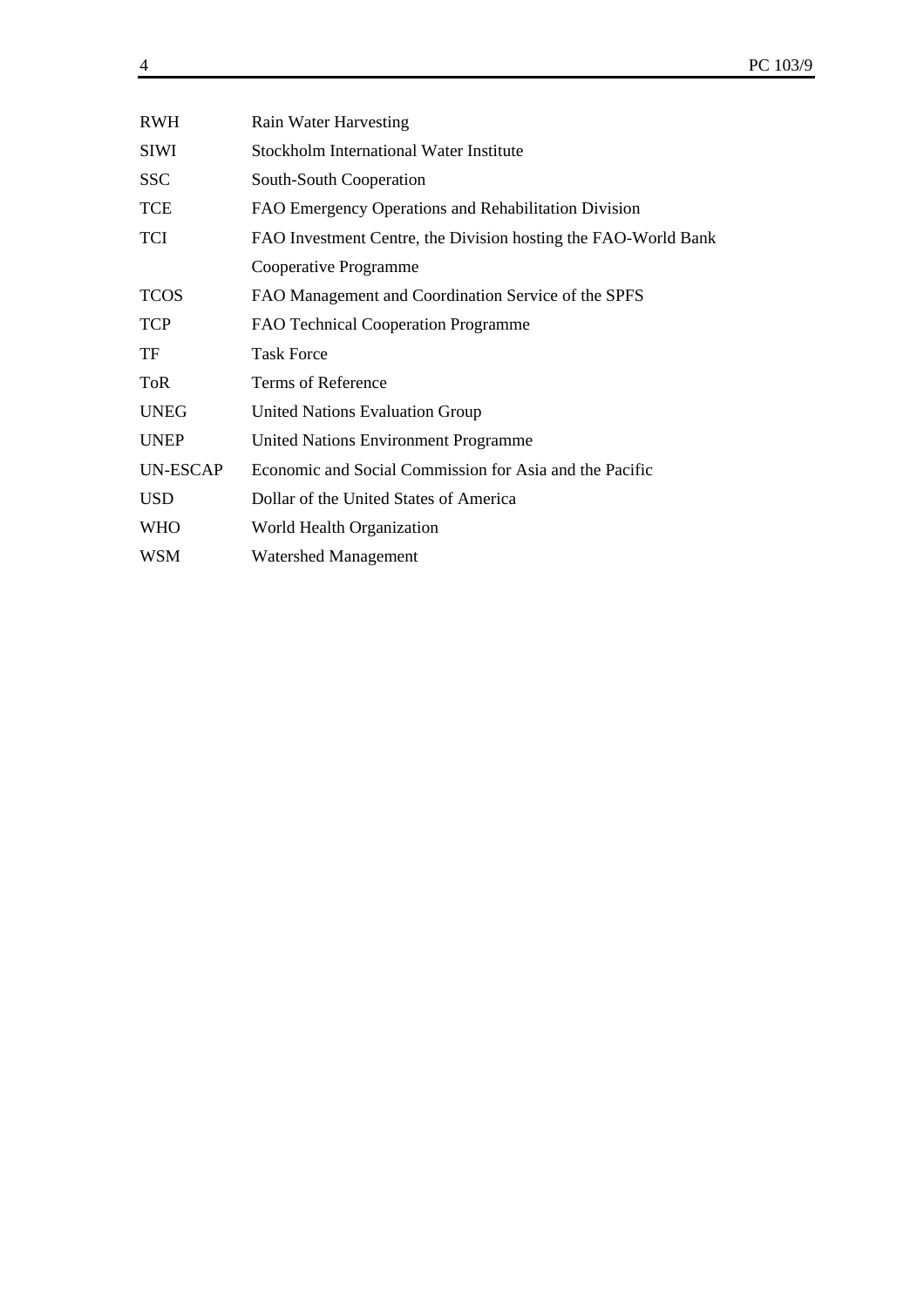| | |
|---|---|
| RWH | Rain Water Harvesting |
| SIWI | Stockholm International Water Institute |
| SSC | South-South Cooperation |
| TCE | FAO Emergency Operations and Rehabilitation Division |
| TCI | FAO Investment Centre, the Division hosting the FAO-World Bank Cooperative Programme |
| TCOS | FAO Management and Coordination Service of the SPFS |
| TCP | FAO Technical Cooperation Programme |
| TF | Task Force |
| ToR | Terms of Reference |
| UNEG | United Nations Evaluation Group |
| UNEP | United Nations Environment Programme |
| UN-ESCAP | Economic and Social Commission for Asia and the Pacific |
| USD | Dollar of the United States of America |
| WHO | World Health Organization |
| WSM | Watershed Management |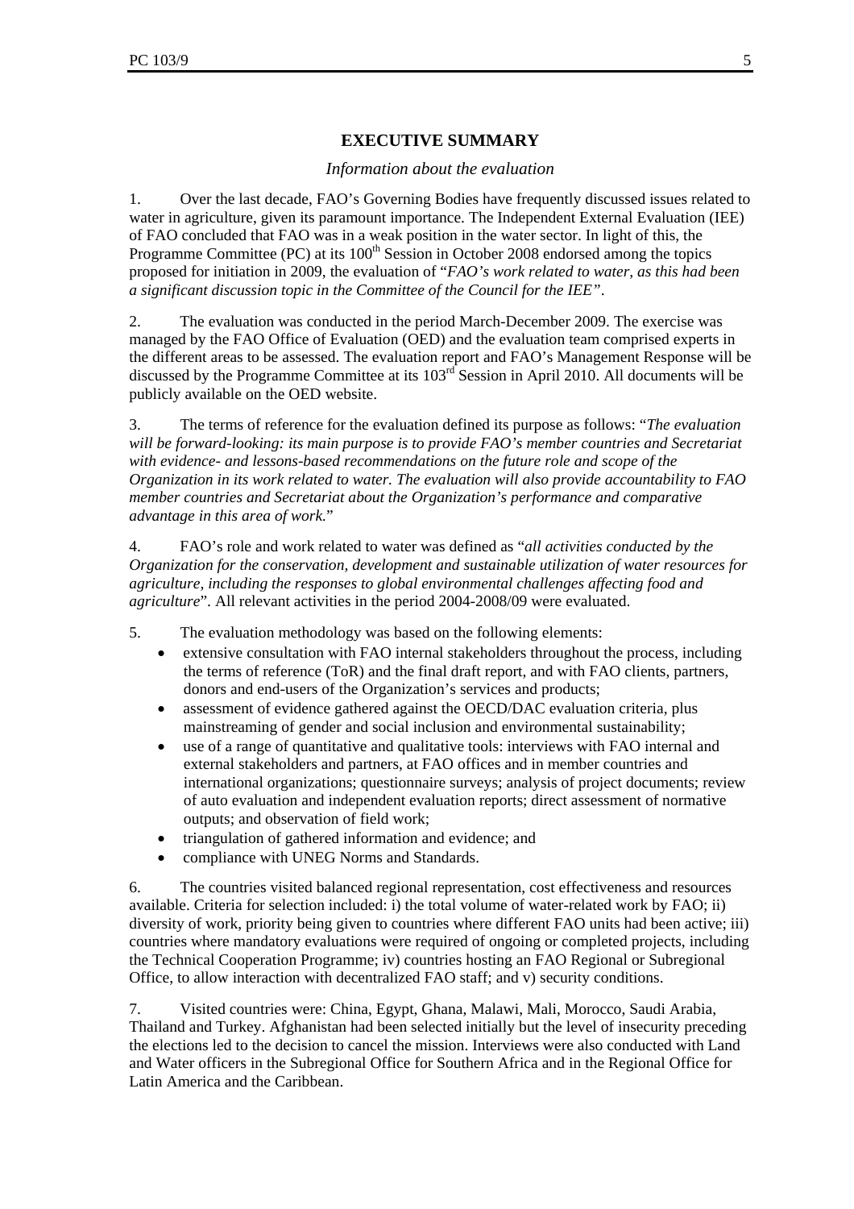## EXECUTIVE SUMMARY

*Information about the evaluation*

1. Over the last decade, FAO's Governing Bodies have frequently discussed issues related to water in agriculture, given its paramount importance. The Independent External Evaluation (IEE) of FAO concluded that FAO was in a weak position in the water sector. In light of this, the Programme Committee (PC) at its 100th Session in October 2008 endorsed among the topics proposed for initiation in 2009, the evaluation of "*FAO's work related to water, as this had been a significant discussion topic in the Committee of the Council for the IEE*".

2. The evaluation was conducted in the period March-December 2009. The exercise was managed by the FAO Office of Evaluation (OED) and the evaluation team comprised experts in the different areas to be assessed. The evaluation report and FAO's Management Response will be discussed by the Programme Committee at its 103rd Session in April 2010. All documents will be publicly available on the OED website.

3. The terms of reference for the evaluation defined its purpose as follows: "*The evaluation will be forward-looking: its main purpose is to provide FAO's member countries and Secretariat with evidence- and lessons-based recommendations on the future role and scope of the Organization in its work related to water. The evaluation will also provide accountability to FAO member countries and Secretariat about the Organization's performance and comparative advantage in this area of work.*"

4. FAO's role and work related to water was defined as "*all activities conducted by the Organization for the conservation, development and sustainable utilization of water resources for agriculture, including the responses to global environmental challenges affecting food and agriculture*". All relevant activities in the period 2004-2008/09 were evaluated.

5. The evaluation methodology was based on the following elements:

- extensive consultation with FAO internal stakeholders throughout the process, including the terms of reference (ToR) and the final draft report, and with FAO clients, partners, donors and end-users of the Organization's services and products;
- assessment of evidence gathered against the OECD/DAC evaluation criteria, plus mainstreaming of gender and social inclusion and environmental sustainability;
- use of a range of quantitative and qualitative tools: interviews with FAO internal and external stakeholders and partners, at FAO offices and in member countries and international organizations; questionnaire surveys; analysis of project documents; review of auto evaluation and independent evaluation reports; direct assessment of normative outputs; and observation of field work;
- triangulation of gathered information and evidence; and
- compliance with UNEG Norms and Standards.

6. The countries visited balanced regional representation, cost effectiveness and resources available. Criteria for selection included: i) the total volume of water-related work by FAO; ii) diversity of work, priority being given to countries where different FAO units had been active; iii) countries where mandatory evaluations were required of ongoing or completed projects, including the Technical Cooperation Programme; iv) countries hosting an FAO Regional or Subregional Office, to allow interaction with decentralized FAO staff; and v) security conditions.

7. Visited countries were: China, Egypt, Ghana, Malawi, Mali, Morocco, Saudi Arabia, Thailand and Turkey. Afghanistan had been selected initially but the level of insecurity preceding the elections led to the decision to cancel the mission. Interviews were also conducted with Land and Water officers in the Subregional Office for Southern Africa and in the Regional Office for Latin America and the Caribbean.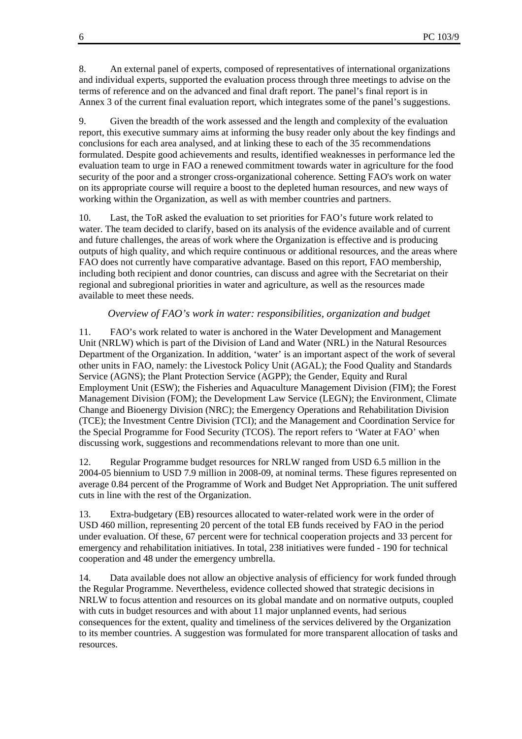8. An external panel of experts, composed of representatives of international organizations and individual experts, supported the evaluation process through three meetings to advise on the terms of reference and on the advanced and final draft report. The panel's final report is in Annex 3 of the current final evaluation report, which integrates some of the panel's suggestions.

9. Given the breadth of the work assessed and the length and complexity of the evaluation report, this executive summary aims at informing the busy reader only about the key findings and conclusions for each area analysed, and at linking these to each of the 35 recommendations formulated. Despite good achievements and results, identified weaknesses in performance led the evaluation team to urge in FAO a renewed commitment towards water in agriculture for the food security of the poor and a stronger cross-organizational coherence. Setting FAO's work on water on its appropriate course will require a boost to the depleted human resources, and new ways of working within the Organization, as well as with member countries and partners.

10. Last, the ToR asked the evaluation to set priorities for FAO's future work related to water. The team decided to clarify, based on its analysis of the evidence available and of current and future challenges, the areas of work where the Organization is effective and is producing outputs of high quality, and which require continuous or additional resources, and the areas where FAO does not currently have comparative advantage. Based on this report, FAO membership, including both recipient and donor countries, can discuss and agree with the Secretariat on their regional and subregional priorities in water and agriculture, as well as the resources made available to meet these needs.

*Overview of FAO's work in water: responsibilities, organization and budget*

11. FAO's work related to water is anchored in the Water Development and Management Unit (NRLW) which is part of the Division of Land and Water (NRL) in the Natural Resources Department of the Organization. In addition, 'water' is an important aspect of the work of several other units in FAO, namely: the Livestock Policy Unit (AGAL); the Food Quality and Standards Service (AGNS); the Plant Protection Service (AGPP); the Gender, Equity and Rural Employment Unit (ESW); the Fisheries and Aquaculture Management Division (FIM); the Forest Management Division (FOM); the Development Law Service (LEGN); the Environment, Climate Change and Bioenergy Division (NRC); the Emergency Operations and Rehabilitation Division (TCE); the Investment Centre Division (TCI); and the Management and Coordination Service for the Special Programme for Food Security (TCOS). The report refers to 'Water at FAO' when discussing work, suggestions and recommendations relevant to more than one unit.

12. Regular Programme budget resources for NRLW ranged from USD 6.5 million in the 2004-05 biennium to USD 7.9 million in 2008-09, at nominal terms. These figures represented on average 0.84 percent of the Programme of Work and Budget Net Appropriation. The unit suffered cuts in line with the rest of the Organization.

13. Extra-budgetary (EB) resources allocated to water-related work were in the order of USD 460 million, representing 20 percent of the total EB funds received by FAO in the period under evaluation. Of these, 67 percent were for technical cooperation projects and 33 percent for emergency and rehabilitation initiatives. In total, 238 initiatives were funded - 190 for technical cooperation and 48 under the emergency umbrella.

14. Data available does not allow an objective analysis of efficiency for work funded through the Regular Programme. Nevertheless, evidence collected showed that strategic decisions in NRLW to focus attention and resources on its global mandate and on normative outputs, coupled with cuts in budget resources and with about 11 major unplanned events, had serious consequences for the extent, quality and timeliness of the services delivered by the Organization to its member countries. A suggestion was formulated for more transparent allocation of tasks and resources.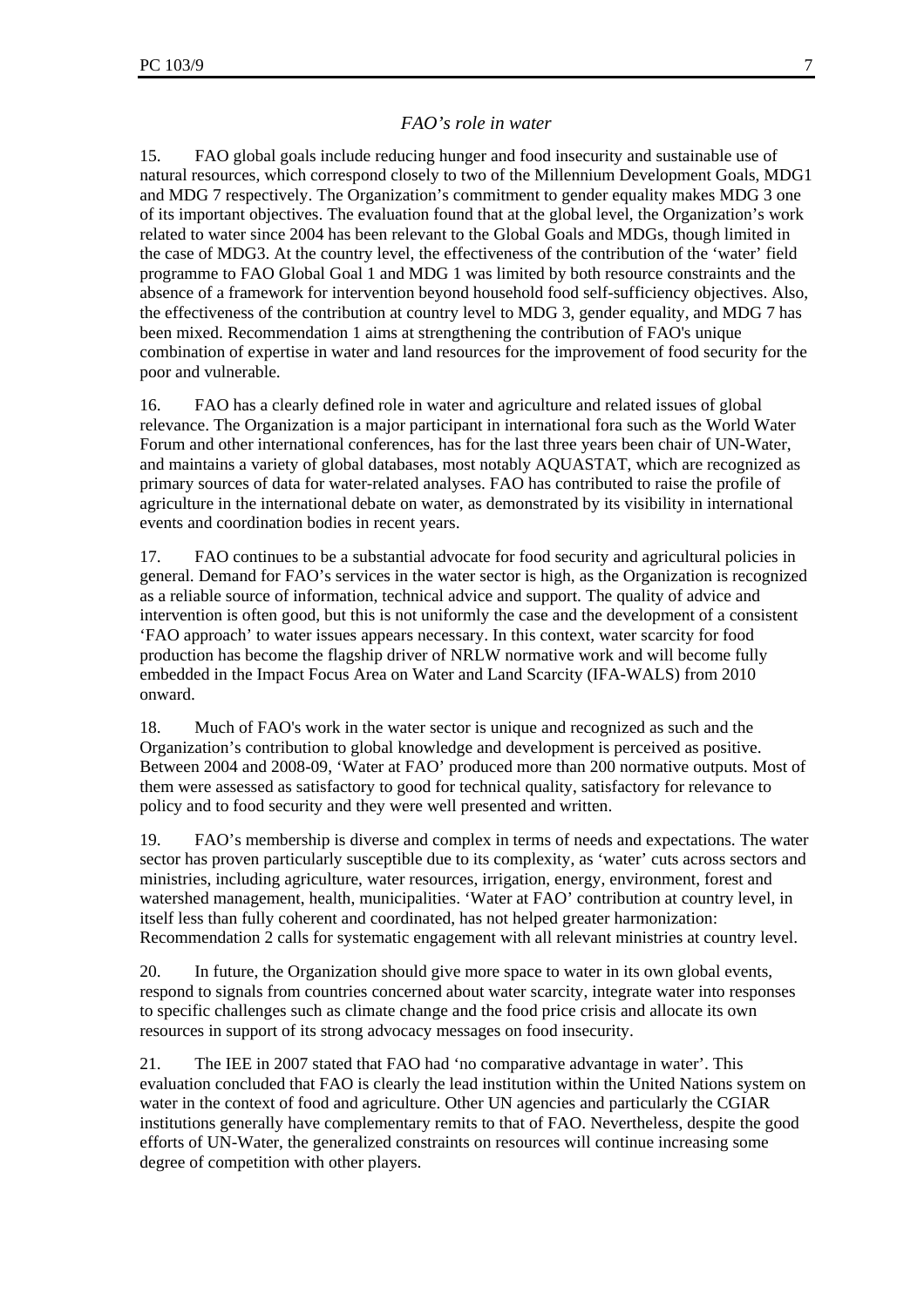## *FAO's role in water*

15. FAO global goals include reducing hunger and food insecurity and sustainable use of natural resources, which correspond closely to two of the Millennium Development Goals, MDG1 and MDG 7 respectively. The Organization's commitment to gender equality makes MDG 3 one of its important objectives. The evaluation found that at the global level, the Organization's work related to water since 2004 has been relevant to the Global Goals and MDGs, though limited in the case of MDG3. At the country level, the effectiveness of the contribution of the 'water' field programme to FAO Global Goal 1 and MDG 1 was limited by both resource constraints and the absence of a framework for intervention beyond household food self-sufficiency objectives. Also, the effectiveness of the contribution at country level to MDG 3, gender equality, and MDG 7 has been mixed. Recommendation 1 aims at strengthening the contribution of FAO's unique combination of expertise in water and land resources for the improvement of food security for the poor and vulnerable.

16. FAO has a clearly defined role in water and agriculture and related issues of global relevance. The Organization is a major participant in international fora such as the World Water Forum and other international conferences, has for the last three years been chair of UN-Water, and maintains a variety of global databases, most notably AQUASTAT, which are recognized as primary sources of data for water-related analyses. FAO has contributed to raise the profile of agriculture in the international debate on water, as demonstrated by its visibility in international events and coordination bodies in recent years.

17. FAO continues to be a substantial advocate for food security and agricultural policies in general. Demand for FAO's services in the water sector is high, as the Organization is recognized as a reliable source of information, technical advice and support. The quality of advice and intervention is often good, but this is not uniformly the case and the development of a consistent 'FAO approach' to water issues appears necessary. In this context, water scarcity for food production has become the flagship driver of NRLW normative work and will become fully embedded in the Impact Focus Area on Water and Land Scarcity (IFA-WALS) from 2010 onward.

18. Much of FAO's work in the water sector is unique and recognized as such and the Organization's contribution to global knowledge and development is perceived as positive. Between 2004 and 2008-09, 'Water at FAO' produced more than 200 normative outputs. Most of them were assessed as satisfactory to good for technical quality, satisfactory for relevance to policy and to food security and they were well presented and written.

19. FAO's membership is diverse and complex in terms of needs and expectations. The water sector has proven particularly susceptible due to its complexity, as 'water' cuts across sectors and ministries, including agriculture, water resources, irrigation, energy, environment, forest and watershed management, health, municipalities. 'Water at FAO' contribution at country level, in itself less than fully coherent and coordinated, has not helped greater harmonization: Recommendation 2 calls for systematic engagement with all relevant ministries at country level.

20. In future, the Organization should give more space to water in its own global events, respond to signals from countries concerned about water scarcity, integrate water into responses to specific challenges such as climate change and the food price crisis and allocate its own resources in support of its strong advocacy messages on food insecurity.

21. The IEE in 2007 stated that FAO had 'no comparative advantage in water'. This evaluation concluded that FAO is clearly the lead institution within the United Nations system on water in the context of food and agriculture. Other UN agencies and particularly the CGIAR institutions generally have complementary remits to that of FAO. Nevertheless, despite the good efforts of UN-Water, the generalized constraints on resources will continue increasing some degree of competition with other players.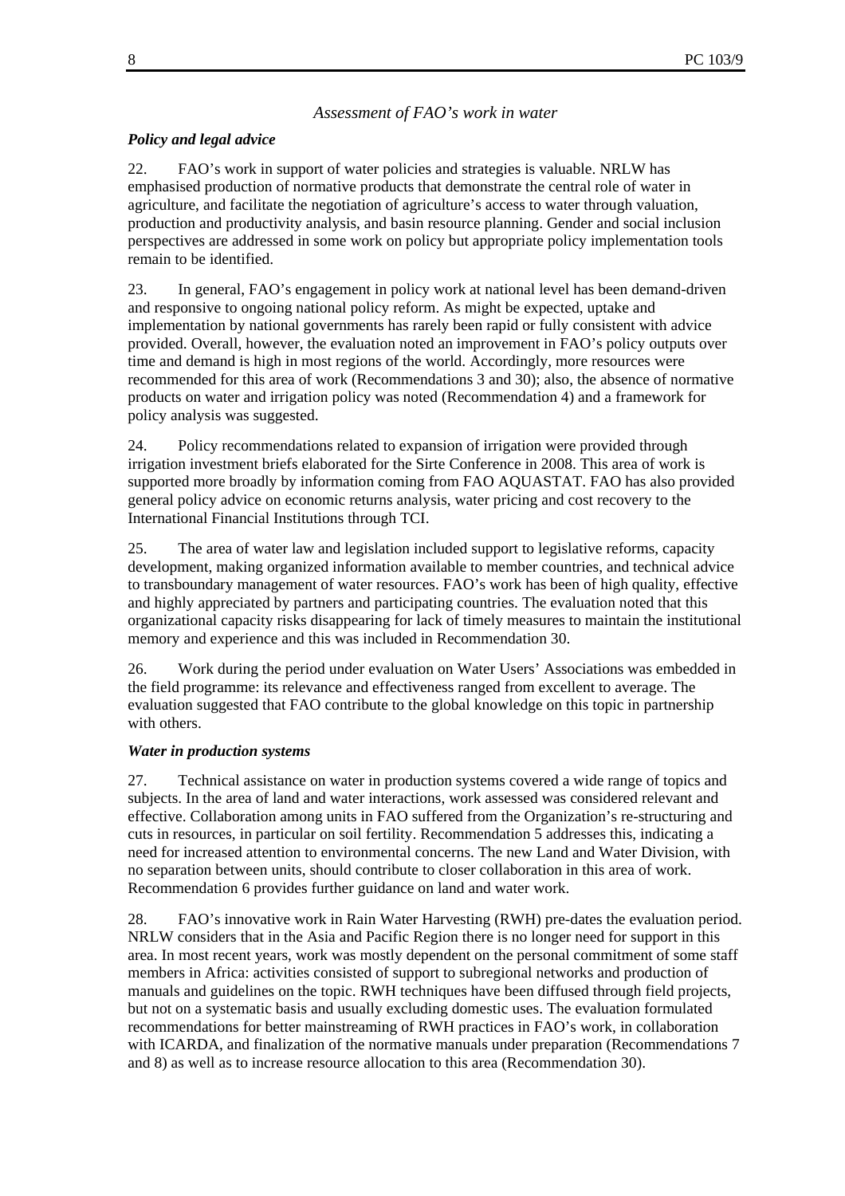## *Assessment of FAO's work in water*

### *Policy and legal advice*

22. FAO's work in support of water policies and strategies is valuable. NRLW has emphasised production of normative products that demonstrate the central role of water in agriculture, and facilitate the negotiation of agriculture's access to water through valuation, production and productivity analysis, and basin resource planning. Gender and social inclusion perspectives are addressed in some work on policy but appropriate policy implementation tools remain to be identified.

23. In general, FAO's engagement in policy work at national level has been demand-driven and responsive to ongoing national policy reform. As might be expected, uptake and implementation by national governments has rarely been rapid or fully consistent with advice provided. Overall, however, the evaluation noted an improvement in FAO's policy outputs over time and demand is high in most regions of the world. Accordingly, more resources were recommended for this area of work (Recommendations 3 and 30); also, the absence of normative products on water and irrigation policy was noted (Recommendation 4) and a framework for policy analysis was suggested.

24. Policy recommendations related to expansion of irrigation were provided through irrigation investment briefs elaborated for the Sirte Conference in 2008. This area of work is supported more broadly by information coming from FAO AQUASTAT. FAO has also provided general policy advice on economic returns analysis, water pricing and cost recovery to the International Financial Institutions through TCI.

25. The area of water law and legislation included support to legislative reforms, capacity development, making organized information available to member countries, and technical advice to transboundary management of water resources. FAO's work has been of high quality, effective and highly appreciated by partners and participating countries. The evaluation noted that this organizational capacity risks disappearing for lack of timely measures to maintain the institutional memory and experience and this was included in Recommendation 30.

26. Work during the period under evaluation on Water Users' Associations was embedded in the field programme: its relevance and effectiveness ranged from excellent to average. The evaluation suggested that FAO contribute to the global knowledge on this topic in partnership with others.

### *Water in production systems*

27. Technical assistance on water in production systems covered a wide range of topics and subjects. In the area of land and water interactions, work assessed was considered relevant and effective. Collaboration among units in FAO suffered from the Organization's re-structuring and cuts in resources, in particular on soil fertility. Recommendation 5 addresses this, indicating a need for increased attention to environmental concerns. The new Land and Water Division, with no separation between units, should contribute to closer collaboration in this area of work. Recommendation 6 provides further guidance on land and water work.

28. FAO's innovative work in Rain Water Harvesting (RWH) pre-dates the evaluation period. NRLW considers that in the Asia and Pacific Region there is no longer need for support in this area. In most recent years, work was mostly dependent on the personal commitment of some staff members in Africa: activities consisted of support to subregional networks and production of manuals and guidelines on the topic. RWH techniques have been diffused through field projects, but not on a systematic basis and usually excluding domestic uses. The evaluation formulated recommendations for better mainstreaming of RWH practices in FAO's work, in collaboration with ICARDA, and finalization of the normative manuals under preparation (Recommendations 7 and 8) as well as to increase resource allocation to this area (Recommendation 30).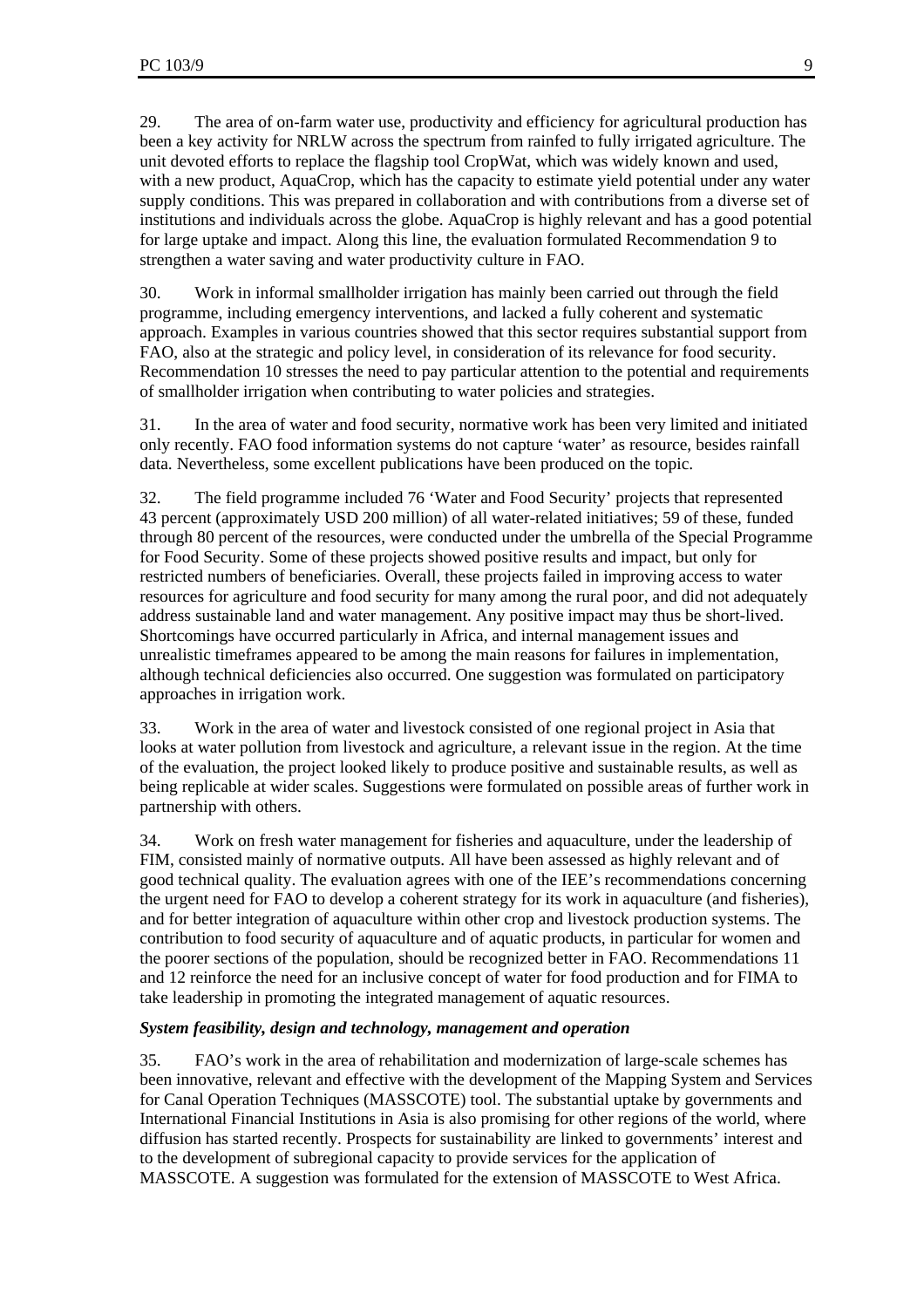29. The area of on-farm water use, productivity and efficiency for agricultural production has been a key activity for NRLW across the spectrum from rainfed to fully irrigated agriculture. The unit devoted efforts to replace the flagship tool CropWat, which was widely known and used, with a new product, AquaCrop, which has the capacity to estimate yield potential under any water supply conditions. This was prepared in collaboration and with contributions from a diverse set of institutions and individuals across the globe. AquaCrop is highly relevant and has a good potential for large uptake and impact. Along this line, the evaluation formulated Recommendation 9 to strengthen a water saving and water productivity culture in FAO.

30. Work in informal smallholder irrigation has mainly been carried out through the field programme, including emergency interventions, and lacked a fully coherent and systematic approach. Examples in various countries showed that this sector requires substantial support from FAO, also at the strategic and policy level, in consideration of its relevance for food security. Recommendation 10 stresses the need to pay particular attention to the potential and requirements of smallholder irrigation when contributing to water policies and strategies.

31. In the area of water and food security, normative work has been very limited and initiated only recently. FAO food information systems do not capture 'water' as resource, besides rainfall data. Nevertheless, some excellent publications have been produced on the topic.

32. The field programme included 76 'Water and Food Security' projects that represented 43 percent (approximately USD 200 million) of all water-related initiatives; 59 of these, funded through 80 percent of the resources, were conducted under the umbrella of the Special Programme for Food Security. Some of these projects showed positive results and impact, but only for restricted numbers of beneficiaries. Overall, these projects failed in improving access to water resources for agriculture and food security for many among the rural poor, and did not adequately address sustainable land and water management. Any positive impact may thus be short-lived. Shortcomings have occurred particularly in Africa, and internal management issues and unrealistic timeframes appeared to be among the main reasons for failures in implementation, although technical deficiencies also occurred. One suggestion was formulated on participatory approaches in irrigation work.

33. Work in the area of water and livestock consisted of one regional project in Asia that looks at water pollution from livestock and agriculture, a relevant issue in the region. At the time of the evaluation, the project looked likely to produce positive and sustainable results, as well as being replicable at wider scales. Suggestions were formulated on possible areas of further work in partnership with others.

34. Work on fresh water management for fisheries and aquaculture, under the leadership of FIM, consisted mainly of normative outputs. All have been assessed as highly relevant and of good technical quality. The evaluation agrees with one of the IEE's recommendations concerning the urgent need for FAO to develop a coherent strategy for its work in aquaculture (and fisheries), and for better integration of aquaculture within other crop and livestock production systems. The contribution to food security of aquaculture and of aquatic products, in particular for women and the poorer sections of the population, should be recognized better in FAO. Recommendations 11 and 12 reinforce the need for an inclusive concept of water for food production and for FIMA to take leadership in promoting the integrated management of aquatic resources.

***System feasibility, design and technology, management and operation***

35. FAO's work in the area of rehabilitation and modernization of large-scale schemes has been innovative, relevant and effective with the development of the Mapping System and Services for Canal Operation Techniques (MASSCOTE) tool. The substantial uptake by governments and International Financial Institutions in Asia is also promising for other regions of the world, where diffusion has started recently. Prospects for sustainability are linked to governments' interest and to the development of subregional capacity to provide services for the application of MASSCOTE. A suggestion was formulated for the extension of MASSCOTE to West Africa.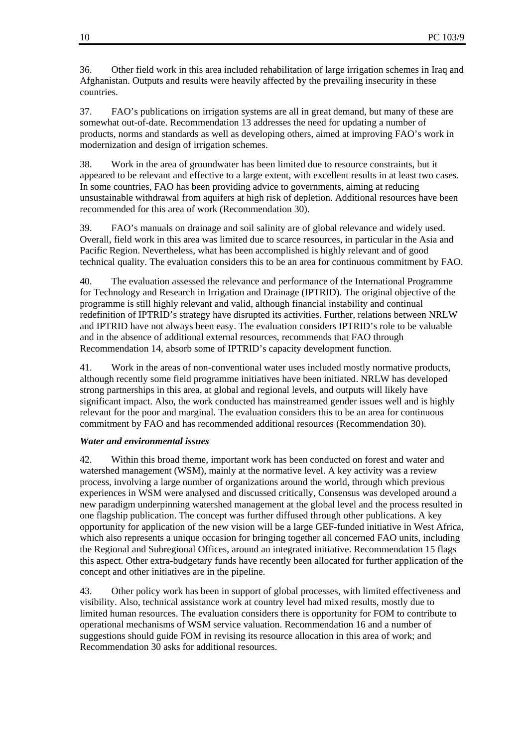36. Other field work in this area included rehabilitation of large irrigation schemes in Iraq and Afghanistan. Outputs and results were heavily affected by the prevailing insecurity in these countries.

37. FAO's publications on irrigation systems are all in great demand, but many of these are somewhat out-of-date. Recommendation 13 addresses the need for updating a number of products, norms and standards as well as developing others, aimed at improving FAO's work in modernization and design of irrigation schemes.

38. Work in the area of groundwater has been limited due to resource constraints, but it appeared to be relevant and effective to a large extent, with excellent results in at least two cases. In some countries, FAO has been providing advice to governments, aiming at reducing unsustainable withdrawal from aquifers at high risk of depletion. Additional resources have been recommended for this area of work (Recommendation 30).

39. FAO's manuals on drainage and soil salinity are of global relevance and widely used. Overall, field work in this area was limited due to scarce resources, in particular in the Asia and Pacific Region. Nevertheless, what has been accomplished is highly relevant and of good technical quality. The evaluation considers this to be an area for continuous commitment by FAO.

40. The evaluation assessed the relevance and performance of the International Programme for Technology and Research in Irrigation and Drainage (IPTRID). The original objective of the programme is still highly relevant and valid, although financial instability and continual redefinition of IPTRID's strategy have disrupted its activities. Further, relations between NRLW and IPTRID have not always been easy. The evaluation considers IPTRID's role to be valuable and in the absence of additional external resources, recommends that FAO through Recommendation 14, absorb some of IPTRID's capacity development function.

41. Work in the areas of non-conventional water uses included mostly normative products, although recently some field programme initiatives have been initiated. NRLW has developed strong partnerships in this area, at global and regional levels, and outputs will likely have significant impact. Also, the work conducted has mainstreamed gender issues well and is highly relevant for the poor and marginal. The evaluation considers this to be an area for continuous commitment by FAO and has recommended additional resources (Recommendation 30).

***Water and environmental issues***

42. Within this broad theme, important work has been conducted on forest and water and watershed management (WSM), mainly at the normative level. A key activity was a review process, involving a large number of organizations around the world, through which previous experiences in WSM were analysed and discussed critically, Consensus was developed around a new paradigm underpinning watershed management at the global level and the process resulted in one flagship publication. The concept was further diffused through other publications. A key opportunity for application of the new vision will be a large GEF-funded initiative in West Africa, which also represents a unique occasion for bringing together all concerned FAO units, including the Regional and Subregional Offices, around an integrated initiative. Recommendation 15 flags this aspect. Other extra-budgetary funds have recently been allocated for further application of the concept and other initiatives are in the pipeline.

43. Other policy work has been in support of global processes, with limited effectiveness and visibility. Also, technical assistance work at country level had mixed results, mostly due to limited human resources. The evaluation considers there is opportunity for FOM to contribute to operational mechanisms of WSM service valuation. Recommendation 16 and a number of suggestions should guide FOM in revising its resource allocation in this area of work; and Recommendation 30 asks for additional resources.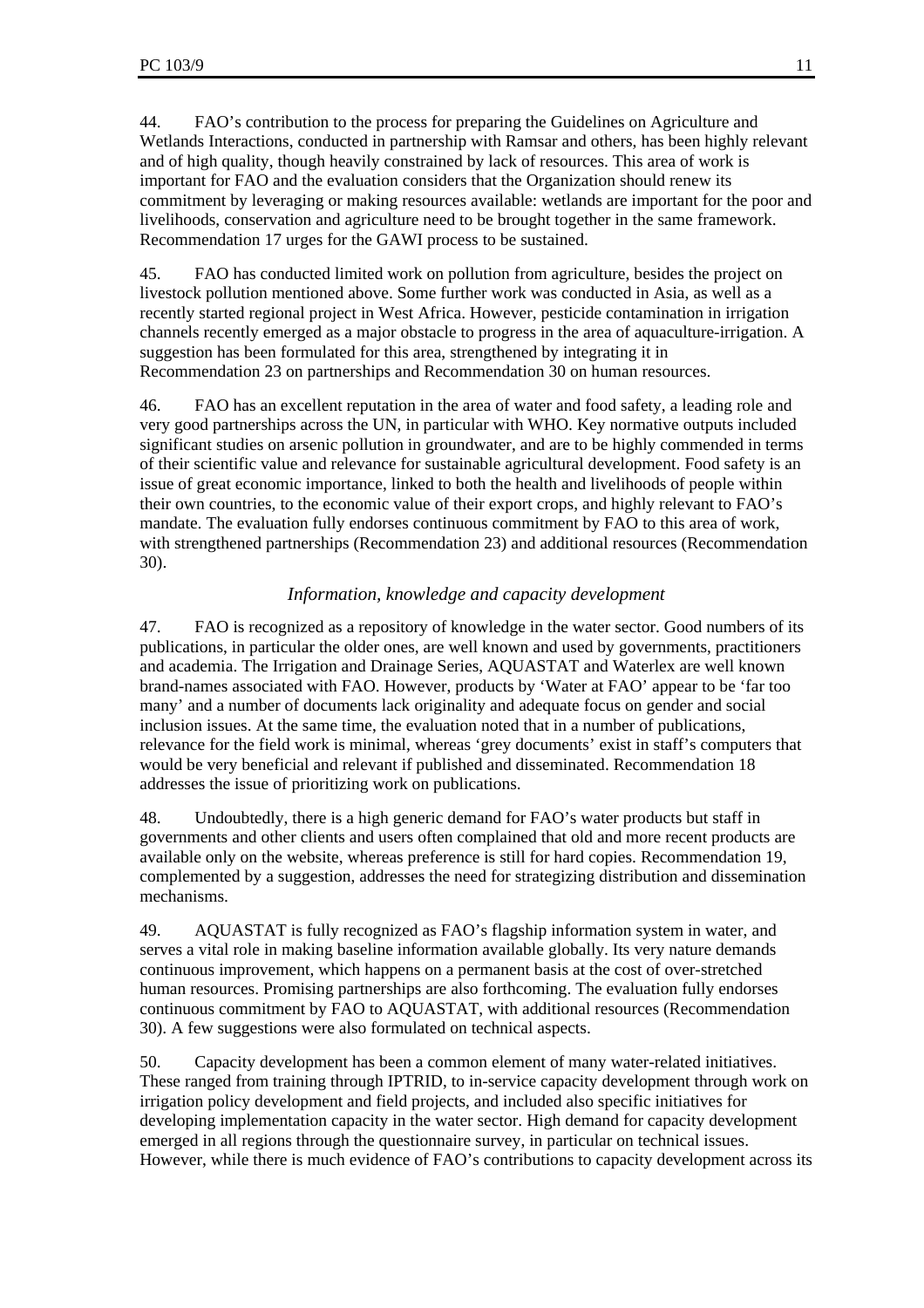44. FAO's contribution to the process for preparing the Guidelines on Agriculture and Wetlands Interactions, conducted in partnership with Ramsar and others, has been highly relevant and of high quality, though heavily constrained by lack of resources. This area of work is important for FAO and the evaluation considers that the Organization should renew its commitment by leveraging or making resources available: wetlands are important for the poor and livelihoods, conservation and agriculture need to be brought together in the same framework. Recommendation 17 urges for the GAWI process to be sustained.

45. FAO has conducted limited work on pollution from agriculture, besides the project on livestock pollution mentioned above. Some further work was conducted in Asia, as well as a recently started regional project in West Africa. However, pesticide contamination in irrigation channels recently emerged as a major obstacle to progress in the area of aquaculture-irrigation. A suggestion has been formulated for this area, strengthened by integrating it in Recommendation 23 on partnerships and Recommendation 30 on human resources.

46. FAO has an excellent reputation in the area of water and food safety, a leading role and very good partnerships across the UN, in particular with WHO. Key normative outputs included significant studies on arsenic pollution in groundwater, and are to be highly commended in terms of their scientific value and relevance for sustainable agricultural development. Food safety is an issue of great economic importance, linked to both the health and livelihoods of people within their own countries, to the economic value of their export crops, and highly relevant to FAO's mandate. The evaluation fully endorses continuous commitment by FAO to this area of work, with strengthened partnerships (Recommendation 23) and additional resources (Recommendation 30).

*Information, knowledge and capacity development*

47. FAO is recognized as a repository of knowledge in the water sector. Good numbers of its publications, in particular the older ones, are well known and used by governments, practitioners and academia. The Irrigation and Drainage Series, AQUASTAT and Waterlex are well known brand-names associated with FAO. However, products by 'Water at FAO' appear to be 'far too many' and a number of documents lack originality and adequate focus on gender and social inclusion issues. At the same time, the evaluation noted that in a number of publications, relevance for the field work is minimal, whereas 'grey documents' exist in staff's computers that would be very beneficial and relevant if published and disseminated. Recommendation 18 addresses the issue of prioritizing work on publications.

48. Undoubtedly, there is a high generic demand for FAO's water products but staff in governments and other clients and users often complained that old and more recent products are available only on the website, whereas preference is still for hard copies. Recommendation 19, complemented by a suggestion, addresses the need for strategizing distribution and dissemination mechanisms.

49. AQUASTAT is fully recognized as FAO's flagship information system in water, and serves a vital role in making baseline information available globally. Its very nature demands continuous improvement, which happens on a permanent basis at the cost of over-stretched human resources. Promising partnerships are also forthcoming. The evaluation fully endorses continuous commitment by FAO to AQUASTAT, with additional resources (Recommendation 30). A few suggestions were also formulated on technical aspects.

50. Capacity development has been a common element of many water-related initiatives. These ranged from training through IPTRID, to in-service capacity development through work on irrigation policy development and field projects, and included also specific initiatives for developing implementation capacity in the water sector. High demand for capacity development emerged in all regions through the questionnaire survey, in particular on technical issues. However, while there is much evidence of FAO's contributions to capacity development across its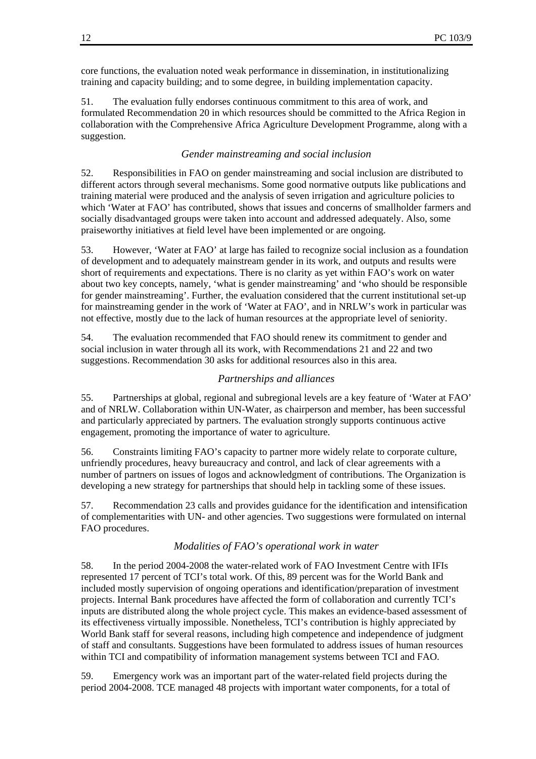core functions, the evaluation noted weak performance in dissemination, in institutionalizing training and capacity building; and to some degree, in building implementation capacity.

51. The evaluation fully endorses continuous commitment to this area of work, and formulated Recommendation 20 in which resources should be committed to the Africa Region in collaboration with the Comprehensive Africa Agriculture Development Programme, along with a suggestion.

### *Gender mainstreaming and social inclusion*

52. Responsibilities in FAO on gender mainstreaming and social inclusion are distributed to different actors through several mechanisms. Some good normative outputs like publications and training material were produced and the analysis of seven irrigation and agriculture policies to which 'Water at FAO' has contributed, shows that issues and concerns of smallholder farmers and socially disadvantaged groups were taken into account and addressed adequately. Also, some praiseworthy initiatives at field level have been implemented or are ongoing.

53. However, 'Water at FAO' at large has failed to recognize social inclusion as a foundation of development and to adequately mainstream gender in its work, and outputs and results were short of requirements and expectations. There is no clarity as yet within FAO's work on water about two key concepts, namely, 'what is gender mainstreaming' and 'who should be responsible for gender mainstreaming'. Further, the evaluation considered that the current institutional set-up for mainstreaming gender in the work of 'Water at FAO', and in NRLW's work in particular was not effective, mostly due to the lack of human resources at the appropriate level of seniority.

54. The evaluation recommended that FAO should renew its commitment to gender and social inclusion in water through all its work, with Recommendations 21 and 22 and two suggestions. Recommendation 30 asks for additional resources also in this area.

### *Partnerships and alliances*

55. Partnerships at global, regional and subregional levels are a key feature of 'Water at FAO' and of NRLW. Collaboration within UN-Water, as chairperson and member, has been successful and particularly appreciated by partners. The evaluation strongly supports continuous active engagement, promoting the importance of water to agriculture.

56. Constraints limiting FAO's capacity to partner more widely relate to corporate culture, unfriendly procedures, heavy bureaucracy and control, and lack of clear agreements with a number of partners on issues of logos and acknowledgment of contributions. The Organization is developing a new strategy for partnerships that should help in tackling some of these issues.

57. Recommendation 23 calls and provides guidance for the identification and intensification of complementarities with UN- and other agencies. Two suggestions were formulated on internal FAO procedures.

### *Modalities of FAO's operational work in water*

58. In the period 2004-2008 the water-related work of FAO Investment Centre with IFIs represented 17 percent of TCI's total work. Of this, 89 percent was for the World Bank and included mostly supervision of ongoing operations and identification/preparation of investment projects. Internal Bank procedures have affected the form of collaboration and currently TCI's inputs are distributed along the whole project cycle. This makes an evidence-based assessment of its effectiveness virtually impossible. Nonetheless, TCI's contribution is highly appreciated by World Bank staff for several reasons, including high competence and independence of judgment of staff and consultants. Suggestions have been formulated to address issues of human resources within TCI and compatibility of information management systems between TCI and FAO.

59. Emergency work was an important part of the water-related field projects during the period 2004-2008. TCE managed 48 projects with important water components, for a total of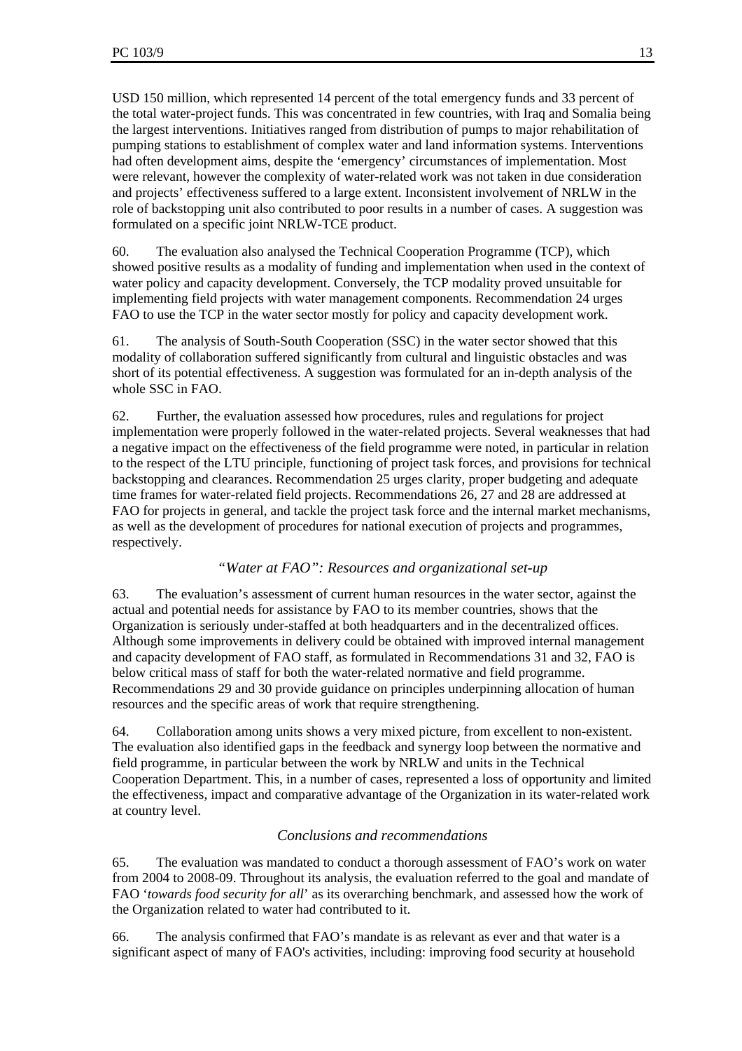USD 150 million, which represented 14 percent of the total emergency funds and 33 percent of the total water-project funds. This was concentrated in few countries, with Iraq and Somalia being the largest interventions. Initiatives ranged from distribution of pumps to major rehabilitation of pumping stations to establishment of complex water and land information systems. Interventions had often development aims, despite the 'emergency' circumstances of implementation. Most were relevant, however the complexity of water-related work was not taken in due consideration and projects' effectiveness suffered to a large extent. Inconsistent involvement of NRLW in the role of backstopping unit also contributed to poor results in a number of cases. A suggestion was formulated on a specific joint NRLW-TCE product.

60. The evaluation also analysed the Technical Cooperation Programme (TCP), which showed positive results as a modality of funding and implementation when used in the context of water policy and capacity development. Conversely, the TCP modality proved unsuitable for implementing field projects with water management components. Recommendation 24 urges FAO to use the TCP in the water sector mostly for policy and capacity development work.

61. The analysis of South-South Cooperation (SSC) in the water sector showed that this modality of collaboration suffered significantly from cultural and linguistic obstacles and was short of its potential effectiveness. A suggestion was formulated for an in-depth analysis of the whole SSC in FAO.

62. Further, the evaluation assessed how procedures, rules and regulations for project implementation were properly followed in the water-related projects. Several weaknesses that had a negative impact on the effectiveness of the field programme were noted, in particular in relation to the respect of the LTU principle, functioning of project task forces, and provisions for technical backstopping and clearances. Recommendation 25 urges clarity, proper budgeting and adequate time frames for water-related field projects. Recommendations 26, 27 and 28 are addressed at FAO for projects in general, and tackle the project task force and the internal market mechanisms, as well as the development of procedures for national execution of projects and programmes, respectively.

### *"Water at FAO": Resources and organizational set-up*

63. The evaluation's assessment of current human resources in the water sector, against the actual and potential needs for assistance by FAO to its member countries, shows that the Organization is seriously under-staffed at both headquarters and in the decentralized offices. Although some improvements in delivery could be obtained with improved internal management and capacity development of FAO staff, as formulated in Recommendations 31 and 32, FAO is below critical mass of staff for both the water-related normative and field programme. Recommendations 29 and 30 provide guidance on principles underpinning allocation of human resources and the specific areas of work that require strengthening.

64. Collaboration among units shows a very mixed picture, from excellent to non-existent. The evaluation also identified gaps in the feedback and synergy loop between the normative and field programme, in particular between the work by NRLW and units in the Technical Cooperation Department. This, in a number of cases, represented a loss of opportunity and limited the effectiveness, impact and comparative advantage of the Organization in its water-related work at country level.

### *Conclusions and recommendations*

65. The evaluation was mandated to conduct a thorough assessment of FAO's work on water from 2004 to 2008-09. Throughout its analysis, the evaluation referred to the goal and mandate of FAO '*towards food security for all*' as its overarching benchmark, and assessed how the work of the Organization related to water had contributed to it.

66. The analysis confirmed that FAO's mandate is as relevant as ever and that water is a significant aspect of many of FAO's activities, including: improving food security at household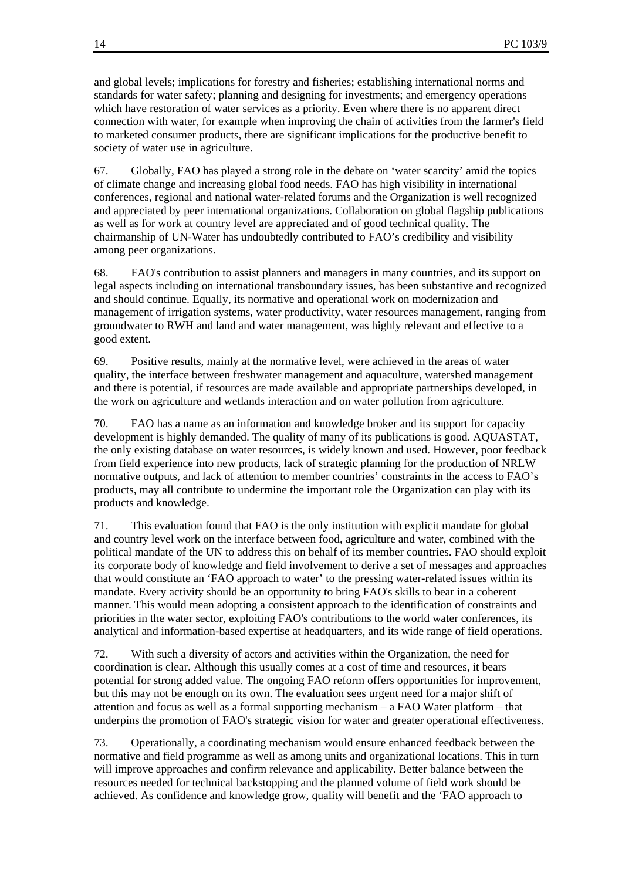and global levels; implications for forestry and fisheries; establishing international norms and standards for water safety; planning and designing for investments; and emergency operations which have restoration of water services as a priority. Even where there is no apparent direct connection with water, for example when improving the chain of activities from the farmer's field to marketed consumer products, there are significant implications for the productive benefit to society of water use in agriculture.

67. Globally, FAO has played a strong role in the debate on 'water scarcity' amid the topics of climate change and increasing global food needs. FAO has high visibility in international conferences, regional and national water-related forums and the Organization is well recognized and appreciated by peer international organizations. Collaboration on global flagship publications as well as for work at country level are appreciated and of good technical quality. The chairmanship of UN-Water has undoubtedly contributed to FAO's credibility and visibility among peer organizations.

68. FAO's contribution to assist planners and managers in many countries, and its support on legal aspects including on international transboundary issues, has been substantive and recognized and should continue. Equally, its normative and operational work on modernization and management of irrigation systems, water productivity, water resources management, ranging from groundwater to RWH and land and water management, was highly relevant and effective to a good extent.

69. Positive results, mainly at the normative level, were achieved in the areas of water quality, the interface between freshwater management and aquaculture, watershed management and there is potential, if resources are made available and appropriate partnerships developed, in the work on agriculture and wetlands interaction and on water pollution from agriculture.

70. FAO has a name as an information and knowledge broker and its support for capacity development is highly demanded. The quality of many of its publications is good. AQUASTAT, the only existing database on water resources, is widely known and used. However, poor feedback from field experience into new products, lack of strategic planning for the production of NRLW normative outputs, and lack of attention to member countries' constraints in the access to FAO's products, may all contribute to undermine the important role the Organization can play with its products and knowledge.

71. This evaluation found that FAO is the only institution with explicit mandate for global and country level work on the interface between food, agriculture and water, combined with the political mandate of the UN to address this on behalf of its member countries. FAO should exploit its corporate body of knowledge and field involvement to derive a set of messages and approaches that would constitute an 'FAO approach to water' to the pressing water-related issues within its mandate. Every activity should be an opportunity to bring FAO's skills to bear in a coherent manner. This would mean adopting a consistent approach to the identification of constraints and priorities in the water sector, exploiting FAO's contributions to the world water conferences, its analytical and information-based expertise at headquarters, and its wide range of field operations.

72. With such a diversity of actors and activities within the Organization, the need for coordination is clear. Although this usually comes at a cost of time and resources, it bears potential for strong added value. The ongoing FAO reform offers opportunities for improvement, but this may not be enough on its own. The evaluation sees urgent need for a major shift of attention and focus as well as a formal supporting mechanism – a FAO Water platform – that underpins the promotion of FAO's strategic vision for water and greater operational effectiveness.

73. Operationally, a coordinating mechanism would ensure enhanced feedback between the normative and field programme as well as among units and organizational locations. This in turn will improve approaches and confirm relevance and applicability. Better balance between the resources needed for technical backstopping and the planned volume of field work should be achieved. As confidence and knowledge grow, quality will benefit and the 'FAO approach to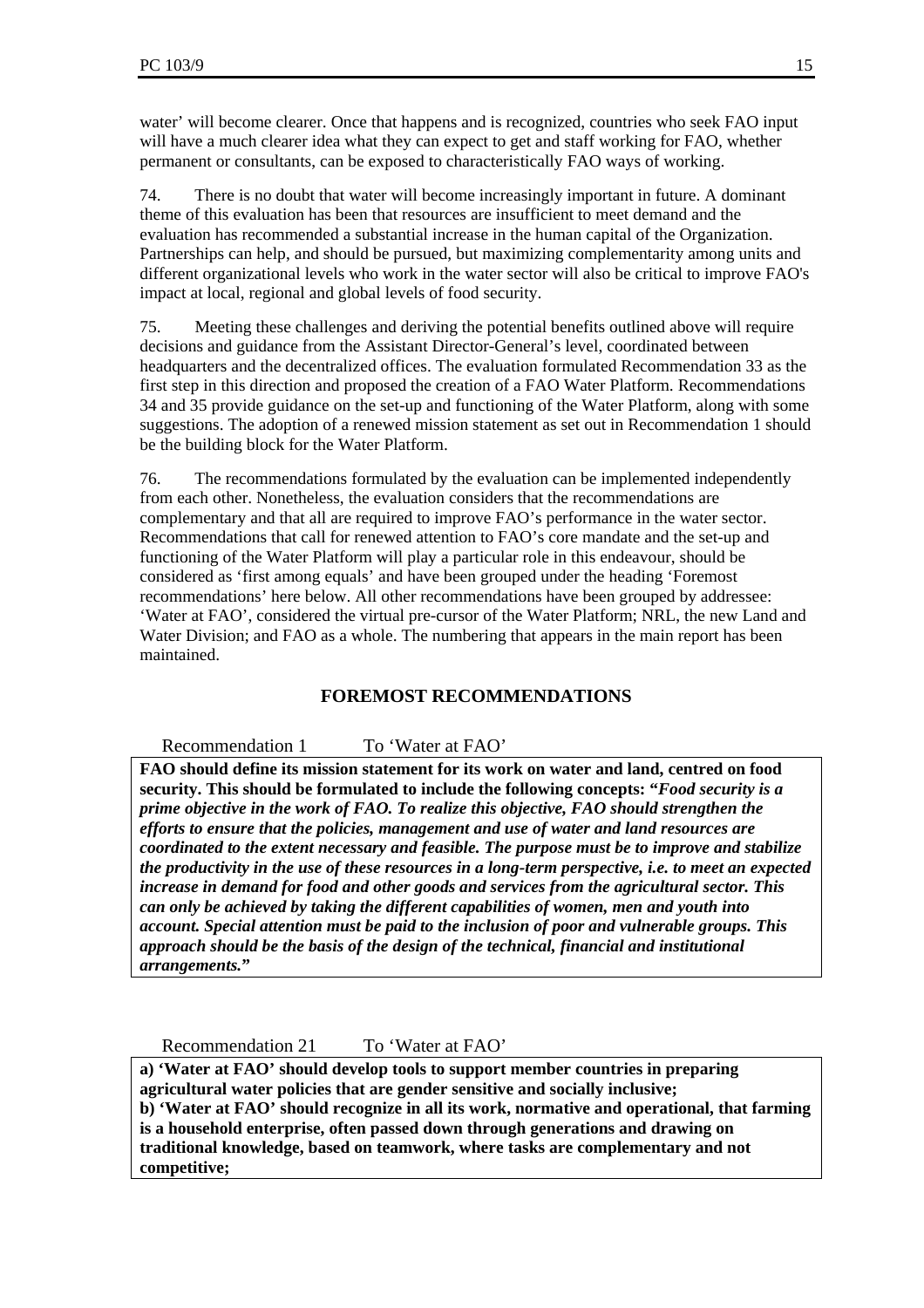water' will become clearer. Once that happens and is recognized, countries who seek FAO input will have a much clearer idea what they can expect to get and staff working for FAO, whether permanent or consultants, can be exposed to characteristically FAO ways of working.

74. There is no doubt that water will become increasingly important in future. A dominant theme of this evaluation has been that resources are insufficient to meet demand and the evaluation has recommended a substantial increase in the human capital of the Organization. Partnerships can help, and should be pursued, but maximizing complementarity among units and different organizational levels who work in the water sector will also be critical to improve FAO's impact at local, regional and global levels of food security.

75. Meeting these challenges and deriving the potential benefits outlined above will require decisions and guidance from the Assistant Director-General's level, coordinated between headquarters and the decentralized offices. The evaluation formulated Recommendation 33 as the first step in this direction and proposed the creation of a FAO Water Platform. Recommendations 34 and 35 provide guidance on the set-up and functioning of the Water Platform, along with some suggestions. The adoption of a renewed mission statement as set out in Recommendation 1 should be the building block for the Water Platform.

76. The recommendations formulated by the evaluation can be implemented independently from each other. Nonetheless, the evaluation considers that the recommendations are complementary and that all are required to improve FAO's performance in the water sector. Recommendations that call for renewed attention to FAO's core mandate and the set-up and functioning of the Water Platform will play a particular role in this endeavour, should be considered as 'first among equals' and have been grouped under the heading 'Foremost recommendations' here below. All other recommendations have been grouped by addressee: 'Water at FAO', considered the virtual pre-cursor of the Water Platform; NRL, the new Land and Water Division; and FAO as a whole. The numbering that appears in the main report has been maintained.

## FOREMOST RECOMMENDATIONS

Recommendation 1 To 'Water at FAO'

**FAO should define its mission statement for its work on water and land, centred on food security. This should be formulated to include the following concepts: "*Food security is a prime objective in the work of FAO. To realize this objective, FAO should strengthen the efforts to ensure that the policies, management and use of water and land resources are coordinated to the extent necessary and feasible. The purpose must be to improve and stabilize the productivity in the use of these resources in a long-term perspective, i.e. to meet an expected increase in demand for food and other goods and services from the agricultural sector. This can only be achieved by taking the different capabilities of women, men and youth into account. Special attention must be paid to the inclusion of poor and vulnerable groups. This approach should be the basis of the design of the technical, financial and institutional arrangements.*"**

Recommendation 21 To 'Water at FAO'

**a) 'Water at FAO' should develop tools to support member countries in preparing agricultural water policies that are gender sensitive and socially inclusive;**
**b) 'Water at FAO' should recognize in all its work, normative and operational, that farming is a household enterprise, often passed down through generations and drawing on traditional knowledge, based on teamwork, where tasks are complementary and not competitive;**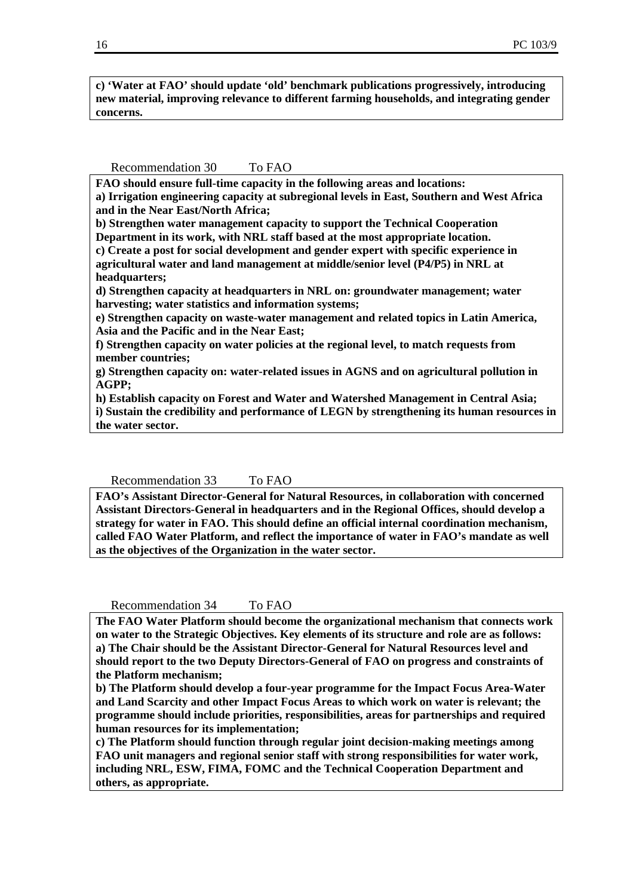**c) 'Water at FAO' should update 'old' benchmark publications progressively, introducing new material, improving relevance to different farming households, and integrating gender concerns.**

Recommendation 30 To FAO

**FAO should ensure full-time capacity in the following areas and locations:**
**a) Irrigation engineering capacity at subregional levels in East, Southern and West Africa and in the Near East/North Africa;**
**b) Strengthen water management capacity to support the Technical Cooperation Department in its work, with NRL staff based at the most appropriate location.**
**c) Create a post for social development and gender expert with specific experience in agricultural water and land management at middle/senior level (P4/P5) in NRL at headquarters;**
**d) Strengthen capacity at headquarters in NRL on: groundwater management; water harvesting; water statistics and information systems;**
**e) Strengthen capacity on waste-water management and related topics in Latin America, Asia and the Pacific and in the Near East;**
**f) Strengthen capacity on water policies at the regional level, to match requests from member countries;**
**g) Strengthen capacity on: water-related issues in AGNS and on agricultural pollution in AGPP;**
**h) Establish capacity on Forest and Water and Watershed Management in Central Asia;**
**i) Sustain the credibility and performance of LEGN by strengthening its human resources in the water sector.**

Recommendation 33 To FAO

**FAO's Assistant Director-General for Natural Resources, in collaboration with concerned Assistant Directors-General in headquarters and in the Regional Offices, should develop a strategy for water in FAO. This should define an official internal coordination mechanism, called FAO Water Platform, and reflect the importance of water in FAO's mandate as well as the objectives of the Organization in the water sector.**

Recommendation 34 To FAO

**The FAO Water Platform should become the organizational mechanism that connects work on water to the Strategic Objectives. Key elements of its structure and role are as follows:**
**a) The Chair should be the Assistant Director-General for Natural Resources level and should report to the two Deputy Directors-General of FAO on progress and constraints of the Platform mechanism;**
**b) The Platform should develop a four-year programme for the Impact Focus Area-Water and Land Scarcity and other Impact Focus Areas to which work on water is relevant; the programme should include priorities, responsibilities, areas for partnerships and required human resources for its implementation;**
**c) The Platform should function through regular joint decision-making meetings among FAO unit managers and regional senior staff with strong responsibilities for water work, including NRL, ESW, FIMA, FOMC and the Technical Cooperation Department and others, as appropriate.**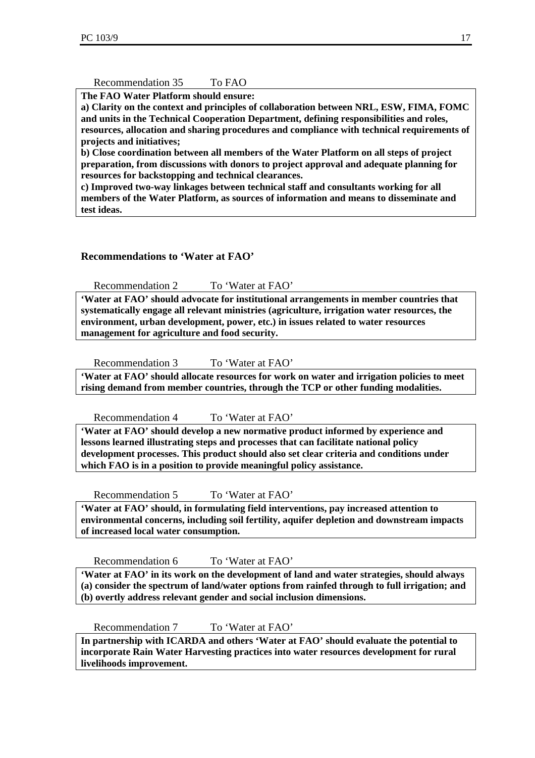Recommendation 35 To FAO

**The FAO Water Platform should ensure:**
**a) Clarity on the context and principles of collaboration between NRL, ESW, FIMA, FOMC and units in the Technical Cooperation Department, defining responsibilities and roles, resources, allocation and sharing procedures and compliance with technical requirements of projects and initiatives;**
**b) Close coordination between all members of the Water Platform on all steps of project preparation, from discussions with donors to project approval and adequate planning for resources for backstopping and technical clearances.**
**c) Improved two-way linkages between technical staff and consultants working for all members of the Water Platform, as sources of information and means to disseminate and test ideas.**

### Recommendations to 'Water at FAO'

Recommendation 2 To 'Water at FAO'

**'Water at FAO' should advocate for institutional arrangements in member countries that systematically engage all relevant ministries (agriculture, irrigation water resources, the environment, urban development, power, etc.) in issues related to water resources management for agriculture and food security.**

Recommendation 3 To 'Water at FAO'

**'Water at FAO' should allocate resources for work on water and irrigation policies to meet rising demand from member countries, through the TCP or other funding modalities.**

Recommendation 4 To 'Water at FAO'

**'Water at FAO' should develop a new normative product informed by experience and lessons learned illustrating steps and processes that can facilitate national policy development processes. This product should also set clear criteria and conditions under which FAO is in a position to provide meaningful policy assistance.**

Recommendation 5 To 'Water at FAO'

**'Water at FAO' should, in formulating field interventions, pay increased attention to environmental concerns, including soil fertility, aquifer depletion and downstream impacts of increased local water consumption.**

Recommendation 6 To 'Water at FAO'

**'Water at FAO' in its work on the development of land and water strategies, should always (a) consider the spectrum of land/water options from rainfed through to full irrigation; and (b) overtly address relevant gender and social inclusion dimensions.**

Recommendation 7 To 'Water at FAO'

**In partnership with ICARDA and others 'Water at FAO' should evaluate the potential to incorporate Rain Water Harvesting practices into water resources development for rural livelihoods improvement.**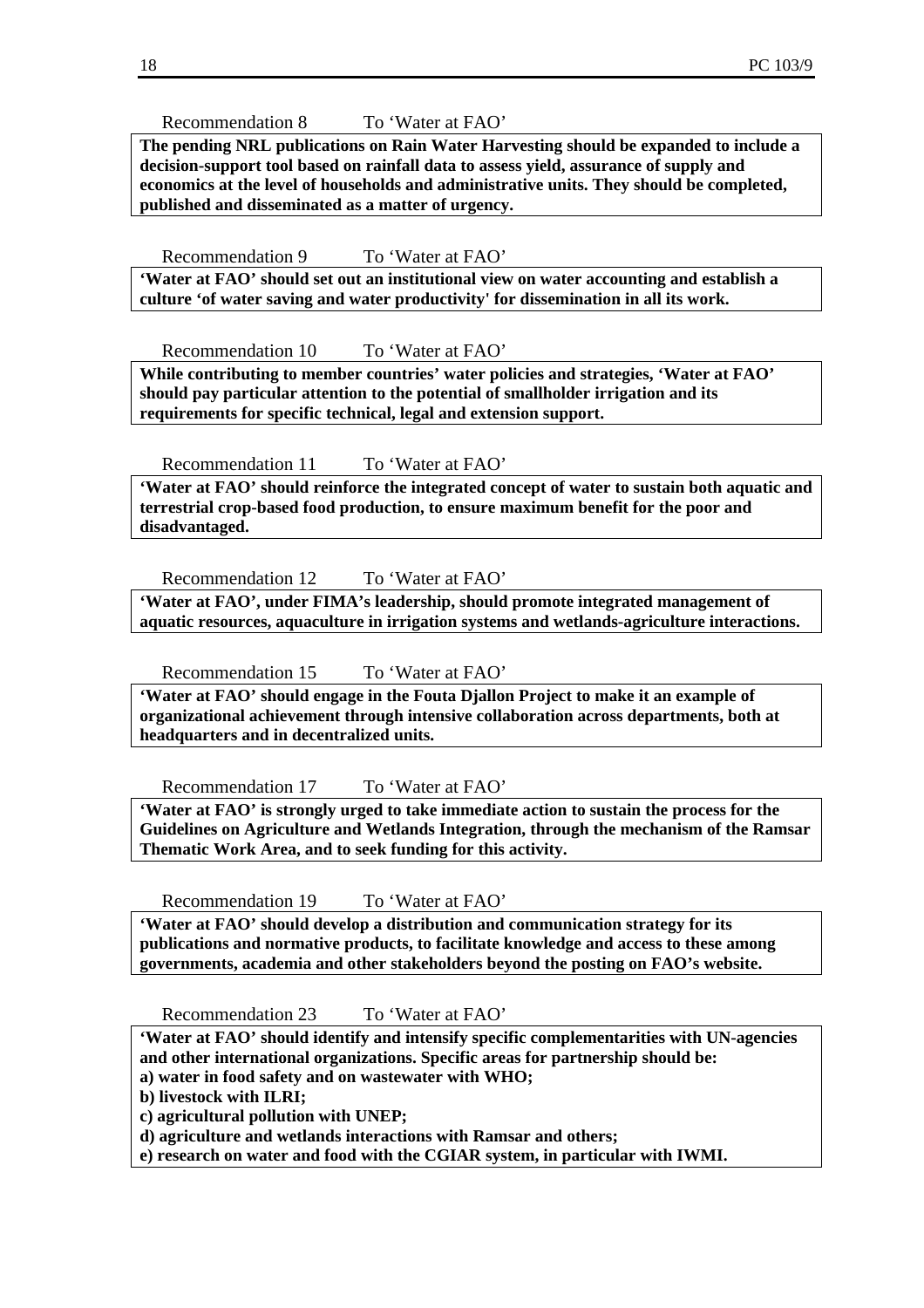Recommendation 8 To 'Water at FAO'

**The pending NRL publications on Rain Water Harvesting should be expanded to include a decision-support tool based on rainfall data to assess yield, assurance of supply and economics at the level of households and administrative units. They should be completed, published and disseminated as a matter of urgency.**

Recommendation 9 To 'Water at FAO'

**'Water at FAO' should set out an institutional view on water accounting and establish a culture 'of water saving and water productivity' for dissemination in all its work.**

Recommendation 10 To 'Water at FAO'

**While contributing to member countries' water policies and strategies, 'Water at FAO' should pay particular attention to the potential of smallholder irrigation and its requirements for specific technical, legal and extension support.**

Recommendation 11 To 'Water at FAO'

**'Water at FAO' should reinforce the integrated concept of water to sustain both aquatic and terrestrial crop-based food production, to ensure maximum benefit for the poor and disadvantaged.**

Recommendation 12 To 'Water at FAO'

**'Water at FAO', under FIMA's leadership, should promote integrated management of aquatic resources, aquaculture in irrigation systems and wetlands-agriculture interactions.**

Recommendation 15 To 'Water at FAO'

**'Water at FAO' should engage in the Fouta Djallon Project to make it an example of organizational achievement through intensive collaboration across departments, both at headquarters and in decentralized units.**

Recommendation 17 To 'Water at FAO'

**'Water at FAO' is strongly urged to take immediate action to sustain the process for the Guidelines on Agriculture and Wetlands Integration, through the mechanism of the Ramsar Thematic Work Area, and to seek funding for this activity.**

Recommendation 19 To 'Water at FAO'

**'Water at FAO' should develop a distribution and communication strategy for its publications and normative products, to facilitate knowledge and access to these among governments, academia and other stakeholders beyond the posting on FAO's website.**

Recommendation 23 To 'Water at FAO'

**'Water at FAO' should identify and intensify specific complementarities with UN-agencies and other international organizations. Specific areas for partnership should be:**
**a) water in food safety and on wastewater with WHO;**
**b) livestock with ILRI;**
**c) agricultural pollution with UNEP;**
**d) agriculture and wetlands interactions with Ramsar and others;**
**e) research on water and food with the CGIAR system, in particular with IWMI.**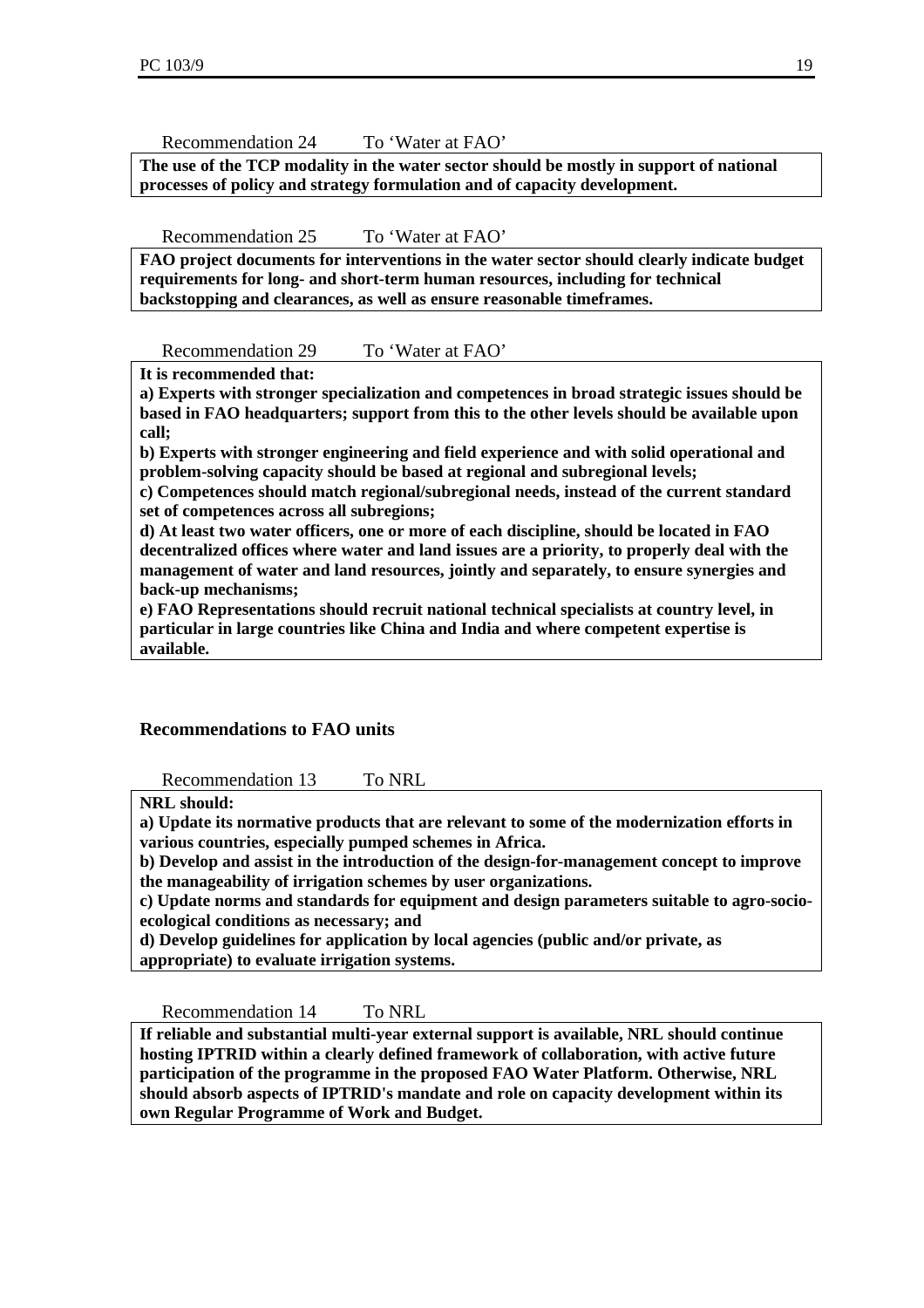Recommendation 24 To 'Water at FAO'

**The use of the TCP modality in the water sector should be mostly in support of national processes of policy and strategy formulation and of capacity development.**

Recommendation 25 To 'Water at FAO'

**FAO project documents for interventions in the water sector should clearly indicate budget requirements for long- and short-term human resources, including for technical backstopping and clearances, as well as ensure reasonable timeframes.**

Recommendation 29 To 'Water at FAO'

**It is recommended that:**

**a) Experts with stronger specialization and competences in broad strategic issues should be based in FAO headquarters; support from this to the other levels should be available upon call;**

**b) Experts with stronger engineering and field experience and with solid operational and problem-solving capacity should be based at regional and subregional levels;**

**c) Competences should match regional/subregional needs, instead of the current standard set of competences across all subregions;**

**d) At least two water officers, one or more of each discipline, should be located in FAO decentralized offices where water and land issues are a priority, to properly deal with the management of water and land resources, jointly and separately, to ensure synergies and back-up mechanisms;**

**e) FAO Representations should recruit national technical specialists at country level, in particular in large countries like China and India and where competent expertise is available.**

### Recommendations to FAO units

Recommendation 13 To NRL

**NRL should:**

**a) Update its normative products that are relevant to some of the modernization efforts in various countries, especially pumped schemes in Africa.**

**b) Develop and assist in the introduction of the design-for-management concept to improve the manageability of irrigation schemes by user organizations.**

**c) Update norms and standards for equipment and design parameters suitable to agro-socio-ecological conditions as necessary; and**

**d) Develop guidelines for application by local agencies (public and/or private, as appropriate) to evaluate irrigation systems.**

Recommendation 14 To NRL

**If reliable and substantial multi-year external support is available, NRL should continue hosting IPTRID within a clearly defined framework of collaboration, with active future participation of the programme in the proposed FAO Water Platform. Otherwise, NRL should absorb aspects of IPTRID's mandate and role on capacity development within its own Regular Programme of Work and Budget.**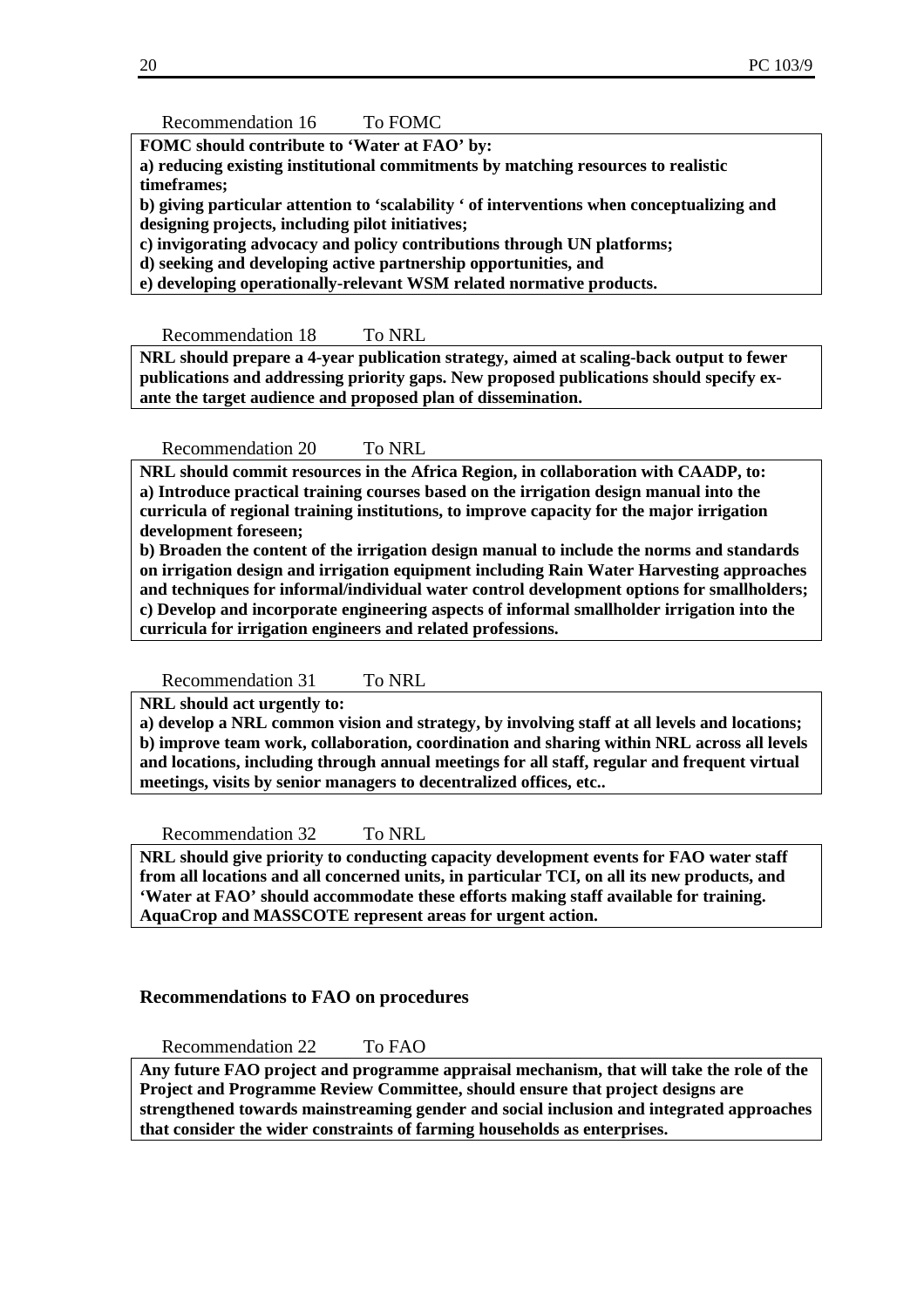Recommendation 16 To FOMC

**FOMC should contribute to 'Water at FAO' by:**
**a) reducing existing institutional commitments by matching resources to realistic timeframes;**
**b) giving particular attention to 'scalability ' of interventions when conceptualizing and designing projects, including pilot initiatives;**
**c) invigorating advocacy and policy contributions through UN platforms;**
**d) seeking and developing active partnership opportunities, and**
**e) developing operationally-relevant WSM related normative products.**

Recommendation 18 To NRL

**NRL should prepare a 4-year publication strategy, aimed at scaling-back output to fewer publications and addressing priority gaps. New proposed publications should specify ex-ante the target audience and proposed plan of dissemination.**

Recommendation 20 To NRL

**NRL should commit resources in the Africa Region, in collaboration with CAADP, to:**
**a) Introduce practical training courses based on the irrigation design manual into the curricula of regional training institutions, to improve capacity for the major irrigation development foreseen;**
**b) Broaden the content of the irrigation design manual to include the norms and standards on irrigation design and irrigation equipment including Rain Water Harvesting approaches and techniques for informal/individual water control development options for smallholders;**
**c) Develop and incorporate engineering aspects of informal smallholder irrigation into the curricula for irrigation engineers and related professions.**

Recommendation 31 To NRL

**NRL should act urgently to:**
**a) develop a NRL common vision and strategy, by involving staff at all levels and locations;**
**b) improve team work, collaboration, coordination and sharing within NRL across all levels and locations, including through annual meetings for all staff, regular and frequent virtual meetings, visits by senior managers to decentralized offices, etc..**

Recommendation 32 To NRL

**NRL should give priority to conducting capacity development events for FAO water staff from all locations and all concerned units, in particular TCI, on all its new products, and 'Water at FAO' should accommodate these efforts making staff available for training. AquaCrop and MASSCOTE represent areas for urgent action.**

### Recommendations to FAO on procedures

Recommendation 22 To FAO

**Any future FAO project and programme appraisal mechanism, that will take the role of the Project and Programme Review Committee, should ensure that project designs are strengthened towards mainstreaming gender and social inclusion and integrated approaches that consider the wider constraints of farming households as enterprises.**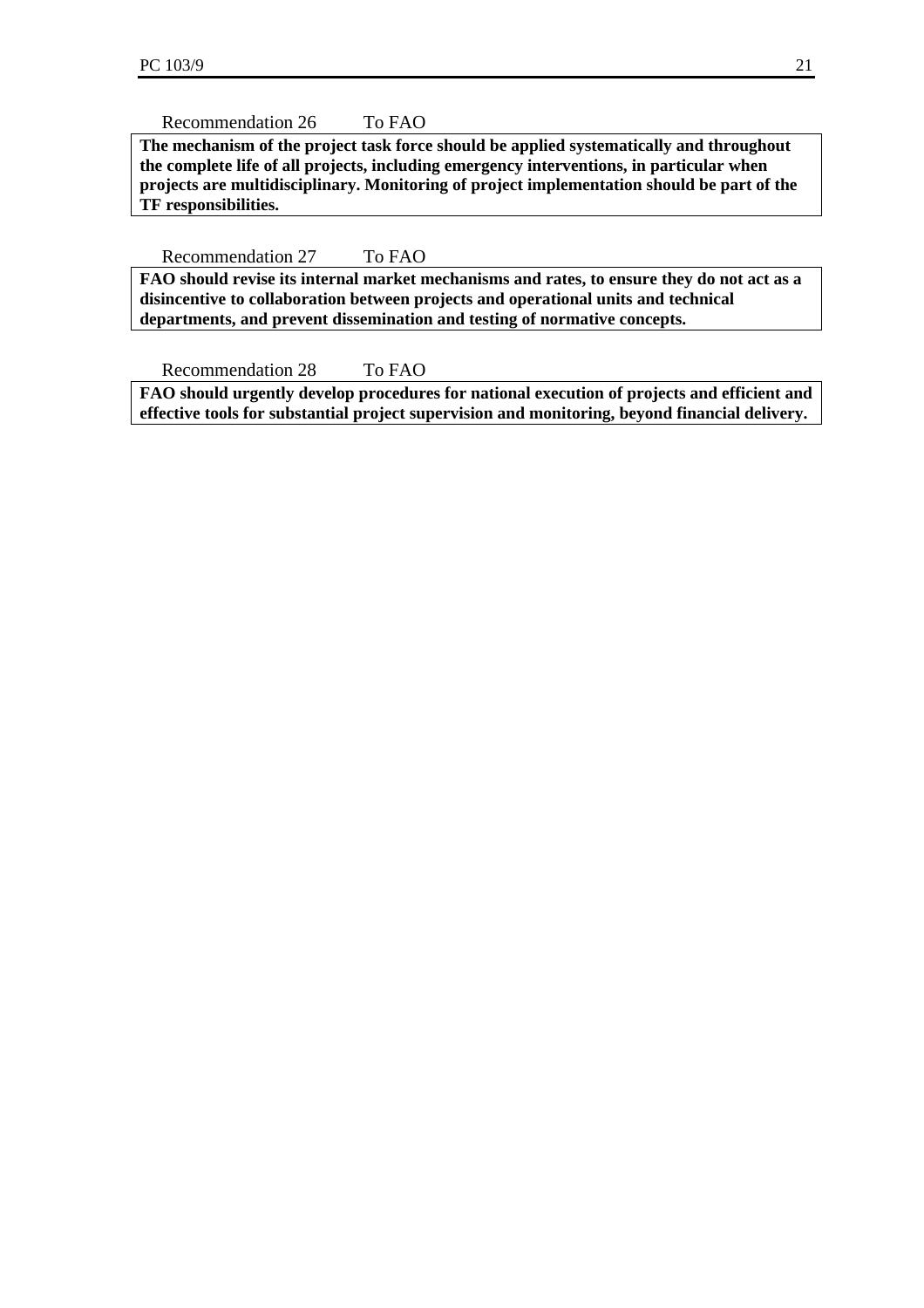Recommendation 26 To FAO

**The mechanism of the project task force should be applied systematically and throughout the complete life of all projects, including emergency interventions, in particular when projects are multidisciplinary. Monitoring of project implementation should be part of the TF responsibilities.**

Recommendation 27 To FAO

**FAO should revise its internal market mechanisms and rates, to ensure they do not act as a disincentive to collaboration between projects and operational units and technical departments, and prevent dissemination and testing of normative concepts.**

Recommendation 28 To FAO

**FAO should urgently develop procedures for national execution of projects and efficient and effective tools for substantial project supervision and monitoring, beyond financial delivery.**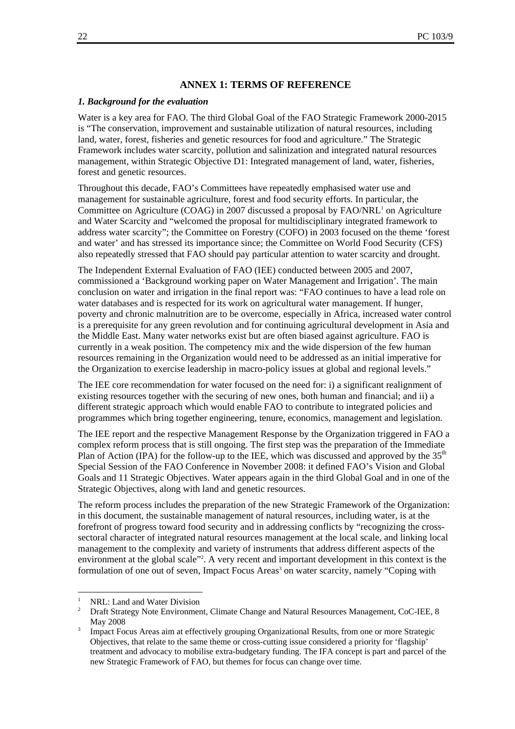## ANNEX 1: TERMS OF REFERENCE

### *1. Background for the evaluation*

Water is a key area for FAO. The third Global Goal of the FAO Strategic Framework 2000-2015 is "The conservation, improvement and sustainable utilization of natural resources, including land, water, forest, fisheries and genetic resources for food and agriculture." The Strategic Framework includes water scarcity, pollution and salinization and integrated natural resources management, within Strategic Objective D1: Integrated management of land, water, fisheries, forest and genetic resources.

Throughout this decade, FAO's Committees have repeatedly emphasised water use and management for sustainable agriculture, forest and food security efforts. In particular, the Committee on Agriculture (COAG) in 2007 discussed a proposal by FAO/NRL[1] on Agriculture and Water Scarcity and "welcomed the proposal for multidisciplinary integrated framework to address water scarcity"; the Committee on Forestry (COFO) in 2003 focused on the theme 'forest and water' and has stressed its importance since; the Committee on World Food Security (CFS) also repeatedly stressed that FAO should pay particular attention to water scarcity and drought.

The Independent External Evaluation of FAO (IEE) conducted between 2005 and 2007, commissioned a 'Background working paper on Water Management and Irrigation'. The main conclusion on water and irrigation in the final report was: "FAO continues to have a lead role on water databases and is respected for its work on agricultural water management. If hunger, poverty and chronic malnutrition are to be overcome, especially in Africa, increased water control is a prerequisite for any green revolution and for continuing agricultural development in Asia and the Middle East. Many water networks exist but are often biased against agriculture. FAO is currently in a weak position. The competency mix and the wide dispersion of the few human resources remaining in the Organization would need to be addressed as an initial imperative for the Organization to exercise leadership in macro-policy issues at global and regional levels."

The IEE core recommendation for water focused on the need for: i) a significant realignment of existing resources together with the securing of new ones, both human and financial; and ii) a different strategic approach which would enable FAO to contribute to integrated policies and programmes which bring together engineering, tenure, economics, management and legislation.

The IEE report and the respective Management Response by the Organization triggered in FAO a complex reform process that is still ongoing. The first step was the preparation of the Immediate Plan of Action (IPA) for the follow-up to the IEE, which was discussed and approved by the 35th Special Session of the FAO Conference in November 2008: it defined FAO's Vision and Global Goals and 11 Strategic Objectives. Water appears again in the third Global Goal and in one of the Strategic Objectives, along with land and genetic resources.

The reform process includes the preparation of the new Strategic Framework of the Organization: in this document, the sustainable management of natural resources, including water, is at the forefront of progress toward food security and in addressing conflicts by "recognizing the cross-sectoral character of integrated natural resources management at the local scale, and linking local management to the complexity and variety of instruments that address different aspects of the environment at the global scale"[2]. A very recent and important development in this context is the formulation of one out of seven, Impact Focus Areas[3] on water scarcity, namely "Coping with

---

[1] NRL: Land and Water Division

[2] Draft Strategy Note Environment, Climate Change and Natural Resources Management, CoC-IEE, 8 May 2008

[3] Impact Focus Areas aim at effectively grouping Organizational Results, from one or more Strategic Objectives, that relate to the same theme or cross-cutting issue considered a priority for 'flagship' treatment and advocacy to mobilise extra-budgetary funding. The IFA concept is part and parcel of the new Strategic Framework of FAO, but themes for focus can change over time.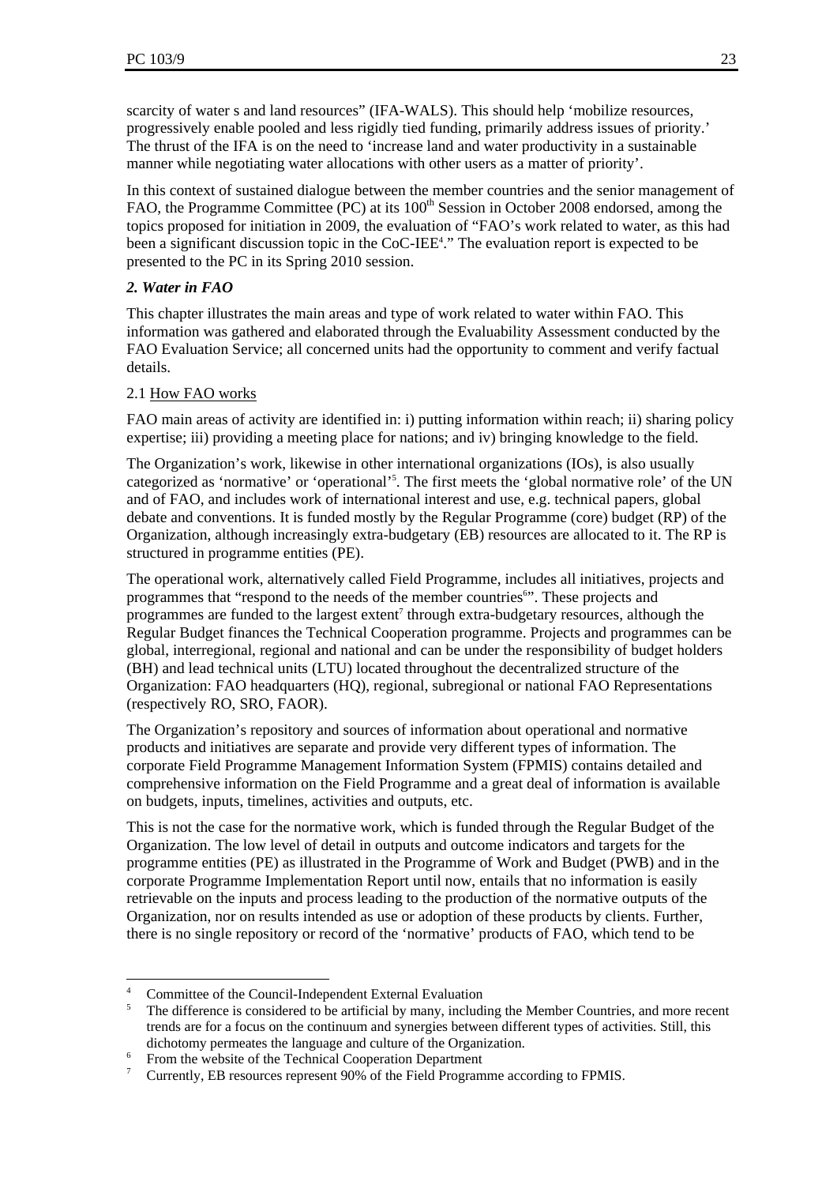scarcity of water s and land resources" (IFA-WALS). This should help 'mobilize resources, progressively enable pooled and less rigidly tied funding, primarily address issues of priority.' The thrust of the IFA is on the need to 'increase land and water productivity in a sustainable manner while negotiating water allocations with other users as a matter of priority'.

In this context of sustained dialogue between the member countries and the senior management of FAO, the Programme Committee (PC) at its 100th Session in October 2008 endorsed, among the topics proposed for initiation in 2009, the evaluation of "FAO's work related to water, as this had been a significant discussion topic in the CoC-IEE[4]." The evaluation report is expected to be presented to the PC in its Spring 2010 session.

### *2. Water in FAO*

This chapter illustrates the main areas and type of work related to water within FAO. This information was gathered and elaborated through the Evaluability Assessment conducted by the FAO Evaluation Service; all concerned units had the opportunity to comment and verify factual details.

#### 2.1 How FAO works

FAO main areas of activity are identified in: i) putting information within reach; ii) sharing policy expertise; iii) providing a meeting place for nations; and iv) bringing knowledge to the field.

The Organization's work, likewise in other international organizations (IOs), is also usually categorized as 'normative' or 'operational'[5]. The first meets the 'global normative role' of the UN and of FAO, and includes work of international interest and use, e.g. technical papers, global debate and conventions. It is funded mostly by the Regular Programme (core) budget (RP) of the Organization, although increasingly extra-budgetary (EB) resources are allocated to it. The RP is structured in programme entities (PE).

The operational work, alternatively called Field Programme, includes all initiatives, projects and programmes that "respond to the needs of the member countries[6]". These projects and programmes are funded to the largest extent[7] through extra-budgetary resources, although the Regular Budget finances the Technical Cooperation programme. Projects and programmes can be global, interregional, regional and national and can be under the responsibility of budget holders (BH) and lead technical units (LTU) located throughout the decentralized structure of the Organization: FAO headquarters (HQ), regional, subregional or national FAO Representations (respectively RO, SRO, FAOR).

The Organization's repository and sources of information about operational and normative products and initiatives are separate and provide very different types of information. The corporate Field Programme Management Information System (FPMIS) contains detailed and comprehensive information on the Field Programme and a great deal of information is available on budgets, inputs, timelines, activities and outputs, etc.

This is not the case for the normative work, which is funded through the Regular Budget of the Organization. The low level of detail in outputs and outcome indicators and targets for the programme entities (PE) as illustrated in the Programme of Work and Budget (PWB) and in the corporate Programme Implementation Report until now, entails that no information is easily retrievable on the inputs and process leading to the production of the normative outputs of the Organization, nor on results intended as use or adoption of these products by clients. Further, there is no single repository or record of the 'normative' products of FAO, which tend to be

---

[4] Committee of the Council-Independent External Evaluation

[5] The difference is considered to be artificial by many, including the Member Countries, and more recent trends are for a focus on the continuum and synergies between different types of activities. Still, this dichotomy permeates the language and culture of the Organization.

[6] From the website of the Technical Cooperation Department

[7] Currently, EB resources represent 90% of the Field Programme according to FPMIS.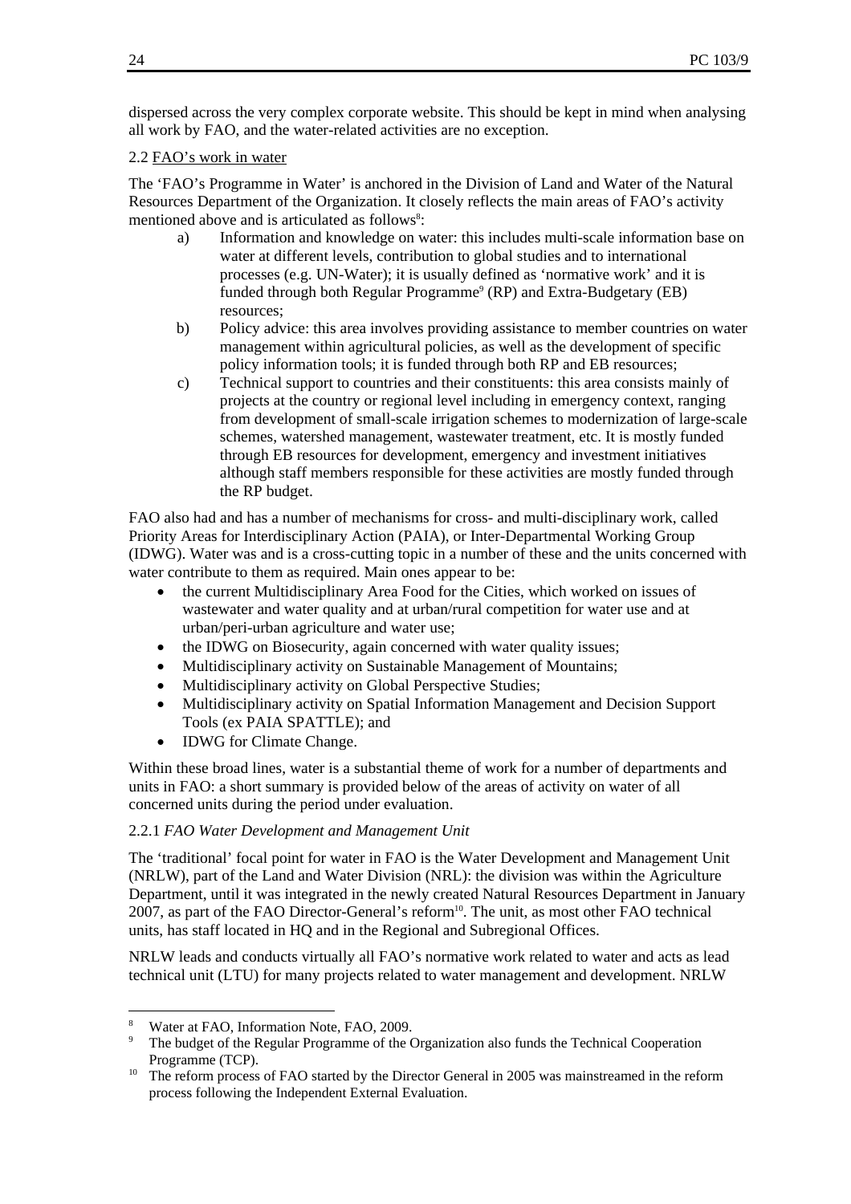dispersed across the very complex corporate website. This should be kept in mind when analysing all work by FAO, and the water-related activities are no exception.

## 2.2 FAO's work in water

The 'FAO's Programme in Water' is anchored in the Division of Land and Water of the Natural Resources Department of the Organization. It closely reflects the main areas of FAO's activity mentioned above and is articulated as follows[8]:

a) Information and knowledge on water: this includes multi-scale information base on water at different levels, contribution to global studies and to international processes (e.g. UN-Water); it is usually defined as 'normative work' and it is funded through both Regular Programme[9] (RP) and Extra-Budgetary (EB) resources;

b) Policy advice: this area involves providing assistance to member countries on water management within agricultural policies, as well as the development of specific policy information tools; it is funded through both RP and EB resources;

c) Technical support to countries and their constituents: this area consists mainly of projects at the country or regional level including in emergency context, ranging from development of small-scale irrigation schemes to modernization of large-scale schemes, watershed management, wastewater treatment, etc. It is mostly funded through EB resources for development, emergency and investment initiatives although staff members responsible for these activities are mostly funded through the RP budget.

FAO also had and has a number of mechanisms for cross- and multi-disciplinary work, called Priority Areas for Interdisciplinary Action (PAIA), or Inter-Departmental Working Group (IDWG). Water was and is a cross-cutting topic in a number of these and the units concerned with water contribute to them as required. Main ones appear to be:

- the current Multidisciplinary Area Food for the Cities, which worked on issues of wastewater and water quality and at urban/rural competition for water use and at urban/peri-urban agriculture and water use;
- the IDWG on Biosecurity, again concerned with water quality issues;
- Multidisciplinary activity on Sustainable Management of Mountains;
- Multidisciplinary activity on Global Perspective Studies;
- Multidisciplinary activity on Spatial Information Management and Decision Support Tools (ex PAIA SPATTLE); and
- IDWG for Climate Change.

Within these broad lines, water is a substantial theme of work for a number of departments and units in FAO: a short summary is provided below of the areas of activity on water of all concerned units during the period under evaluation.

### 2.2.1 *FAO Water Development and Management Unit*

The 'traditional' focal point for water in FAO is the Water Development and Management Unit (NRLW), part of the Land and Water Division (NRL): the division was within the Agriculture Department, until it was integrated in the newly created Natural Resources Department in January 2007, as part of the FAO Director-General's reform[10]. The unit, as most other FAO technical units, has staff located in HQ and in the Regional and Subregional Offices.

NRLW leads and conducts virtually all FAO's normative work related to water and acts as lead technical unit (LTU) for many projects related to water management and development. NRLW

---

[8] Water at FAO, Information Note, FAO, 2009.

[9] The budget of the Regular Programme of the Organization also funds the Technical Cooperation Programme (TCP).

[10] The reform process of FAO started by the Director General in 2005 was mainstreamed in the reform process following the Independent External Evaluation.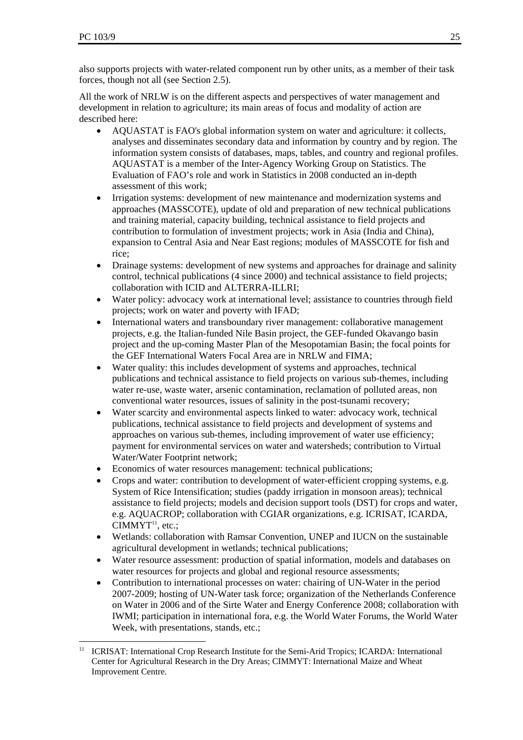also supports projects with water-related component run by other units, as a member of their task forces, though not all (see Section 2.5).

All the work of NRLW is on the different aspects and perspectives of water management and development in relation to agriculture; its main areas of focus and modality of action are described here:

- AQUASTAT is FAO's global information system on water and agriculture: it collects, analyses and disseminates secondary data and information by country and by region. The information system consists of databases, maps, tables, and country and regional profiles. AQUASTAT is a member of the Inter-Agency Working Group on Statistics. The Evaluation of FAO's role and work in Statistics in 2008 conducted an in-depth assessment of this work;
- Irrigation systems: development of new maintenance and modernization systems and approaches (MASSCOTE), update of old and preparation of new technical publications and training material, capacity building, technical assistance to field projects and contribution to formulation of investment projects; work in Asia (India and China), expansion to Central Asia and Near East regions; modules of MASSCOTE for fish and rice;
- Drainage systems: development of new systems and approaches for drainage and salinity control, technical publications (4 since 2000) and technical assistance to field projects; collaboration with ICID and ALTERRA-ILLRI;
- Water policy: advocacy work at international level; assistance to countries through field projects; work on water and poverty with IFAD;
- International waters and transboundary river management: collaborative management projects, e.g. the Italian-funded Nile Basin project, the GEF-funded Okavango basin project and the up-coming Master Plan of the Mesopotamian Basin; the focal points for the GEF International Waters Focal Area are in NRLW and FIMA;
- Water quality: this includes development of systems and approaches, technical publications and technical assistance to field projects on various sub-themes, including water re-use, waste water, arsenic contamination, reclamation of polluted areas, non conventional water resources, issues of salinity in the post-tsunami recovery;
- Water scarcity and environmental aspects linked to water: advocacy work, technical publications, technical assistance to field projects and development of systems and approaches on various sub-themes, including improvement of water use efficiency; payment for environmental services on water and watersheds; contribution to Virtual Water/Water Footprint network;
- Economics of water resources management: technical publications;
- Crops and water: contribution to development of water-efficient cropping systems, e.g. System of Rice Intensification; studies (paddy irrigation in monsoon areas); technical assistance to field projects; models and decision support tools (DST) for crops and water, e.g. AQUACROP; collaboration with CGIAR organizations, e.g. ICRISAT, ICARDA, CIMMYT[11], etc.;
- Wetlands: collaboration with Ramsar Convention, UNEP and IUCN on the sustainable agricultural development in wetlands; technical publications;
- Water resource assessment: production of spatial information, models and databases on water resources for projects and global and regional resource assessments;
- Contribution to international processes on water: chairing of UN-Water in the period 2007-2009; hosting of UN-Water task force; organization of the Netherlands Conference on Water in 2006 and of the Sirte Water and Energy Conference 2008; collaboration with IWMI; participation in international fora, e.g. the World Water Forums, the World Water Week, with presentations, stands, etc.;

[11] ICRISAT: International Crop Research Institute for the Semi-Arid Tropics; ICARDA: International Center for Agricultural Research in the Dry Areas; CIMMYT: International Maize and Wheat Improvement Centre.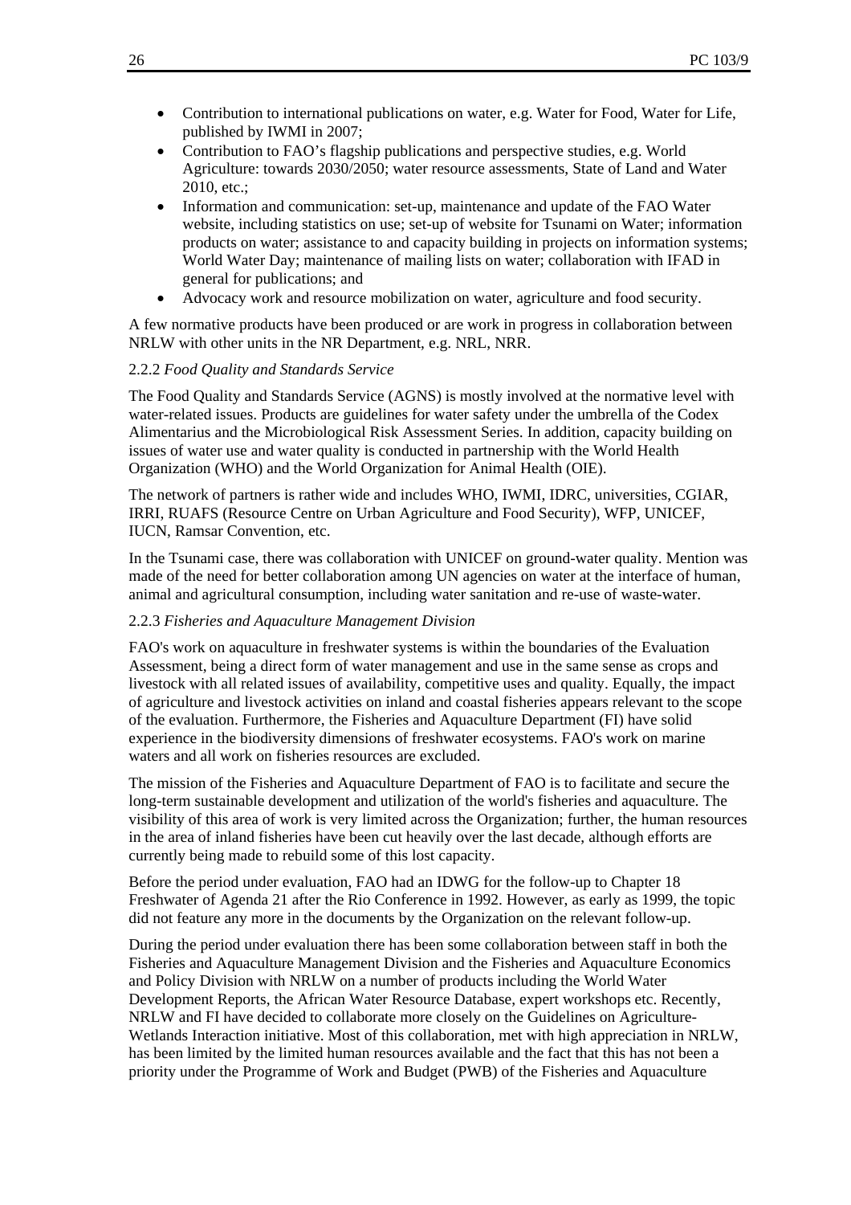- Contribution to international publications on water, e.g. Water for Food, Water for Life, published by IWMI in 2007;
- Contribution to FAO's flagship publications and perspective studies, e.g. World Agriculture: towards 2030/2050; water resource assessments, State of Land and Water 2010, etc.;
- Information and communication: set-up, maintenance and update of the FAO Water website, including statistics on use; set-up of website for Tsunami on Water; information products on water; assistance to and capacity building in projects on information systems; World Water Day; maintenance of mailing lists on water; collaboration with IFAD in general for publications; and
- Advocacy work and resource mobilization on water, agriculture and food security.

A few normative products have been produced or are work in progress in collaboration between NRLW with other units in the NR Department, e.g. NRL, NRR.

2.2.2 *Food Quality and Standards Service*

The Food Quality and Standards Service (AGNS) is mostly involved at the normative level with water-related issues. Products are guidelines for water safety under the umbrella of the Codex Alimentarius and the Microbiological Risk Assessment Series. In addition, capacity building on issues of water use and water quality is conducted in partnership with the World Health Organization (WHO) and the World Organization for Animal Health (OIE).

The network of partners is rather wide and includes WHO, IWMI, IDRC, universities, CGIAR, IRRI, RUAFS (Resource Centre on Urban Agriculture and Food Security), WFP, UNICEF, IUCN, Ramsar Convention, etc.

In the Tsunami case, there was collaboration with UNICEF on ground-water quality. Mention was made of the need for better collaboration among UN agencies on water at the interface of human, animal and agricultural consumption, including water sanitation and re-use of waste-water.

2.2.3 *Fisheries and Aquaculture Management Division*

FAO's work on aquaculture in freshwater systems is within the boundaries of the Evaluation Assessment, being a direct form of water management and use in the same sense as crops and livestock with all related issues of availability, competitive uses and quality. Equally, the impact of agriculture and livestock activities on inland and coastal fisheries appears relevant to the scope of the evaluation. Furthermore, the Fisheries and Aquaculture Department (FI) have solid experience in the biodiversity dimensions of freshwater ecosystems. FAO's work on marine waters and all work on fisheries resources are excluded.

The mission of the Fisheries and Aquaculture Department of FAO is to facilitate and secure the long-term sustainable development and utilization of the world's fisheries and aquaculture. The visibility of this area of work is very limited across the Organization; further, the human resources in the area of inland fisheries have been cut heavily over the last decade, although efforts are currently being made to rebuild some of this lost capacity.

Before the period under evaluation, FAO had an IDWG for the follow-up to Chapter 18 Freshwater of Agenda 21 after the Rio Conference in 1992. However, as early as 1999, the topic did not feature any more in the documents by the Organization on the relevant follow-up.

During the period under evaluation there has been some collaboration between staff in both the Fisheries and Aquaculture Management Division and the Fisheries and Aquaculture Economics and Policy Division with NRLW on a number of products including the World Water Development Reports, the African Water Resource Database, expert workshops etc. Recently, NRLW and FI have decided to collaborate more closely on the Guidelines on Agriculture-Wetlands Interaction initiative. Most of this collaboration, met with high appreciation in NRLW, has been limited by the limited human resources available and the fact that this has not been a priority under the Programme of Work and Budget (PWB) of the Fisheries and Aquaculture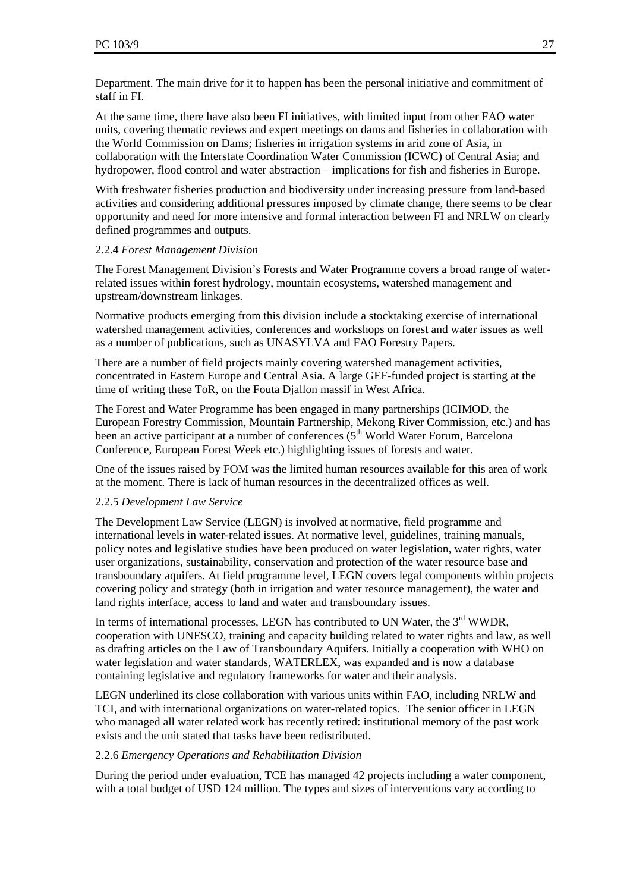Department. The main drive for it to happen has been the personal initiative and commitment of staff in FI.

At the same time, there have also been FI initiatives, with limited input from other FAO water units, covering thematic reviews and expert meetings on dams and fisheries in collaboration with the World Commission on Dams; fisheries in irrigation systems in arid zone of Asia, in collaboration with the Interstate Coordination Water Commission (ICWC) of Central Asia; and hydropower, flood control and water abstraction – implications for fish and fisheries in Europe.

With freshwater fisheries production and biodiversity under increasing pressure from land-based activities and considering additional pressures imposed by climate change, there seems to be clear opportunity and need for more intensive and formal interaction between FI and NRLW on clearly defined programmes and outputs.

#### 2.2.4 *Forest Management Division*

The Forest Management Division's Forests and Water Programme covers a broad range of water-related issues within forest hydrology, mountain ecosystems, watershed management and upstream/downstream linkages.

Normative products emerging from this division include a stocktaking exercise of international watershed management activities, conferences and workshops on forest and water issues as well as a number of publications, such as UNASYLVA and FAO Forestry Papers.

There are a number of field projects mainly covering watershed management activities, concentrated in Eastern Europe and Central Asia. A large GEF-funded project is starting at the time of writing these ToR, on the Fouta Djallon massif in West Africa.

The Forest and Water Programme has been engaged in many partnerships (ICIMOD, the European Forestry Commission, Mountain Partnership, Mekong River Commission, etc.) and has been an active participant at a number of conferences (5th World Water Forum, Barcelona Conference, European Forest Week etc.) highlighting issues of forests and water.

One of the issues raised by FOM was the limited human resources available for this area of work at the moment. There is lack of human resources in the decentralized offices as well.

#### 2.2.5 *Development Law Service*

The Development Law Service (LEGN) is involved at normative, field programme and international levels in water-related issues. At normative level, guidelines, training manuals, policy notes and legislative studies have been produced on water legislation, water rights, water user organizations, sustainability, conservation and protection of the water resource base and transboundary aquifers. At field programme level, LEGN covers legal components within projects covering policy and strategy (both in irrigation and water resource management), the water and land rights interface, access to land and water and transboundary issues.

In terms of international processes, LEGN has contributed to UN Water, the 3rd WWDR, cooperation with UNESCO, training and capacity building related to water rights and law, as well as drafting articles on the Law of Transboundary Aquifers. Initially a cooperation with WHO on water legislation and water standards, WATERLEX, was expanded and is now a database containing legislative and regulatory frameworks for water and their analysis.

LEGN underlined its close collaboration with various units within FAO, including NRLW and TCI, and with international organizations on water-related topics. The senior officer in LEGN who managed all water related work has recently retired: institutional memory of the past work exists and the unit stated that tasks have been redistributed.

#### 2.2.6 *Emergency Operations and Rehabilitation Division*

During the period under evaluation, TCE has managed 42 projects including a water component, with a total budget of USD 124 million. The types and sizes of interventions vary according to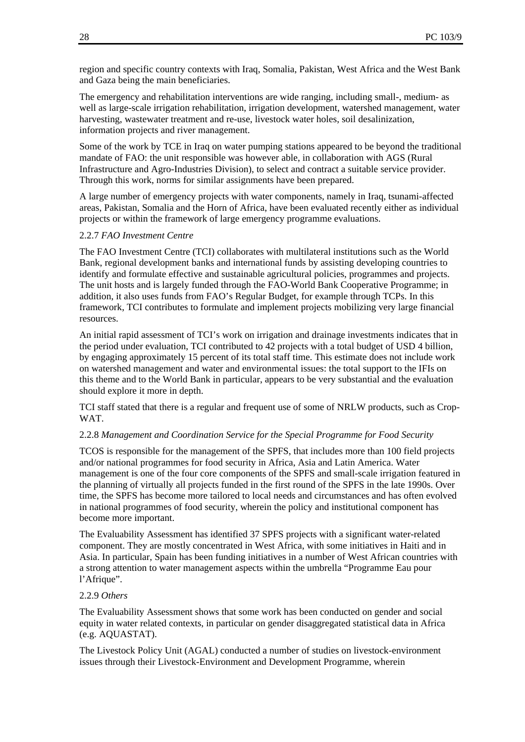region and specific country contexts with Iraq, Somalia, Pakistan, West Africa and the West Bank and Gaza being the main beneficiaries.

The emergency and rehabilitation interventions are wide ranging, including small-, medium- as well as large-scale irrigation rehabilitation, irrigation development, watershed management, water harvesting, wastewater treatment and re-use, livestock water holes, soil desalinization, information projects and river management.

Some of the work by TCE in Iraq on water pumping stations appeared to be beyond the traditional mandate of FAO: the unit responsible was however able, in collaboration with AGS (Rural Infrastructure and Agro-Industries Division), to select and contract a suitable service provider. Through this work, norms for similar assignments have been prepared.

A large number of emergency projects with water components, namely in Iraq, tsunami-affected areas, Pakistan, Somalia and the Horn of Africa, have been evaluated recently either as individual projects or within the framework of large emergency programme evaluations.

#### 2.2.7 *FAO Investment Centre*

The FAO Investment Centre (TCI) collaborates with multilateral institutions such as the World Bank, regional development banks and international funds by assisting developing countries to identify and formulate effective and sustainable agricultural policies, programmes and projects. The unit hosts and is largely funded through the FAO-World Bank Cooperative Programme; in addition, it also uses funds from FAO's Regular Budget, for example through TCPs. In this framework, TCI contributes to formulate and implement projects mobilizing very large financial resources.

An initial rapid assessment of TCI's work on irrigation and drainage investments indicates that in the period under evaluation, TCI contributed to 42 projects with a total budget of USD 4 billion, by engaging approximately 15 percent of its total staff time. This estimate does not include work on watershed management and water and environmental issues: the total support to the IFIs on this theme and to the World Bank in particular, appears to be very substantial and the evaluation should explore it more in depth.

TCI staff stated that there is a regular and frequent use of some of NRLW products, such as Crop-WAT.

#### 2.2.8 *Management and Coordination Service for the Special Programme for Food Security*

TCOS is responsible for the management of the SPFS, that includes more than 100 field projects and/or national programmes for food security in Africa, Asia and Latin America. Water management is one of the four core components of the SPFS and small-scale irrigation featured in the planning of virtually all projects funded in the first round of the SPFS in the late 1990s. Over time, the SPFS has become more tailored to local needs and circumstances and has often evolved in national programmes of food security, wherein the policy and institutional component has become more important.

The Evaluability Assessment has identified 37 SPFS projects with a significant water-related component. They are mostly concentrated in West Africa, with some initiatives in Haiti and in Asia. In particular, Spain has been funding initiatives in a number of West African countries with a strong attention to water management aspects within the umbrella "Programme Eau pour l'Afrique".

#### 2.2.9 *Others*

The Evaluability Assessment shows that some work has been conducted on gender and social equity in water related contexts, in particular on gender disaggregated statistical data in Africa (e.g. AQUASTAT).

The Livestock Policy Unit (AGAL) conducted a number of studies on livestock-environment issues through their Livestock-Environment and Development Programme, wherein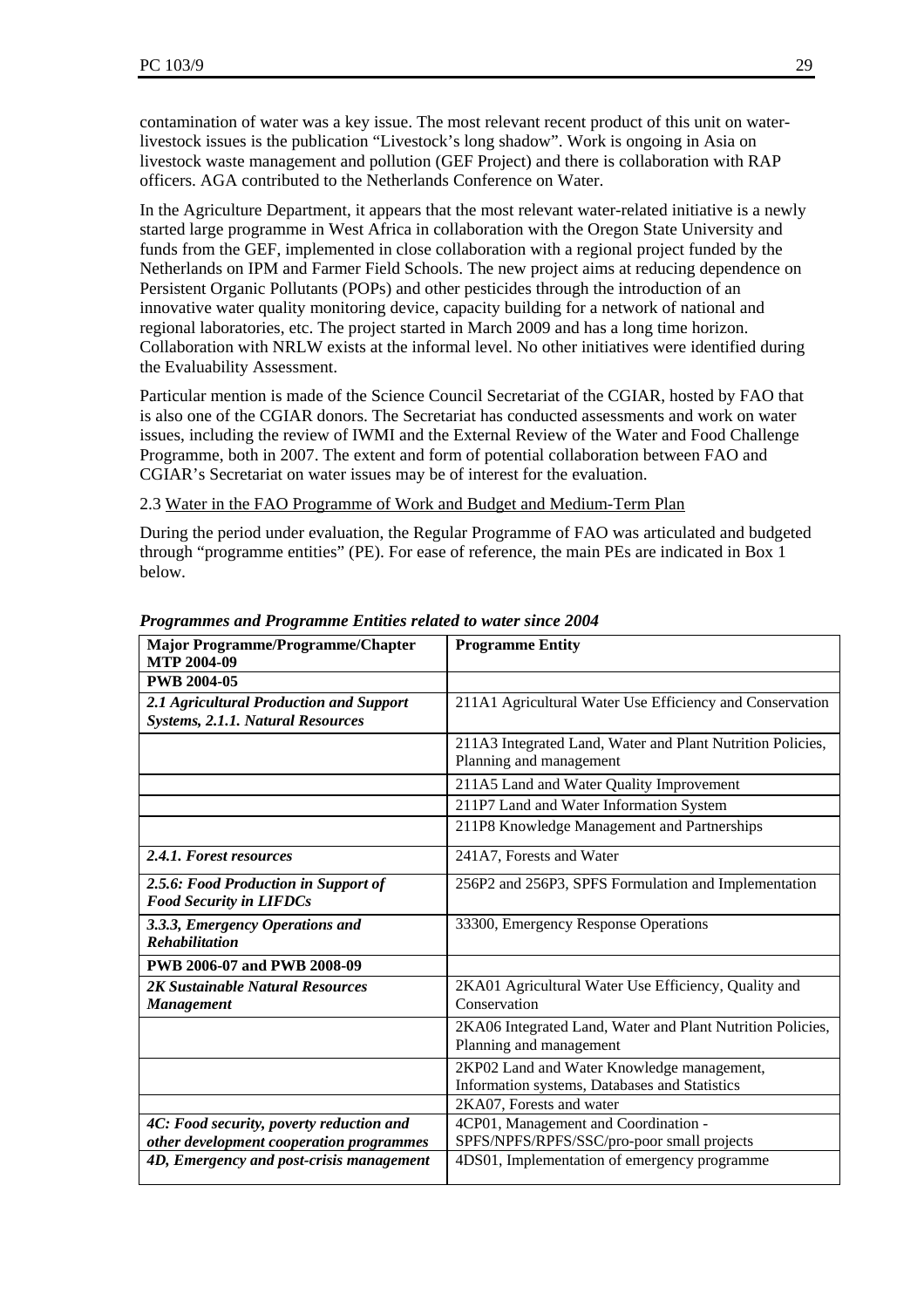contamination of water was a key issue. The most relevant recent product of this unit on water-livestock issues is the publication "Livestock's long shadow". Work is ongoing in Asia on livestock waste management and pollution (GEF Project) and there is collaboration with RAP officers. AGA contributed to the Netherlands Conference on Water.

In the Agriculture Department, it appears that the most relevant water-related initiative is a newly started large programme in West Africa in collaboration with the Oregon State University and funds from the GEF, implemented in close collaboration with a regional project funded by the Netherlands on IPM and Farmer Field Schools. The new project aims at reducing dependence on Persistent Organic Pollutants (POPs) and other pesticides through the introduction of an innovative water quality monitoring device, capacity building for a network of national and regional laboratories, etc. The project started in March 2009 and has a long time horizon. Collaboration with NRLW exists at the informal level. No other initiatives were identified during the Evaluability Assessment.

Particular mention is made of the Science Council Secretariat of the CGIAR, hosted by FAO that is also one of the CGIAR donors. The Secretariat has conducted assessments and work on water issues, including the review of IWMI and the External Review of the Water and Food Challenge Programme, both in 2007. The extent and form of potential collaboration between FAO and CGIAR's Secretariat on water issues may be of interest for the evaluation.

2.3 Water in the FAO Programme of Work and Budget and Medium-Term Plan

During the period under evaluation, the Regular Programme of FAO was articulated and budgeted through "programme entities" (PE). For ease of reference, the main PEs are indicated in Box 1 below.

***Programmes and Programme Entities related to water since 2004***

| **Major Programme/Programme/Chapter MTP 2004-09** | **Programme Entity** |
|---|---|
| **PWB 2004-05** | |
| ***2.1 Agricultural Production and Support Systems, 2.1.1. Natural Resources*** | 211A1 Agricultural Water Use Efficiency and Conservation |
| | 211A3 Integrated Land, Water and Plant Nutrition Policies, Planning and management |
| | 211A5 Land and Water Quality Improvement |
| | 211P7 Land and Water Information System |
| | 211P8 Knowledge Management and Partnerships |
| ***2.4.1. Forest resources*** | 241A7, Forests and Water |
| ***2.5.6: Food Production in Support of Food Security in LIFDCs*** | 256P2 and 256P3, SPFS Formulation and Implementation |
| ***3.3.3, Emergency Operations and Rehabilitation*** | 33300, Emergency Response Operations |
| **PWB 2006-07 and PWB 2008-09** | |
| ***2K Sustainable Natural Resources Management*** | 2KA01 Agricultural Water Use Efficiency, Quality and Conservation |
| | 2KA06 Integrated Land, Water and Plant Nutrition Policies, Planning and management |
| | 2KP02 Land and Water Knowledge management, Information systems, Databases and Statistics |
| | 2KA07, Forests and water |
| ***4C: Food security, poverty reduction and other development cooperation programmes*** | 4CP01, Management and Coordination - SPFS/NPFS/RPFS/SSC/pro-poor small projects |
| ***4D, Emergency and post-crisis management*** | 4DS01, Implementation of emergency programme |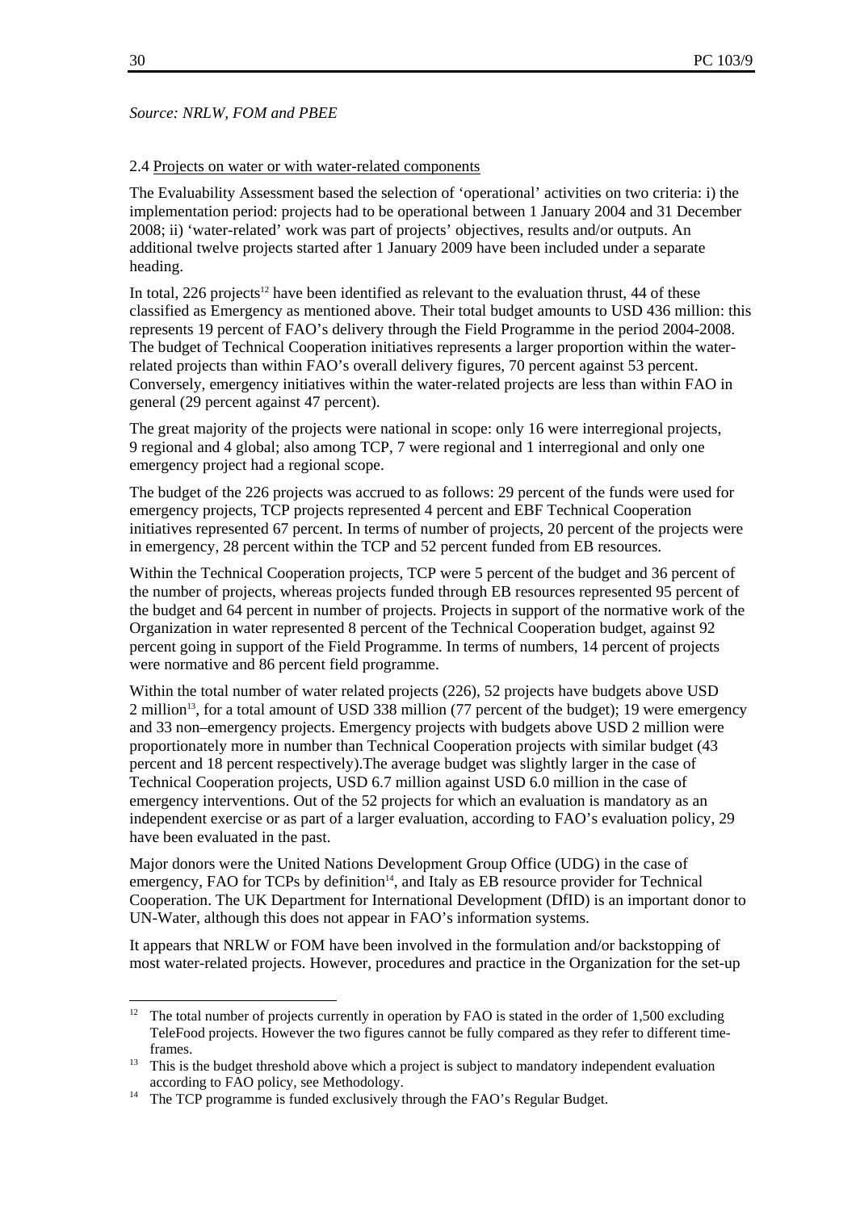*Source: NRLW, FOM and PBEE*

2.4 Projects on water or with water-related components

The Evaluability Assessment based the selection of 'operational' activities on two criteria: i) the implementation period: projects had to be operational between 1 January 2004 and 31 December 2008; ii) 'water-related' work was part of projects' objectives, results and/or outputs. An additional twelve projects started after 1 January 2009 have been included under a separate heading.

In total, 226 projects[12] have been identified as relevant to the evaluation thrust, 44 of these classified as Emergency as mentioned above. Their total budget amounts to USD 436 million: this represents 19 percent of FAO's delivery through the Field Programme in the period 2004-2008. The budget of Technical Cooperation initiatives represents a larger proportion within the water-related projects than within FAO's overall delivery figures, 70 percent against 53 percent. Conversely, emergency initiatives within the water-related projects are less than within FAO in general (29 percent against 47 percent).

The great majority of the projects were national in scope: only 16 were interregional projects, 9 regional and 4 global; also among TCP, 7 were regional and 1 interregional and only one emergency project had a regional scope.

The budget of the 226 projects was accrued to as follows: 29 percent of the funds were used for emergency projects, TCP projects represented 4 percent and EBF Technical Cooperation initiatives represented 67 percent. In terms of number of projects, 20 percent of the projects were in emergency, 28 percent within the TCP and 52 percent funded from EB resources.

Within the Technical Cooperation projects, TCP were 5 percent of the budget and 36 percent of the number of projects, whereas projects funded through EB resources represented 95 percent of the budget and 64 percent in number of projects. Projects in support of the normative work of the Organization in water represented 8 percent of the Technical Cooperation budget, against 92 percent going in support of the Field Programme. In terms of numbers, 14 percent of projects were normative and 86 percent field programme.

Within the total number of water related projects (226), 52 projects have budgets above USD 2 million[13], for a total amount of USD 338 million (77 percent of the budget); 19 were emergency and 33 non–emergency projects. Emergency projects with budgets above USD 2 million were proportionately more in number than Technical Cooperation projects with similar budget (43 percent and 18 percent respectively).The average budget was slightly larger in the case of Technical Cooperation projects, USD 6.7 million against USD 6.0 million in the case of emergency interventions. Out of the 52 projects for which an evaluation is mandatory as an independent exercise or as part of a larger evaluation, according to FAO's evaluation policy, 29 have been evaluated in the past.

Major donors were the United Nations Development Group Office (UDG) in the case of emergency, FAO for TCPs by definition[14], and Italy as EB resource provider for Technical Cooperation. The UK Department for International Development (DfID) is an important donor to UN-Water, although this does not appear in FAO's information systems.

It appears that NRLW or FOM have been involved in the formulation and/or backstopping of most water-related projects. However, procedures and practice in the Organization for the set-up

---

[12] The total number of projects currently in operation by FAO is stated in the order of 1,500 excluding TeleFood projects. However the two figures cannot be fully compared as they refer to different time-frames.

[13] This is the budget threshold above which a project is subject to mandatory independent evaluation according to FAO policy, see Methodology.

[14] The TCP programme is funded exclusively through the FAO's Regular Budget.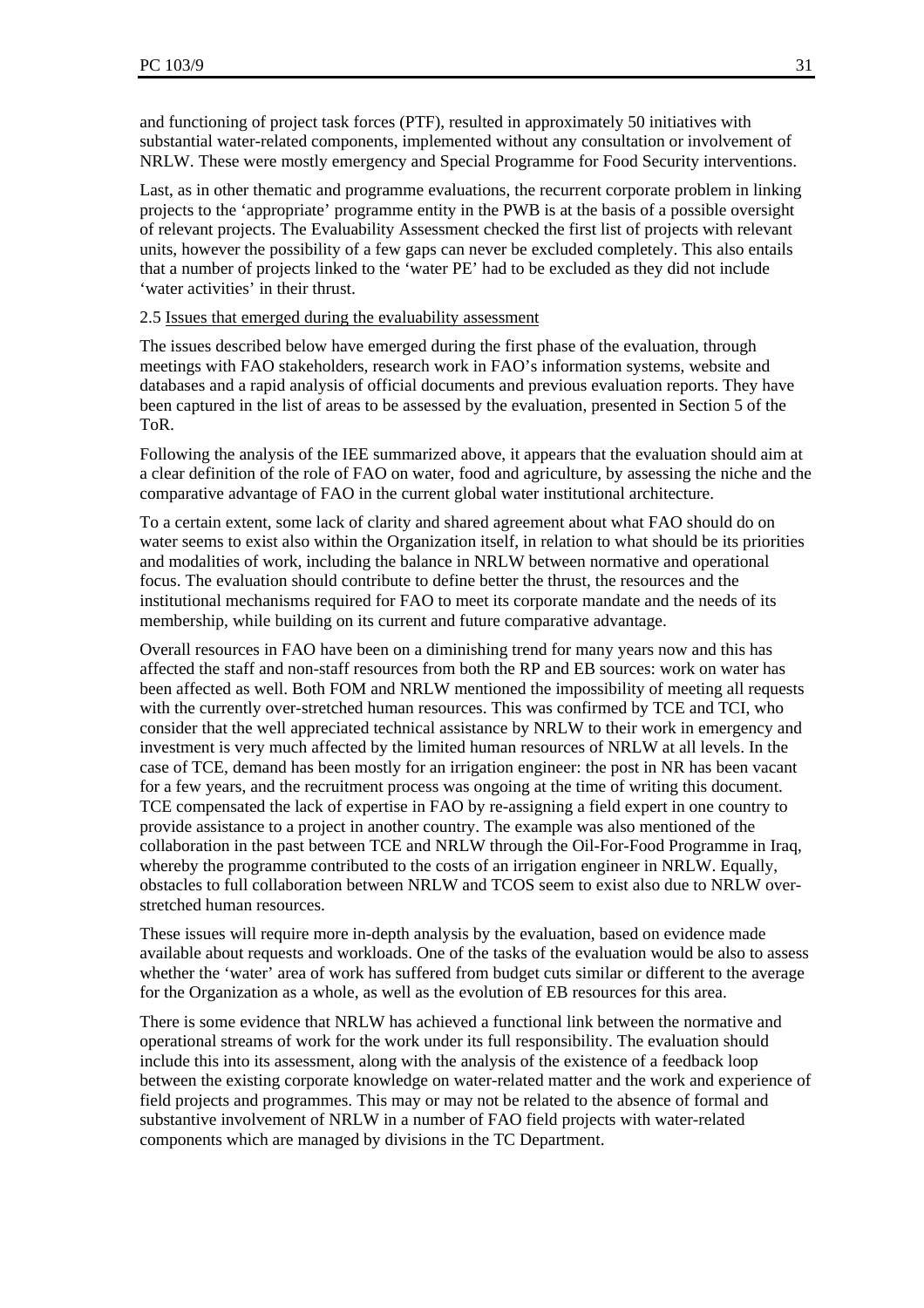and functioning of project task forces (PTF), resulted in approximately 50 initiatives with substantial water-related components, implemented without any consultation or involvement of NRLW. These were mostly emergency and Special Programme for Food Security interventions.

Last, as in other thematic and programme evaluations, the recurrent corporate problem in linking projects to the 'appropriate' programme entity in the PWB is at the basis of a possible oversight of relevant projects. The Evaluability Assessment checked the first list of projects with relevant units, however the possibility of a few gaps can never be excluded completely. This also entails that a number of projects linked to the 'water PE' had to be excluded as they did not include 'water activities' in their thrust.

2.5 Issues that emerged during the evaluability assessment

The issues described below have emerged during the first phase of the evaluation, through meetings with FAO stakeholders, research work in FAO's information systems, website and databases and a rapid analysis of official documents and previous evaluation reports. They have been captured in the list of areas to be assessed by the evaluation, presented in Section 5 of the ToR.

Following the analysis of the IEE summarized above, it appears that the evaluation should aim at a clear definition of the role of FAO on water, food and agriculture, by assessing the niche and the comparative advantage of FAO in the current global water institutional architecture.

To a certain extent, some lack of clarity and shared agreement about what FAO should do on water seems to exist also within the Organization itself, in relation to what should be its priorities and modalities of work, including the balance in NRLW between normative and operational focus. The evaluation should contribute to define better the thrust, the resources and the institutional mechanisms required for FAO to meet its corporate mandate and the needs of its membership, while building on its current and future comparative advantage.

Overall resources in FAO have been on a diminishing trend for many years now and this has affected the staff and non-staff resources from both the RP and EB sources: work on water has been affected as well. Both FOM and NRLW mentioned the impossibility of meeting all requests with the currently over-stretched human resources. This was confirmed by TCE and TCI, who consider that the well appreciated technical assistance by NRLW to their work in emergency and investment is very much affected by the limited human resources of NRLW at all levels. In the case of TCE, demand has been mostly for an irrigation engineer: the post in NR has been vacant for a few years, and the recruitment process was ongoing at the time of writing this document. TCE compensated the lack of expertise in FAO by re-assigning a field expert in one country to provide assistance to a project in another country. The example was also mentioned of the collaboration in the past between TCE and NRLW through the Oil-For-Food Programme in Iraq, whereby the programme contributed to the costs of an irrigation engineer in NRLW. Equally, obstacles to full collaboration between NRLW and TCOS seem to exist also due to NRLW over-stretched human resources.

These issues will require more in-depth analysis by the evaluation, based on evidence made available about requests and workloads. One of the tasks of the evaluation would be also to assess whether the 'water' area of work has suffered from budget cuts similar or different to the average for the Organization as a whole, as well as the evolution of EB resources for this area.

There is some evidence that NRLW has achieved a functional link between the normative and operational streams of work for the work under its full responsibility. The evaluation should include this into its assessment, along with the analysis of the existence of a feedback loop between the existing corporate knowledge on water-related matter and the work and experience of field projects and programmes. This may or may not be related to the absence of formal and substantive involvement of NRLW in a number of FAO field projects with water-related components which are managed by divisions in the TC Department.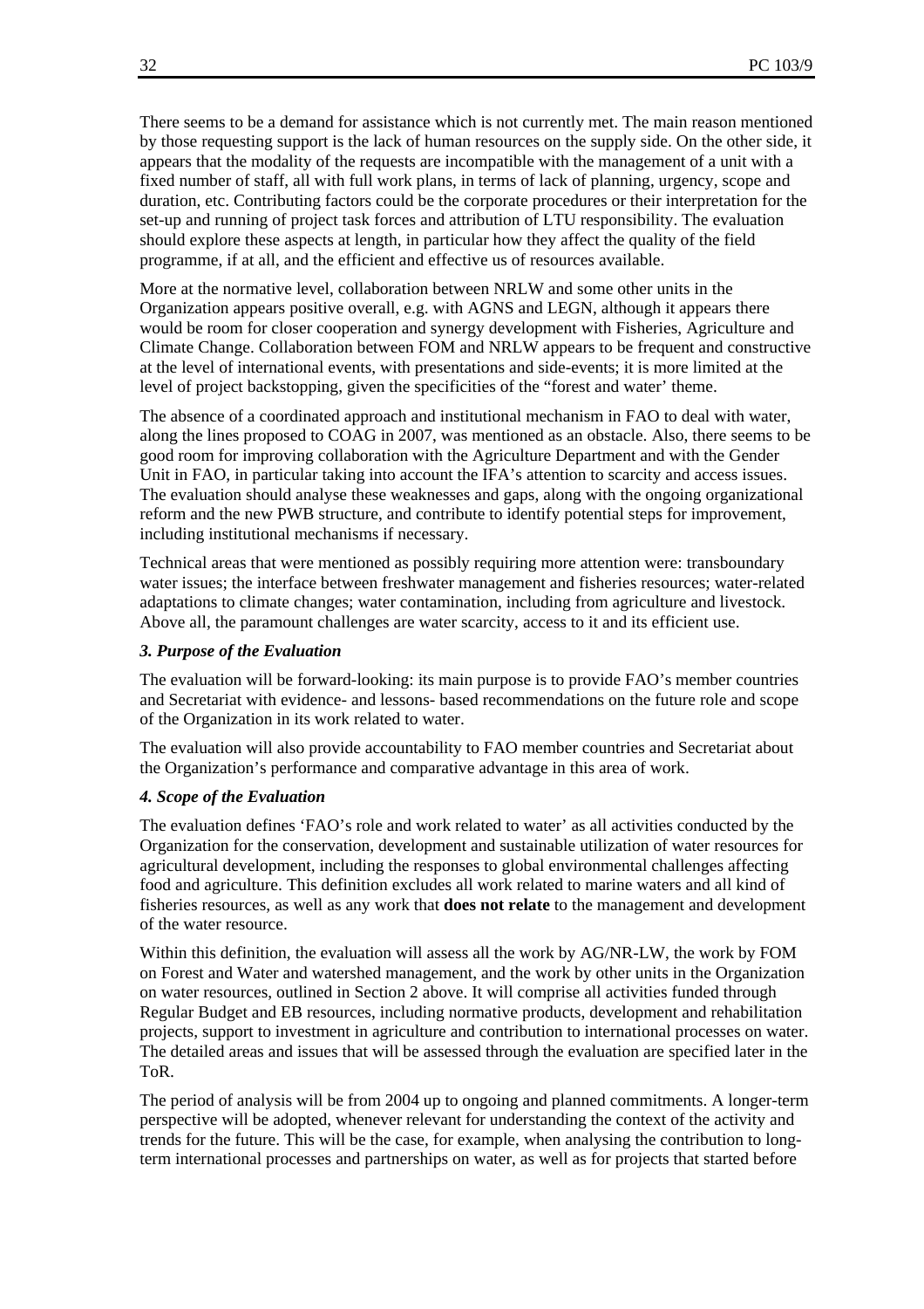There seems to be a demand for assistance which is not currently met. The main reason mentioned by those requesting support is the lack of human resources on the supply side. On the other side, it appears that the modality of the requests are incompatible with the management of a unit with a fixed number of staff, all with full work plans, in terms of lack of planning, urgency, scope and duration, etc. Contributing factors could be the corporate procedures or their interpretation for the set-up and running of project task forces and attribution of LTU responsibility. The evaluation should explore these aspects at length, in particular how they affect the quality of the field programme, if at all, and the efficient and effective us of resources available.

More at the normative level, collaboration between NRLW and some other units in the Organization appears positive overall, e.g. with AGNS and LEGN, although it appears there would be room for closer cooperation and synergy development with Fisheries, Agriculture and Climate Change. Collaboration between FOM and NRLW appears to be frequent and constructive at the level of international events, with presentations and side-events; it is more limited at the level of project backstopping, given the specificities of the "forest and water' theme.

The absence of a coordinated approach and institutional mechanism in FAO to deal with water, along the lines proposed to COAG in 2007, was mentioned as an obstacle. Also, there seems to be good room for improving collaboration with the Agriculture Department and with the Gender Unit in FAO, in particular taking into account the IFA's attention to scarcity and access issues. The evaluation should analyse these weaknesses and gaps, along with the ongoing organizational reform and the new PWB structure, and contribute to identify potential steps for improvement, including institutional mechanisms if necessary.

Technical areas that were mentioned as possibly requiring more attention were: transboundary water issues; the interface between freshwater management and fisheries resources; water-related adaptations to climate changes; water contamination, including from agriculture and livestock. Above all, the paramount challenges are water scarcity, access to it and its efficient use.

### *3. Purpose of the Evaluation*

The evaluation will be forward-looking: its main purpose is to provide FAO's member countries and Secretariat with evidence- and lessons- based recommendations on the future role and scope of the Organization in its work related to water.

The evaluation will also provide accountability to FAO member countries and Secretariat about the Organization's performance and comparative advantage in this area of work.

### *4. Scope of the Evaluation*

The evaluation defines 'FAO's role and work related to water' as all activities conducted by the Organization for the conservation, development and sustainable utilization of water resources for agricultural development, including the responses to global environmental challenges affecting food and agriculture. This definition excludes all work related to marine waters and all kind of fisheries resources, as well as any work that **does not relate** to the management and development of the water resource.

Within this definition, the evaluation will assess all the work by AG/NR-LW, the work by FOM on Forest and Water and watershed management, and the work by other units in the Organization on water resources, outlined in Section 2 above. It will comprise all activities funded through Regular Budget and EB resources, including normative products, development and rehabilitation projects, support to investment in agriculture and contribution to international processes on water. The detailed areas and issues that will be assessed through the evaluation are specified later in the ToR.

The period of analysis will be from 2004 up to ongoing and planned commitments. A longer-term perspective will be adopted, whenever relevant for understanding the context of the activity and trends for the future. This will be the case, for example, when analysing the contribution to long-term international processes and partnerships on water, as well as for projects that started before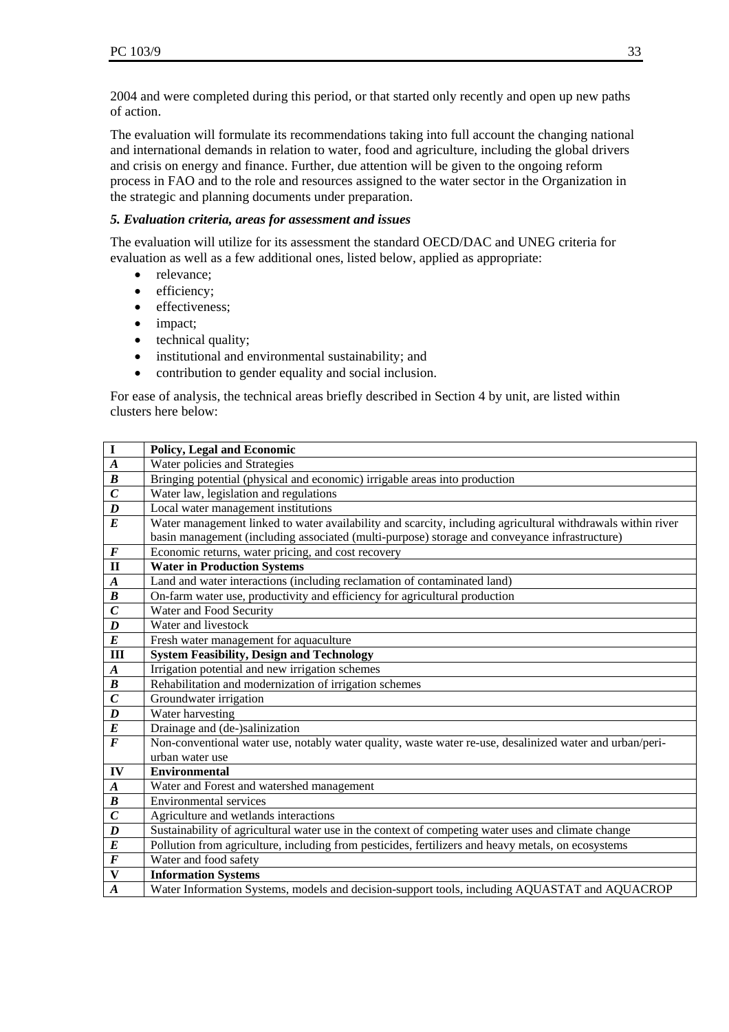2004 and were completed during this period, or that started only recently and open up new paths of action.

The evaluation will formulate its recommendations taking into full account the changing national and international demands in relation to water, food and agriculture, including the global drivers and crisis on energy and finance. Further, due attention will be given to the ongoing reform process in FAO and to the role and resources assigned to the water sector in the Organization in the strategic and planning documents under preparation.

### *5. Evaluation criteria, areas for assessment and issues*

The evaluation will utilize for its assessment the standard OECD/DAC and UNEG criteria for evaluation as well as a few additional ones, listed below, applied as appropriate:

- relevance;
- efficiency;
- effectiveness;
- impact;
- technical quality;
- institutional and environmental sustainability; and
- contribution to gender equality and social inclusion.

For ease of analysis, the technical areas briefly described in Section 4 by unit, are listed within clusters here below:

| | |
|---|---|
| **I** | **Policy, Legal and Economic** |
| ***A*** | Water policies and Strategies |
| ***B*** | Bringing potential (physical and economic) irrigable areas into production |
| ***C*** | Water law, legislation and regulations |
| ***D*** | Local water management institutions |
| ***E*** | Water management linked to water availability and scarcity, including agricultural withdrawals within river basin management (including associated (multi-purpose) storage and conveyance infrastructure) |
| ***F*** | Economic returns, water pricing, and cost recovery |
| **II** | **Water in Production Systems** |
| ***A*** | Land and water interactions (including reclamation of contaminated land) |
| ***B*** | On-farm water use, productivity and efficiency for agricultural production |
| ***C*** | Water and Food Security |
| ***D*** | Water and livestock |
| ***E*** | Fresh water management for aquaculture |
| **III** | **System Feasibility, Design and Technology** |
| ***A*** | Irrigation potential and new irrigation schemes |
| ***B*** | Rehabilitation and modernization of irrigation schemes |
| ***C*** | Groundwater irrigation |
| ***D*** | Water harvesting |
| ***E*** | Drainage and (de-)salinization |
| ***F*** | Non-conventional water use, notably water quality, waste water re-use, desalinized water and urban/peri-urban water use |
| **IV** | **Environmental** |
| ***A*** | Water and Forest and watershed management |
| ***B*** | Environmental services |
| ***C*** | Agriculture and wetlands interactions |
| ***D*** | Sustainability of agricultural water use in the context of competing water uses and climate change |
| ***E*** | Pollution from agriculture, including from pesticides, fertilizers and heavy metals, on ecosystems |
| ***F*** | Water and food safety |
| **V** | **Information Systems** |
| ***A*** | Water Information Systems, models and decision-support tools, including AQUASTAT and AQUACROP |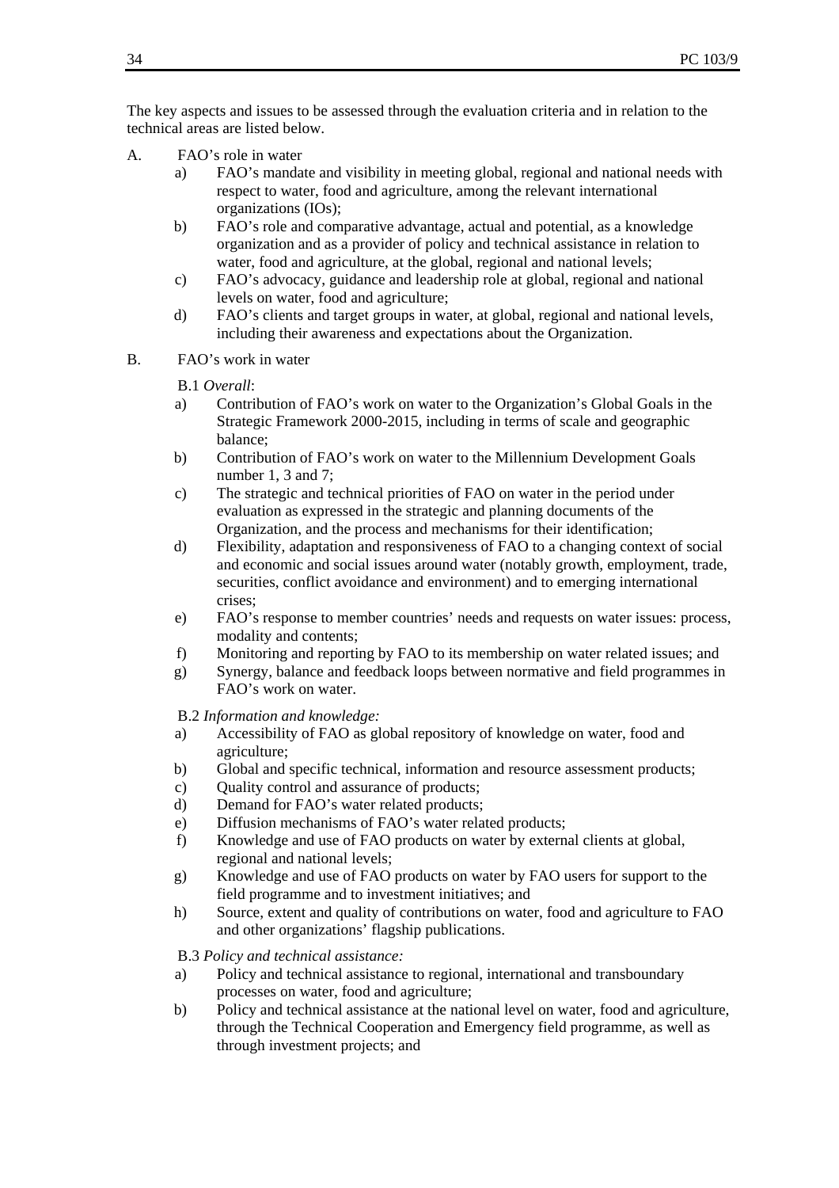The key aspects and issues to be assessed through the evaluation criteria and in relation to the technical areas are listed below.

A. FAO's role in water

a) FAO's mandate and visibility in meeting global, regional and national needs with respect to water, food and agriculture, among the relevant international organizations (IOs);

b) FAO's role and comparative advantage, actual and potential, as a knowledge organization and as a provider of policy and technical assistance in relation to water, food and agriculture, at the global, regional and national levels;

c) FAO's advocacy, guidance and leadership role at global, regional and national levels on water, food and agriculture;

d) FAO's clients and target groups in water, at global, regional and national levels, including their awareness and expectations about the Organization.

B. FAO's work in water

B.1 *Overall*:

a) Contribution of FAO's work on water to the Organization's Global Goals in the Strategic Framework 2000-2015, including in terms of scale and geographic balance;

b) Contribution of FAO's work on water to the Millennium Development Goals number 1, 3 and 7;

c) The strategic and technical priorities of FAO on water in the period under evaluation as expressed in the strategic and planning documents of the Organization, and the process and mechanisms for their identification;

d) Flexibility, adaptation and responsiveness of FAO to a changing context of social and economic and social issues around water (notably growth, employment, trade, securities, conflict avoidance and environment) and to emerging international crises;

e) FAO's response to member countries' needs and requests on water issues: process, modality and contents;

f) Monitoring and reporting by FAO to its membership on water related issues; and

g) Synergy, balance and feedback loops between normative and field programmes in FAO's work on water.

B.2 *Information and knowledge:*

a) Accessibility of FAO as global repository of knowledge on water, food and agriculture;

b) Global and specific technical, information and resource assessment products;

c) Quality control and assurance of products;

d) Demand for FAO's water related products;

e) Diffusion mechanisms of FAO's water related products;

f) Knowledge and use of FAO products on water by external clients at global, regional and national levels;

g) Knowledge and use of FAO products on water by FAO users for support to the field programme and to investment initiatives; and

h) Source, extent and quality of contributions on water, food and agriculture to FAO and other organizations' flagship publications.

B.3 *Policy and technical assistance:*

a) Policy and technical assistance to regional, international and transboundary processes on water, food and agriculture;

b) Policy and technical assistance at the national level on water, food and agriculture, through the Technical Cooperation and Emergency field programme, as well as through investment projects; and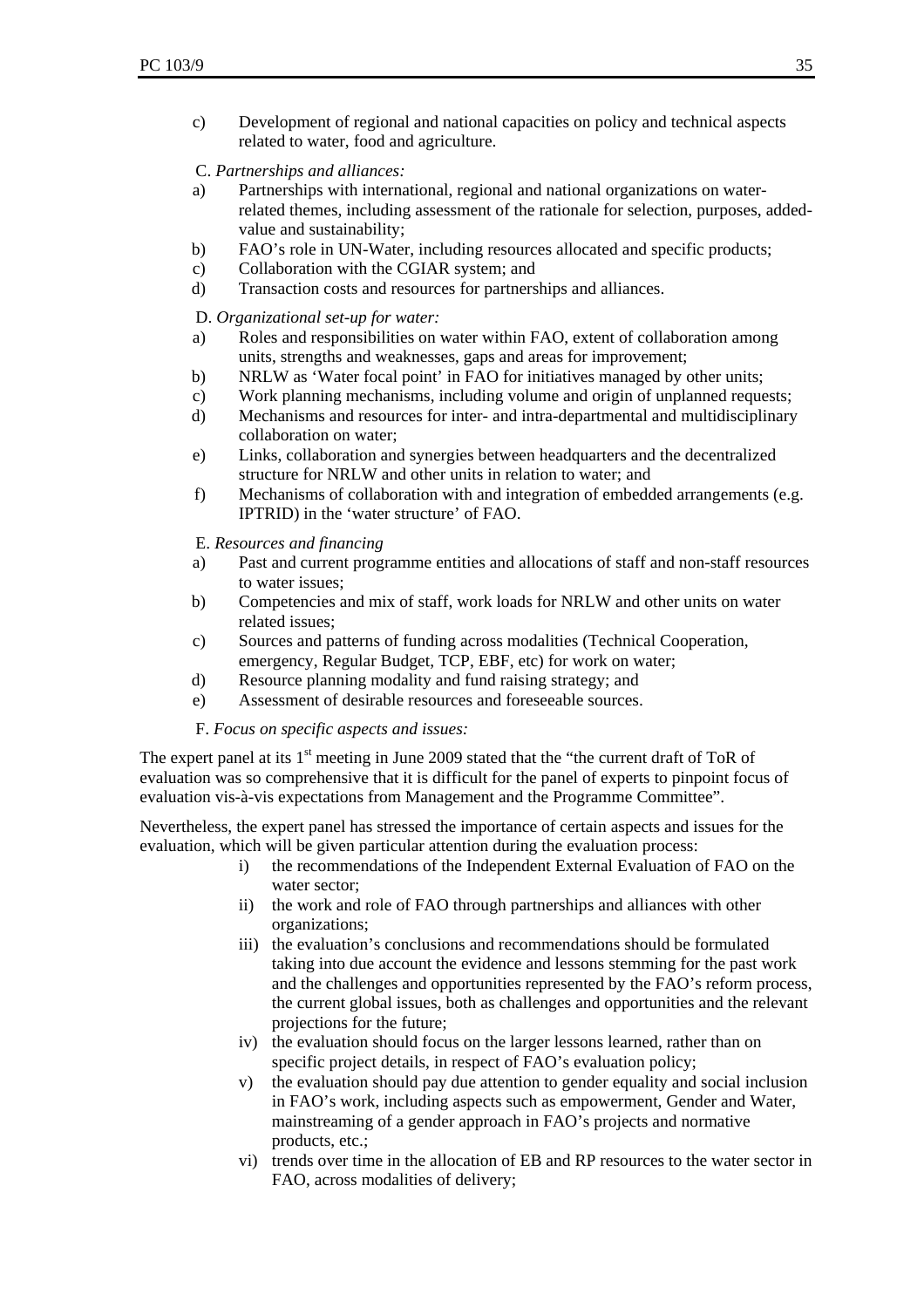c) Development of regional and national capacities on policy and technical aspects related to water, food and agriculture.

C. *Partnerships and alliances:*

a) Partnerships with international, regional and national organizations on water-related themes, including assessment of the rationale for selection, purposes, added-value and sustainability;
b) FAO's role in UN-Water, including resources allocated and specific products;
c) Collaboration with the CGIAR system; and
d) Transaction costs and resources for partnerships and alliances.

D. *Organizational set-up for water:*

a) Roles and responsibilities on water within FAO, extent of collaboration among units, strengths and weaknesses, gaps and areas for improvement;
b) NRLW as 'Water focal point' in FAO for initiatives managed by other units;
c) Work planning mechanisms, including volume and origin of unplanned requests;
d) Mechanisms and resources for inter- and intra-departmental and multidisciplinary collaboration on water;
e) Links, collaboration and synergies between headquarters and the decentralized structure for NRLW and other units in relation to water; and
f) Mechanisms of collaboration with and integration of embedded arrangements (e.g. IPTRID) in the 'water structure' of FAO.

E. *Resources and financing*

a) Past and current programme entities and allocations of staff and non-staff resources to water issues;
b) Competencies and mix of staff, work loads for NRLW and other units on water related issues;
c) Sources and patterns of funding across modalities (Technical Cooperation, emergency, Regular Budget, TCP, EBF, etc) for work on water;
d) Resource planning modality and fund raising strategy; and
e) Assessment of desirable resources and foreseeable sources.

F. *Focus on specific aspects and issues:*

The expert panel at its 1st meeting in June 2009 stated that the "the current draft of ToR of evaluation was so comprehensive that it is difficult for the panel of experts to pinpoint focus of evaluation vis-à-vis expectations from Management and the Programme Committee".

Nevertheless, the expert panel has stressed the importance of certain aspects and issues for the evaluation, which will be given particular attention during the evaluation process:

i) the recommendations of the Independent External Evaluation of FAO on the water sector;
ii) the work and role of FAO through partnerships and alliances with other organizations;
iii) the evaluation's conclusions and recommendations should be formulated taking into due account the evidence and lessons stemming for the past work and the challenges and opportunities represented by the FAO's reform process, the current global issues, both as challenges and opportunities and the relevant projections for the future;
iv) the evaluation should focus on the larger lessons learned, rather than on specific project details, in respect of FAO's evaluation policy;
v) the evaluation should pay due attention to gender equality and social inclusion in FAO's work, including aspects such as empowerment, Gender and Water, mainstreaming of a gender approach in FAO's projects and normative products, etc.;
vi) trends over time in the allocation of EB and RP resources to the water sector in FAO, across modalities of delivery;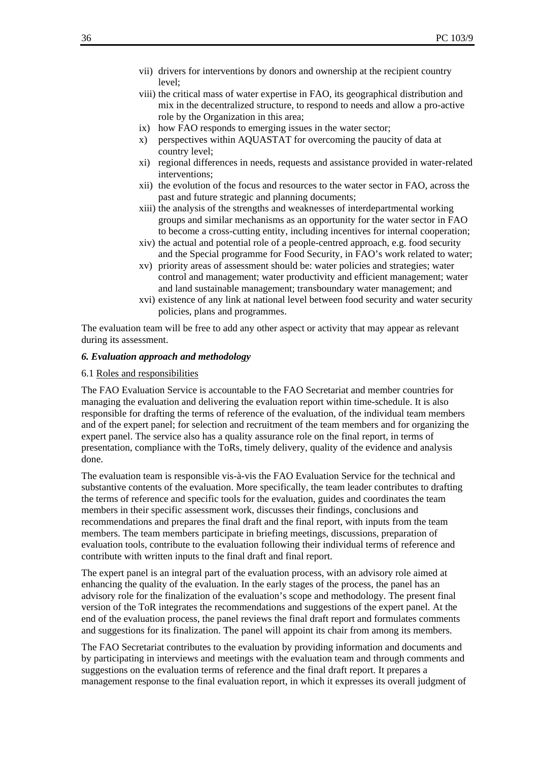vii) drivers for interventions by donors and ownership at the recipient country level;

viii) the critical mass of water expertise in FAO, its geographical distribution and mix in the decentralized structure, to respond to needs and allow a pro-active role by the Organization in this area;

ix) how FAO responds to emerging issues in the water sector;

x) perspectives within AQUASTAT for overcoming the paucity of data at country level;

xi) regional differences in needs, requests and assistance provided in water-related interventions;

xii) the evolution of the focus and resources to the water sector in FAO, across the past and future strategic and planning documents;

xiii) the analysis of the strengths and weaknesses of interdepartmental working groups and similar mechanisms as an opportunity for the water sector in FAO to become a cross-cutting entity, including incentives for internal cooperation;

xiv) the actual and potential role of a people-centred approach, e.g. food security and the Special programme for Food Security, in FAO's work related to water;

xv) priority areas of assessment should be: water policies and strategies; water control and management; water productivity and efficient management; water and land sustainable management; transboundary water management; and

xvi) existence of any link at national level between food security and water security policies, plans and programmes.

The evaluation team will be free to add any other aspect or activity that may appear as relevant during its assessment.

### *6. Evaluation approach and methodology*

6.1 <u>Roles and responsibilities</u>

The FAO Evaluation Service is accountable to the FAO Secretariat and member countries for managing the evaluation and delivering the evaluation report within time-schedule. It is also responsible for drafting the terms of reference of the evaluation, of the individual team members and of the expert panel; for selection and recruitment of the team members and for organizing the expert panel. The service also has a quality assurance role on the final report, in terms of presentation, compliance with the ToRs, timely delivery, quality of the evidence and analysis done.

The evaluation team is responsible vis-à-vis the FAO Evaluation Service for the technical and substantive contents of the evaluation. More specifically, the team leader contributes to drafting the terms of reference and specific tools for the evaluation, guides and coordinates the team members in their specific assessment work, discusses their findings, conclusions and recommendations and prepares the final draft and the final report, with inputs from the team members. The team members participate in briefing meetings, discussions, preparation of evaluation tools, contribute to the evaluation following their individual terms of reference and contribute with written inputs to the final draft and final report.

The expert panel is an integral part of the evaluation process, with an advisory role aimed at enhancing the quality of the evaluation. In the early stages of the process, the panel has an advisory role for the finalization of the evaluation's scope and methodology. The present final version of the ToR integrates the recommendations and suggestions of the expert panel. At the end of the evaluation process, the panel reviews the final draft report and formulates comments and suggestions for its finalization. The panel will appoint its chair from among its members.

The FAO Secretariat contributes to the evaluation by providing information and documents and by participating in interviews and meetings with the evaluation team and through comments and suggestions on the evaluation terms of reference and the final draft report. It prepares a management response to the final evaluation report, in which it expresses its overall judgment of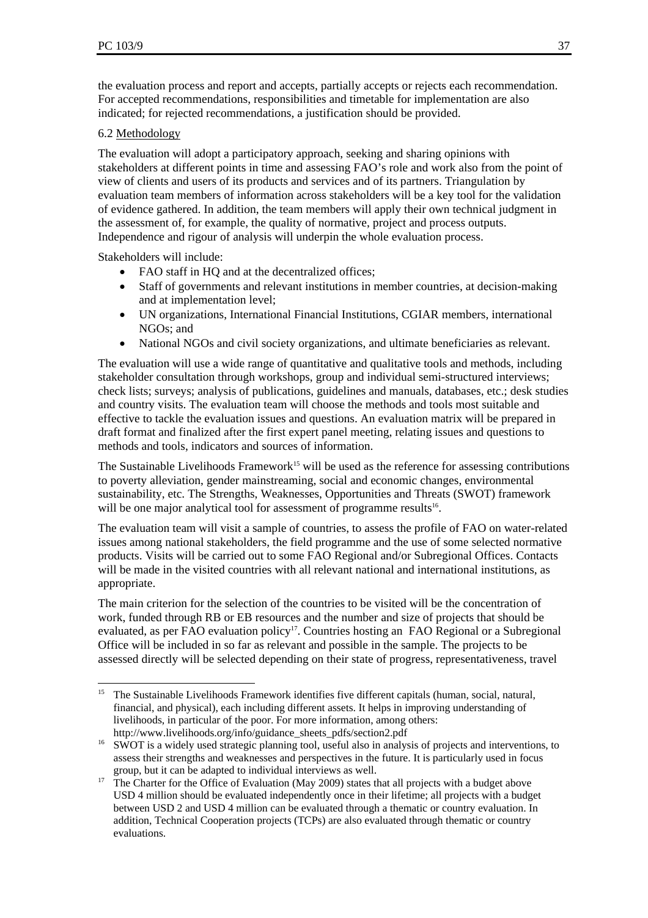the evaluation process and report and accepts, partially accepts or rejects each recommendation. For accepted recommendations, responsibilities and timetable for implementation are also indicated; for rejected recommendations, a justification should be provided.

6.2 Methodology

The evaluation will adopt a participatory approach, seeking and sharing opinions with stakeholders at different points in time and assessing FAO's role and work also from the point of view of clients and users of its products and services and of its partners. Triangulation by evaluation team members of information across stakeholders will be a key tool for the validation of evidence gathered. In addition, the team members will apply their own technical judgment in the assessment of, for example, the quality of normative, project and process outputs. Independence and rigour of analysis will underpin the whole evaluation process.

Stakeholders will include:

- FAO staff in HQ and at the decentralized offices;
- Staff of governments and relevant institutions in member countries, at decision-making and at implementation level;
- UN organizations, International Financial Institutions, CGIAR members, international NGOs; and
- National NGOs and civil society organizations, and ultimate beneficiaries as relevant.

The evaluation will use a wide range of quantitative and qualitative tools and methods, including stakeholder consultation through workshops, group and individual semi-structured interviews; check lists; surveys; analysis of publications, guidelines and manuals, databases, etc.; desk studies and country visits. The evaluation team will choose the methods and tools most suitable and effective to tackle the evaluation issues and questions. An evaluation matrix will be prepared in draft format and finalized after the first expert panel meeting, relating issues and questions to methods and tools, indicators and sources of information.

The Sustainable Livelihoods Framework[15] will be used as the reference for assessing contributions to poverty alleviation, gender mainstreaming, social and economic changes, environmental sustainability, etc. The Strengths, Weaknesses, Opportunities and Threats (SWOT) framework will be one major analytical tool for assessment of programme results[16].

The evaluation team will visit a sample of countries, to assess the profile of FAO on water-related issues among national stakeholders, the field programme and the use of some selected normative products. Visits will be carried out to some FAO Regional and/or Subregional Offices. Contacts will be made in the visited countries with all relevant national and international institutions, as appropriate.

The main criterion for the selection of the countries to be visited will be the concentration of work, funded through RB or EB resources and the number and size of projects that should be evaluated, as per FAO evaluation policy[17]. Countries hosting an FAO Regional or a Subregional Office will be included in so far as relevant and possible in the sample. The projects to be assessed directly will be selected depending on their state of progress, representativeness, travel

---

[15] The Sustainable Livelihoods Framework identifies five different capitals (human, social, natural, financial, and physical), each including different assets. It helps in improving understanding of livelihoods, in particular of the poor. For more information, among others: http://www.livelihoods.org/info/guidance_sheets_pdfs/section2.pdf

[16] SWOT is a widely used strategic planning tool, useful also in analysis of projects and interventions, to assess their strengths and weaknesses and perspectives in the future. It is particularly used in focus group, but it can be adapted to individual interviews as well.

[17] The Charter for the Office of Evaluation (May 2009) states that all projects with a budget above USD 4 million should be evaluated independently once in their lifetime; all projects with a budget between USD 2 and USD 4 million can be evaluated through a thematic or country evaluation. In addition, Technical Cooperation projects (TCPs) are also evaluated through thematic or country evaluations.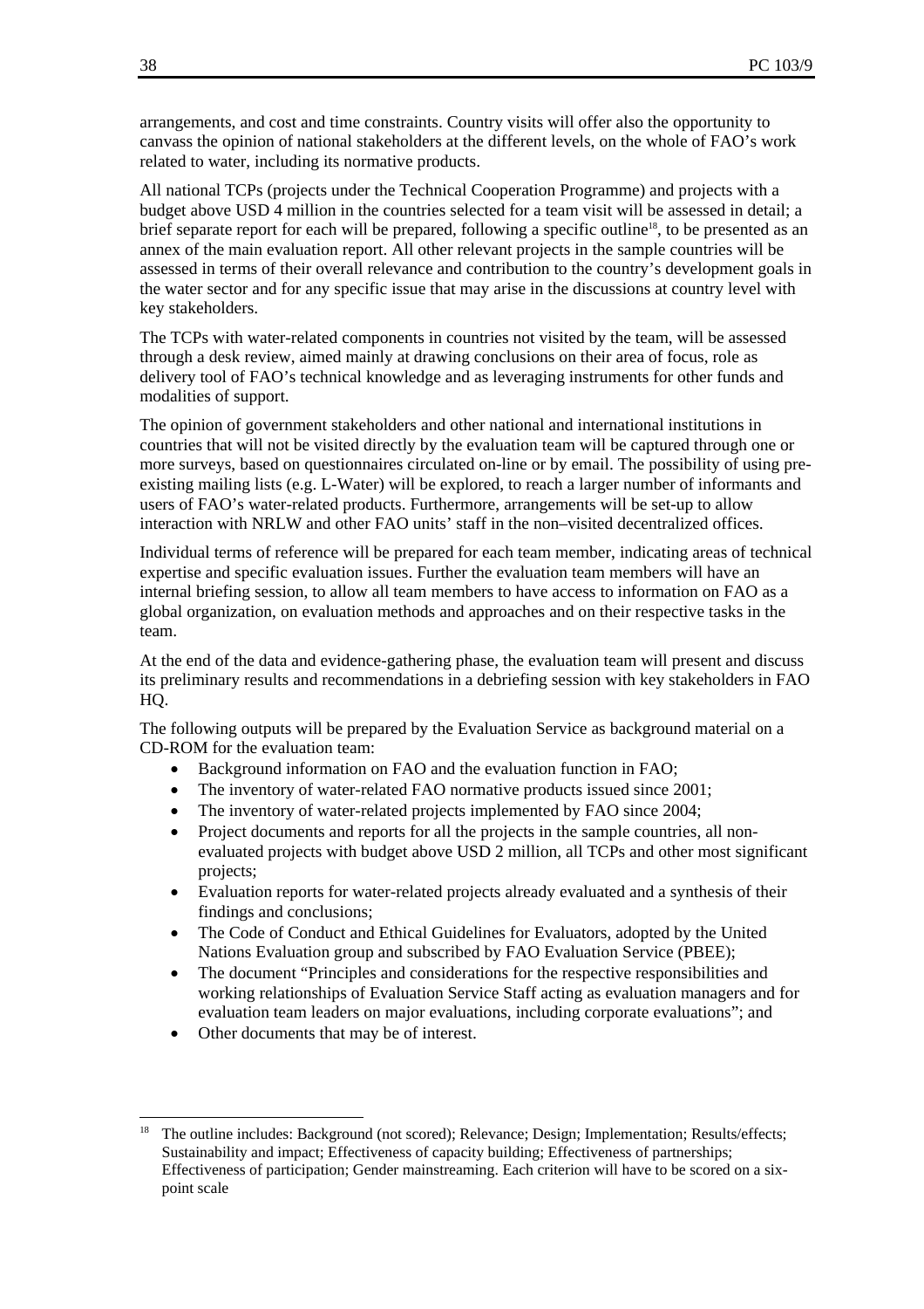arrangements, and cost and time constraints. Country visits will offer also the opportunity to canvass the opinion of national stakeholders at the different levels, on the whole of FAO's work related to water, including its normative products.

All national TCPs (projects under the Technical Cooperation Programme) and projects with a budget above USD 4 million in the countries selected for a team visit will be assessed in detail; a brief separate report for each will be prepared, following a specific outline[18], to be presented as an annex of the main evaluation report. All other relevant projects in the sample countries will be assessed in terms of their overall relevance and contribution to the country's development goals in the water sector and for any specific issue that may arise in the discussions at country level with key stakeholders.

The TCPs with water-related components in countries not visited by the team, will be assessed through a desk review, aimed mainly at drawing conclusions on their area of focus, role as delivery tool of FAO's technical knowledge and as leveraging instruments for other funds and modalities of support.

The opinion of government stakeholders and other national and international institutions in countries that will not be visited directly by the evaluation team will be captured through one or more surveys, based on questionnaires circulated on-line or by email. The possibility of using pre-existing mailing lists (e.g. L-Water) will be explored, to reach a larger number of informants and users of FAO's water-related products. Furthermore, arrangements will be set-up to allow interaction with NRLW and other FAO units' staff in the non–visited decentralized offices.

Individual terms of reference will be prepared for each team member, indicating areas of technical expertise and specific evaluation issues. Further the evaluation team members will have an internal briefing session, to allow all team members to have access to information on FAO as a global organization, on evaluation methods and approaches and on their respective tasks in the team.

At the end of the data and evidence-gathering phase, the evaluation team will present and discuss its preliminary results and recommendations in a debriefing session with key stakeholders in FAO HQ.

The following outputs will be prepared by the Evaluation Service as background material on a CD-ROM for the evaluation team:

- Background information on FAO and the evaluation function in FAO;
- The inventory of water-related FAO normative products issued since 2001;
- The inventory of water-related projects implemented by FAO since 2004;
- Project documents and reports for all the projects in the sample countries, all non-evaluated projects with budget above USD 2 million, all TCPs and other most significant projects;
- Evaluation reports for water-related projects already evaluated and a synthesis of their findings and conclusions;
- The Code of Conduct and Ethical Guidelines for Evaluators, adopted by the United Nations Evaluation group and subscribed by FAO Evaluation Service (PBEE);
- The document "Principles and considerations for the respective responsibilities and working relationships of Evaluation Service Staff acting as evaluation managers and for evaluation team leaders on major evaluations, including corporate evaluations"; and
- Other documents that may be of interest.

---

[18] The outline includes: Background (not scored); Relevance; Design; Implementation; Results/effects; Sustainability and impact; Effectiveness of capacity building; Effectiveness of partnerships; Effectiveness of participation; Gender mainstreaming. Each criterion will have to be scored on a six-point scale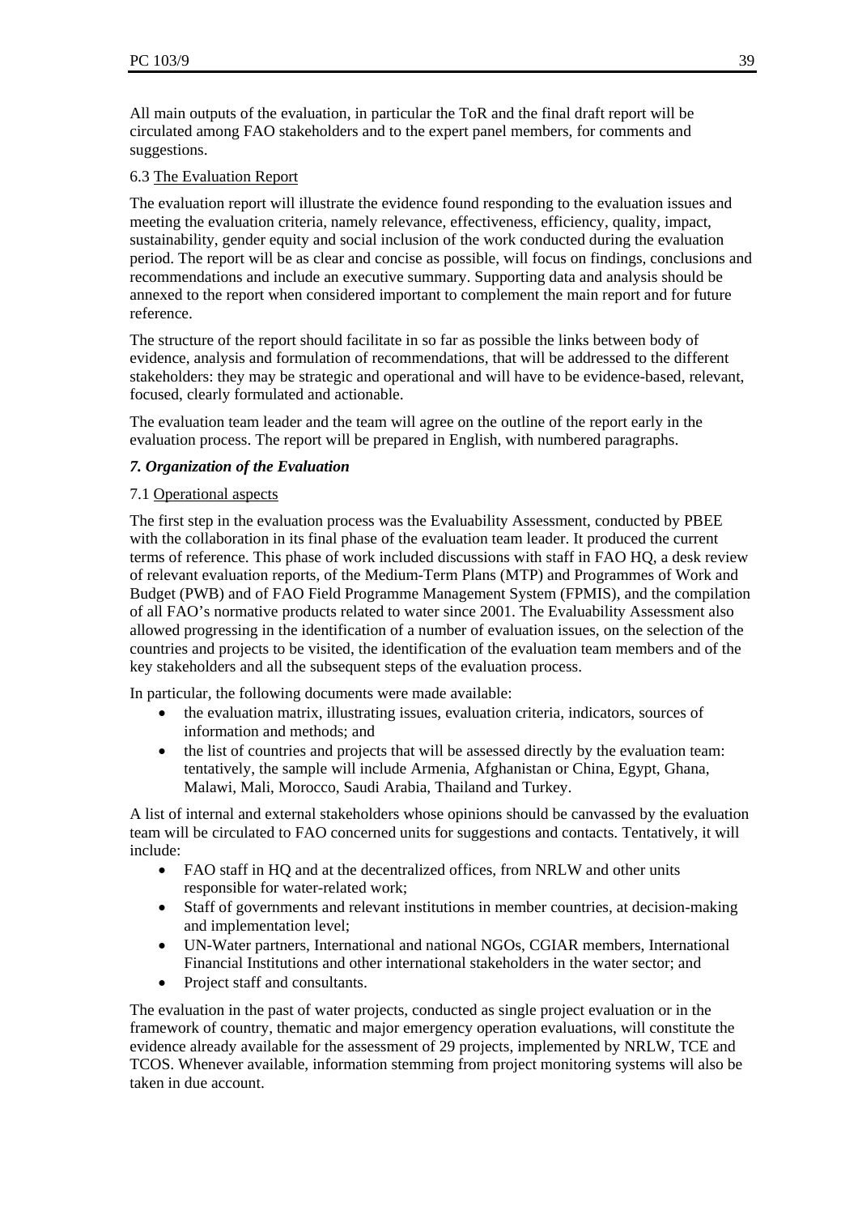All main outputs of the evaluation, in particular the ToR and the final draft report will be circulated among FAO stakeholders and to the expert panel members, for comments and suggestions.

6.3 The Evaluation Report

The evaluation report will illustrate the evidence found responding to the evaluation issues and meeting the evaluation criteria, namely relevance, effectiveness, efficiency, quality, impact, sustainability, gender equity and social inclusion of the work conducted during the evaluation period. The report will be as clear and concise as possible, will focus on findings, conclusions and recommendations and include an executive summary. Supporting data and analysis should be annexed to the report when considered important to complement the main report and for future reference.

The structure of the report should facilitate in so far as possible the links between body of evidence, analysis and formulation of recommendations, that will be addressed to the different stakeholders: they may be strategic and operational and will have to be evidence-based, relevant, focused, clearly formulated and actionable.

The evaluation team leader and the team will agree on the outline of the report early in the evaluation process. The report will be prepared in English, with numbered paragraphs.

### *7. Organization of the Evaluation*

7.1 Operational aspects

The first step in the evaluation process was the Evaluability Assessment, conducted by PBEE with the collaboration in its final phase of the evaluation team leader. It produced the current terms of reference. This phase of work included discussions with staff in FAO HQ, a desk review of relevant evaluation reports, of the Medium-Term Plans (MTP) and Programmes of Work and Budget (PWB) and of FAO Field Programme Management System (FPMIS), and the compilation of all FAO's normative products related to water since 2001. The Evaluability Assessment also allowed progressing in the identification of a number of evaluation issues, on the selection of the countries and projects to be visited, the identification of the evaluation team members and of the key stakeholders and all the subsequent steps of the evaluation process.

In particular, the following documents were made available:

- the evaluation matrix, illustrating issues, evaluation criteria, indicators, sources of information and methods; and
- the list of countries and projects that will be assessed directly by the evaluation team: tentatively, the sample will include Armenia, Afghanistan or China, Egypt, Ghana, Malawi, Mali, Morocco, Saudi Arabia, Thailand and Turkey.

A list of internal and external stakeholders whose opinions should be canvassed by the evaluation team will be circulated to FAO concerned units for suggestions and contacts. Tentatively, it will include:

- FAO staff in HQ and at the decentralized offices, from NRLW and other units responsible for water-related work;
- Staff of governments and relevant institutions in member countries, at decision-making and implementation level;
- UN-Water partners, International and national NGOs, CGIAR members, International Financial Institutions and other international stakeholders in the water sector; and
- Project staff and consultants.

The evaluation in the past of water projects, conducted as single project evaluation or in the framework of country, thematic and major emergency operation evaluations, will constitute the evidence already available for the assessment of 29 projects, implemented by NRLW, TCE and TCOS. Whenever available, information stemming from project monitoring systems will also be taken in due account.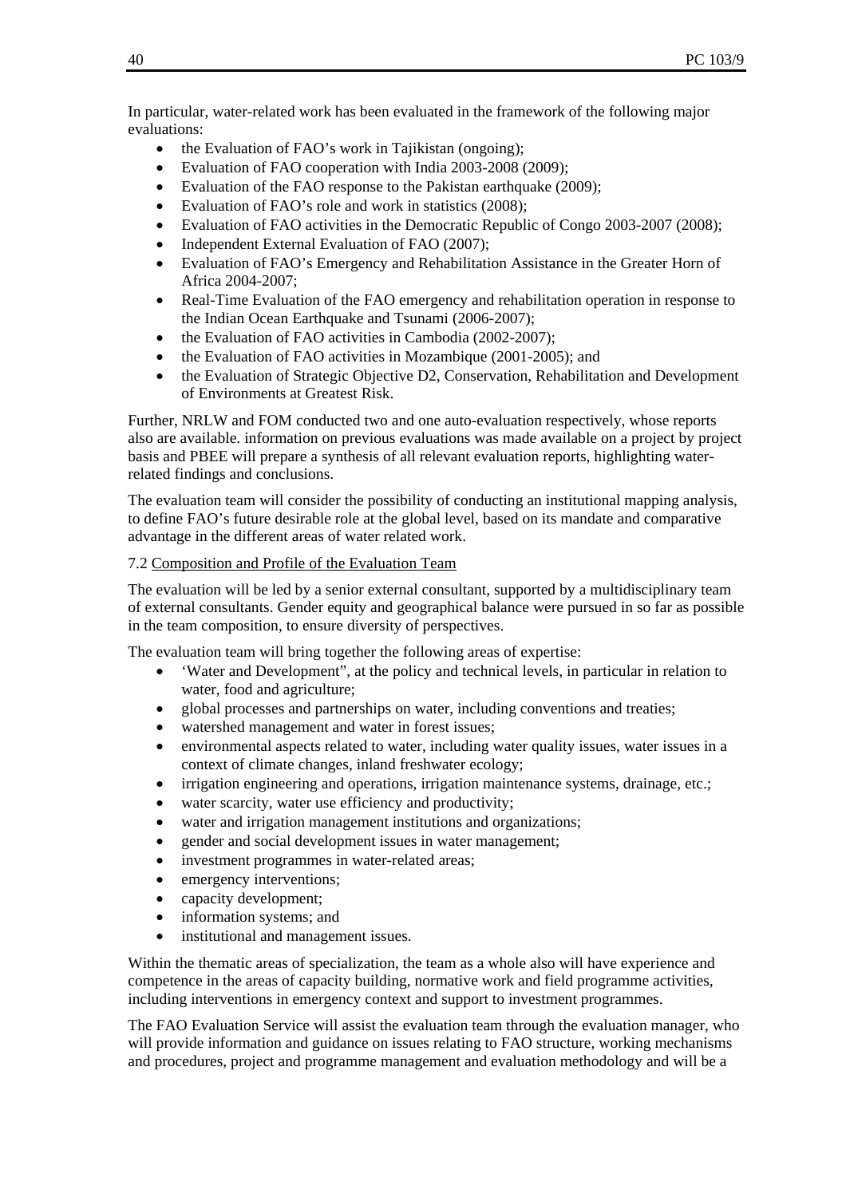In particular, water-related work has been evaluated in the framework of the following major evaluations:

- the Evaluation of FAO's work in Tajikistan (ongoing);
- Evaluation of FAO cooperation with India 2003-2008 (2009);
- Evaluation of the FAO response to the Pakistan earthquake (2009);
- Evaluation of FAO's role and work in statistics (2008);
- Evaluation of FAO activities in the Democratic Republic of Congo 2003-2007 (2008);
- Independent External Evaluation of FAO (2007);
- Evaluation of FAO's Emergency and Rehabilitation Assistance in the Greater Horn of Africa 2004-2007;
- Real-Time Evaluation of the FAO emergency and rehabilitation operation in response to the Indian Ocean Earthquake and Tsunami (2006-2007);
- the Evaluation of FAO activities in Cambodia (2002-2007);
- the Evaluation of FAO activities in Mozambique (2001-2005); and
- the Evaluation of Strategic Objective D2, Conservation, Rehabilitation and Development of Environments at Greatest Risk.

Further, NRLW and FOM conducted two and one auto-evaluation respectively, whose reports also are available. information on previous evaluations was made available on a project by project basis and PBEE will prepare a synthesis of all relevant evaluation reports, highlighting water-related findings and conclusions.

The evaluation team will consider the possibility of conducting an institutional mapping analysis, to define FAO's future desirable role at the global level, based on its mandate and comparative advantage in the different areas of water related work.

7.2 Composition and Profile of the Evaluation Team

The evaluation will be led by a senior external consultant, supported by a multidisciplinary team of external consultants. Gender equity and geographical balance were pursued in so far as possible in the team composition, to ensure diversity of perspectives.

The evaluation team will bring together the following areas of expertise:

- 'Water and Development", at the policy and technical levels, in particular in relation to water, food and agriculture;
- global processes and partnerships on water, including conventions and treaties;
- watershed management and water in forest issues;
- environmental aspects related to water, including water quality issues, water issues in a context of climate changes, inland freshwater ecology;
- irrigation engineering and operations, irrigation maintenance systems, drainage, etc.;
- water scarcity, water use efficiency and productivity;
- water and irrigation management institutions and organizations;
- gender and social development issues in water management;
- investment programmes in water-related areas;
- emergency interventions;
- capacity development;
- information systems; and
- institutional and management issues.

Within the thematic areas of specialization, the team as a whole also will have experience and competence in the areas of capacity building, normative work and field programme activities, including interventions in emergency context and support to investment programmes.

The FAO Evaluation Service will assist the evaluation team through the evaluation manager, who will provide information and guidance on issues relating to FAO structure, working mechanisms and procedures, project and programme management and evaluation methodology and will be a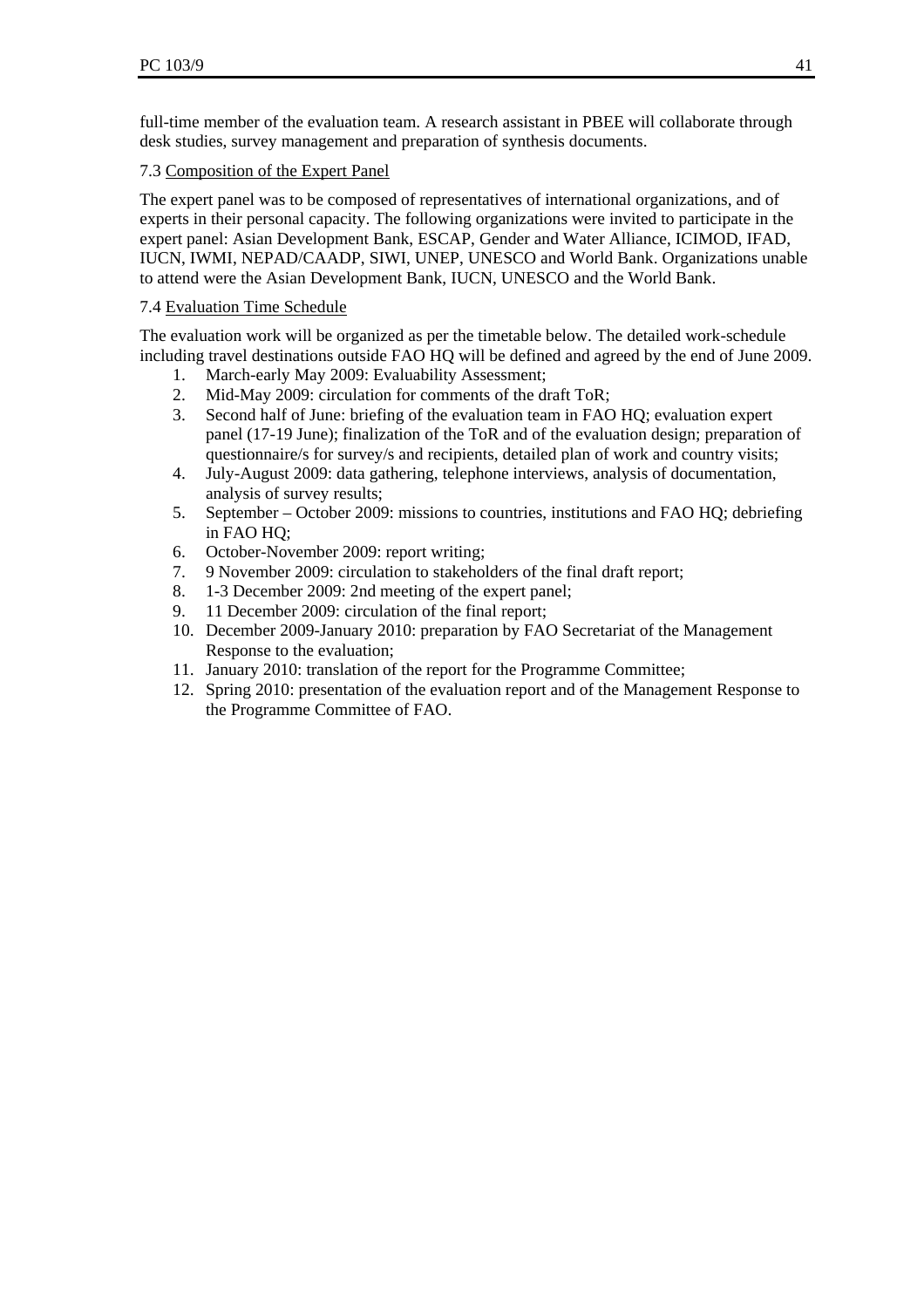full-time member of the evaluation team. A research assistant in PBEE will collaborate through desk studies, survey management and preparation of synthesis documents.

7.3 <u>Composition of the Expert Panel</u>

The expert panel was to be composed of representatives of international organizations, and of experts in their personal capacity. The following organizations were invited to participate in the expert panel: Asian Development Bank, ESCAP, Gender and Water Alliance, ICIMOD, IFAD, IUCN, IWMI, NEPAD/CAADP, SIWI, UNEP, UNESCO and World Bank. Organizations unable to attend were the Asian Development Bank, IUCN, UNESCO and the World Bank.

7.4 <u>Evaluation Time Schedule</u>

The evaluation work will be organized as per the timetable below. The detailed work-schedule including travel destinations outside FAO HQ will be defined and agreed by the end of June 2009.

1. March-early May 2009: Evaluability Assessment;
2. Mid-May 2009: circulation for comments of the draft ToR;
3. Second half of June: briefing of the evaluation team in FAO HQ; evaluation expert panel (17-19 June); finalization of the ToR and of the evaluation design; preparation of questionnaire/s for survey/s and recipients, detailed plan of work and country visits;
4. July-August 2009: data gathering, telephone interviews, analysis of documentation, analysis of survey results;
5. September – October 2009: missions to countries, institutions and FAO HQ; debriefing in FAO HQ;
6. October-November 2009: report writing;
7. 9 November 2009: circulation to stakeholders of the final draft report;
8. 1-3 December 2009: 2nd meeting of the expert panel;
9. 11 December 2009: circulation of the final report;
10. December 2009-January 2010: preparation by FAO Secretariat of the Management Response to the evaluation;
11. January 2010: translation of the report for the Programme Committee;
12. Spring 2010: presentation of the evaluation report and of the Management Response to the Programme Committee of FAO.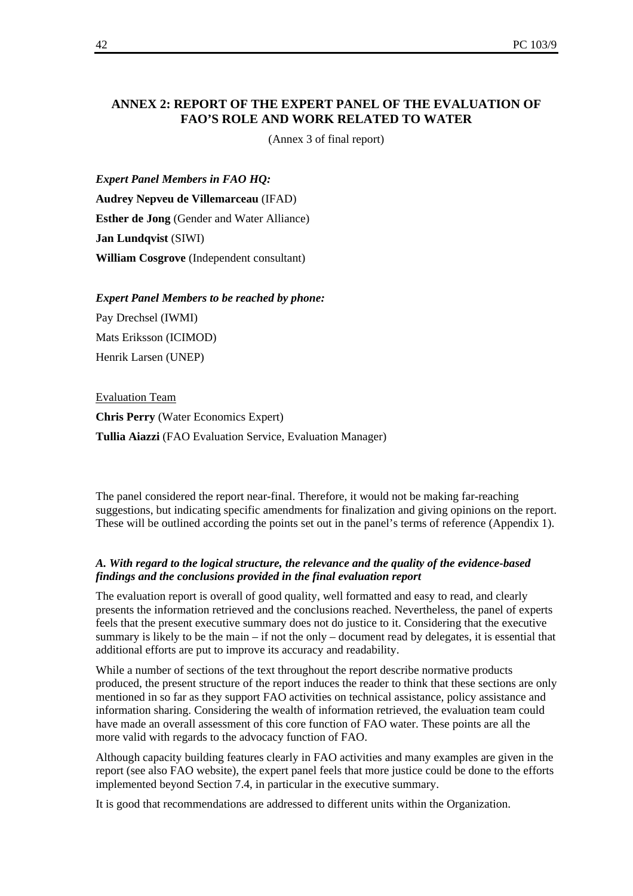## ANNEX 2: REPORT OF THE EXPERT PANEL OF THE EVALUATION OF FAO'S ROLE AND WORK RELATED TO WATER

(Annex 3 of final report)

***Expert Panel Members in FAO HQ:***

**Audrey Nepveu de Villemarceau** (IFAD)

**Esther de Jong** (Gender and Water Alliance)

**Jan Lundqvist** (SIWI)

**William Cosgrove** (Independent consultant)

***Expert Panel Members to be reached by phone:***

Pay Drechsel (IWMI)

Mats Eriksson (ICIMOD)

Henrik Larsen (UNEP)

<u>Evaluation Team</u>

**Chris Perry** (Water Economics Expert)

**Tullia Aiazzi** (FAO Evaluation Service, Evaluation Manager)

The panel considered the report near-final. Therefore, it would not be making far-reaching suggestions, but indicating specific amendments for finalization and giving opinions on the report. These will be outlined according the points set out in the panel's terms of reference (Appendix 1).

### *A. With regard to the logical structure, the relevance and the quality of the evidence-based findings and the conclusions provided in the final evaluation report*

The evaluation report is overall of good quality, well formatted and easy to read, and clearly presents the information retrieved and the conclusions reached. Nevertheless, the panel of experts feels that the present executive summary does not do justice to it. Considering that the executive summary is likely to be the main – if not the only – document read by delegates, it is essential that additional efforts are put to improve its accuracy and readability.

While a number of sections of the text throughout the report describe normative products produced, the present structure of the report induces the reader to think that these sections are only mentioned in so far as they support FAO activities on technical assistance, policy assistance and information sharing. Considering the wealth of information retrieved, the evaluation team could have made an overall assessment of this core function of FAO water. These points are all the more valid with regards to the advocacy function of FAO.

Although capacity building features clearly in FAO activities and many examples are given in the report (see also FAO website), the expert panel feels that more justice could be done to the efforts implemented beyond Section 7.4, in particular in the executive summary.

It is good that recommendations are addressed to different units within the Organization.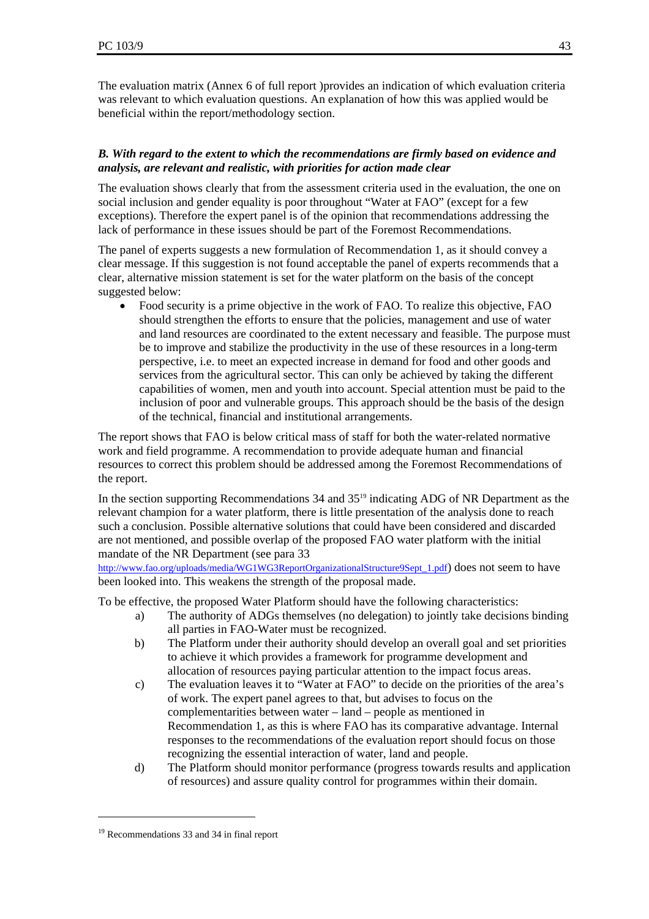The evaluation matrix (Annex 6 of full report )provides an indication of which evaluation criteria was relevant to which evaluation questions. An explanation of how this was applied would be beneficial within the report/methodology section.

***B. With regard to the extent to which the recommendations are firmly based on evidence and analysis, are relevant and realistic, with priorities for action made clear***

The evaluation shows clearly that from the assessment criteria used in the evaluation, the one on social inclusion and gender equality is poor throughout "Water at FAO" (except for a few exceptions). Therefore the expert panel is of the opinion that recommendations addressing the lack of performance in these issues should be part of the Foremost Recommendations.

The panel of experts suggests a new formulation of Recommendation 1, as it should convey a clear message. If this suggestion is not found acceptable the panel of experts recommends that a clear, alternative mission statement is set for the water platform on the basis of the concept suggested below:

- Food security is a prime objective in the work of FAO. To realize this objective, FAO should strengthen the efforts to ensure that the policies, management and use of water and land resources are coordinated to the extent necessary and feasible. The purpose must be to improve and stabilize the productivity in the use of these resources in a long-term perspective, i.e. to meet an expected increase in demand for food and other goods and services from the agricultural sector. This can only be achieved by taking the different capabilities of women, men and youth into account. Special attention must be paid to the inclusion of poor and vulnerable groups. This approach should be the basis of the design of the technical, financial and institutional arrangements.

The report shows that FAO is below critical mass of staff for both the water-related normative work and field programme. A recommendation to provide adequate human and financial resources to correct this problem should be addressed among the Foremost Recommendations of the report.

In the section supporting Recommendations 34 and 35[19] indicating ADG of NR Department as the relevant champion for a water platform, there is little presentation of the analysis done to reach such a conclusion. Possible alternative solutions that could have been considered and discarded are not mentioned, and possible overlap of the proposed FAO water platform with the initial mandate of the NR Department (see para 33 http://www.fao.org/uploads/media/WG1WG3ReportOrganizationalStructure9Sept_1.pdf) does not seem to have been looked into. This weakens the strength of the proposal made.

To be effective, the proposed Water Platform should have the following characteristics:

a) The authority of ADGs themselves (no delegation) to jointly take decisions binding all parties in FAO-Water must be recognized.

b) The Platform under their authority should develop an overall goal and set priorities to achieve it which provides a framework for programme development and allocation of resources paying particular attention to the impact focus areas.

c) The evaluation leaves it to "Water at FAO" to decide on the priorities of the area's of work. The expert panel agrees to that, but advises to focus on the complementarities between water – land – people as mentioned in Recommendation 1, as this is where FAO has its comparative advantage. Internal responses to the recommendations of the evaluation report should focus on those recognizing the essential interaction of water, land and people.

d) The Platform should monitor performance (progress towards results and application of resources) and assure quality control for programmes within their domain.

---

[19] Recommendations 33 and 34 in final report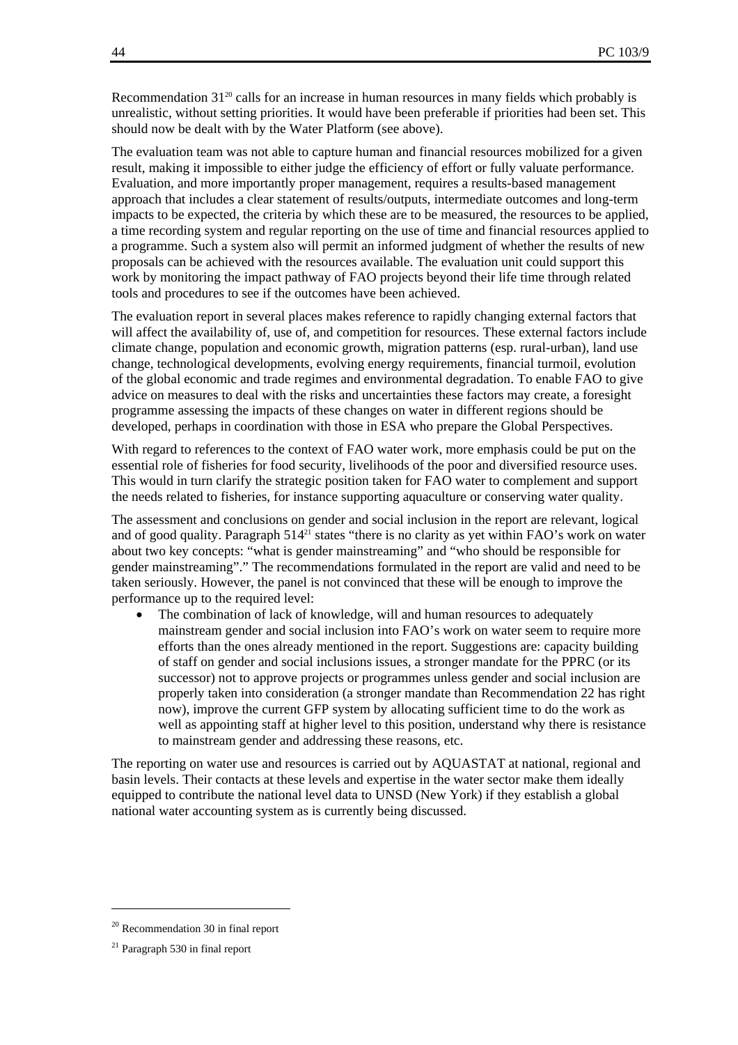Recommendation 31[20] calls for an increase in human resources in many fields which probably is unrealistic, without setting priorities. It would have been preferable if priorities had been set. This should now be dealt with by the Water Platform (see above).

The evaluation team was not able to capture human and financial resources mobilized for a given result, making it impossible to either judge the efficiency of effort or fully valuate performance. Evaluation, and more importantly proper management, requires a results-based management approach that includes a clear statement of results/outputs, intermediate outcomes and long-term impacts to be expected, the criteria by which these are to be measured, the resources to be applied, a time recording system and regular reporting on the use of time and financial resources applied to a programme. Such a system also will permit an informed judgment of whether the results of new proposals can be achieved with the resources available. The evaluation unit could support this work by monitoring the impact pathway of FAO projects beyond their life time through related tools and procedures to see if the outcomes have been achieved.

The evaluation report in several places makes reference to rapidly changing external factors that will affect the availability of, use of, and competition for resources. These external factors include climate change, population and economic growth, migration patterns (esp. rural-urban), land use change, technological developments, evolving energy requirements, financial turmoil, evolution of the global economic and trade regimes and environmental degradation. To enable FAO to give advice on measures to deal with the risks and uncertainties these factors may create, a foresight programme assessing the impacts of these changes on water in different regions should be developed, perhaps in coordination with those in ESA who prepare the Global Perspectives.

With regard to references to the context of FAO water work, more emphasis could be put on the essential role of fisheries for food security, livelihoods of the poor and diversified resource uses. This would in turn clarify the strategic position taken for FAO water to complement and support the needs related to fisheries, for instance supporting aquaculture or conserving water quality.

The assessment and conclusions on gender and social inclusion in the report are relevant, logical and of good quality. Paragraph 514[21] states "there is no clarity as yet within FAO's work on water about two key concepts: "what is gender mainstreaming" and "who should be responsible for gender mainstreaming"." The recommendations formulated in the report are valid and need to be taken seriously. However, the panel is not convinced that these will be enough to improve the performance up to the required level:

- The combination of lack of knowledge, will and human resources to adequately mainstream gender and social inclusion into FAO's work on water seem to require more efforts than the ones already mentioned in the report. Suggestions are: capacity building of staff on gender and social inclusions issues, a stronger mandate for the PPRC (or its successor) not to approve projects or programmes unless gender and social inclusion are properly taken into consideration (a stronger mandate than Recommendation 22 has right now), improve the current GFP system by allocating sufficient time to do the work as well as appointing staff at higher level to this position, understand why there is resistance to mainstream gender and addressing these reasons, etc.

The reporting on water use and resources is carried out by AQUASTAT at national, regional and basin levels. Their contacts at these levels and expertise in the water sector make them ideally equipped to contribute the national level data to UNSD (New York) if they establish a global national water accounting system as is currently being discussed.

---

[20] Recommendation 30 in final report

[21] Paragraph 530 in final report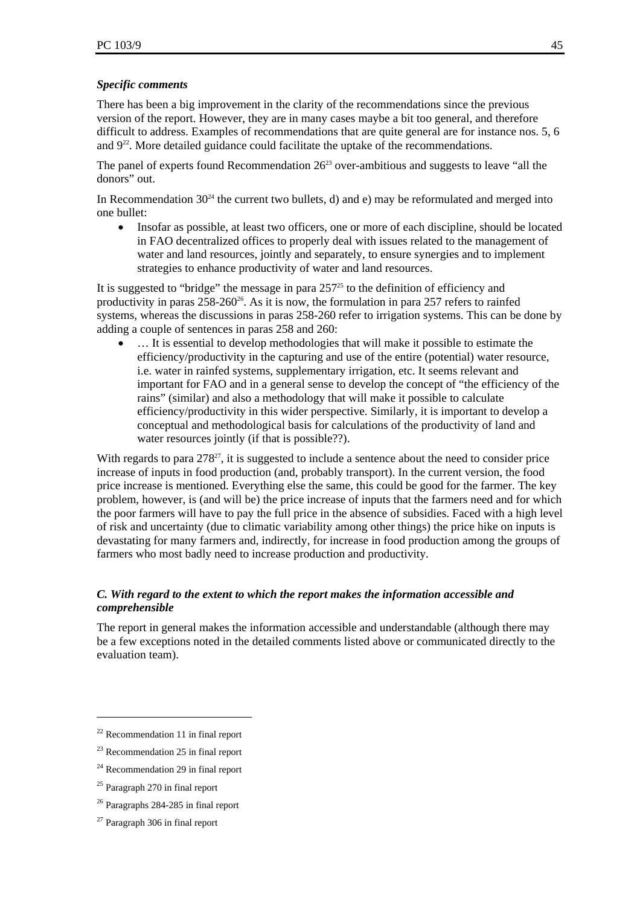***Specific comments***

There has been a big improvement in the clarity of the recommendations since the previous version of the report. However, they are in many cases maybe a bit too general, and therefore difficult to address. Examples of recommendations that are quite general are for instance nos. 5, 6 and 9[22]. More detailed guidance could facilitate the uptake of the recommendations.

The panel of experts found Recommendation 26[23] over-ambitious and suggests to leave "all the donors" out.

In Recommendation 30[24] the current two bullets, d) and e) may be reformulated and merged into one bullet:

- Insofar as possible, at least two officers, one or more of each discipline, should be located in FAO decentralized offices to properly deal with issues related to the management of water and land resources, jointly and separately, to ensure synergies and to implement strategies to enhance productivity of water and land resources.

It is suggested to "bridge" the message in para 257[25] to the definition of efficiency and productivity in paras 258-260[26]. As it is now, the formulation in para 257 refers to rainfed systems, whereas the discussions in paras 258-260 refer to irrigation systems. This can be done by adding a couple of sentences in paras 258 and 260:

- … It is essential to develop methodologies that will make it possible to estimate the efficiency/productivity in the capturing and use of the entire (potential) water resource, i.e. water in rainfed systems, supplementary irrigation, etc. It seems relevant and important for FAO and in a general sense to develop the concept of "the efficiency of the rains" (similar) and also a methodology that will make it possible to calculate efficiency/productivity in this wider perspective. Similarly, it is important to develop a conceptual and methodological basis for calculations of the productivity of land and water resources jointly (if that is possible??).

With regards to para 278[27], it is suggested to include a sentence about the need to consider price increase of inputs in food production (and, probably transport). In the current version, the food price increase is mentioned. Everything else the same, this could be good for the farmer. The key problem, however, is (and will be) the price increase of inputs that the farmers need and for which the poor farmers will have to pay the full price in the absence of subsidies. Faced with a high level of risk and uncertainty (due to climatic variability among other things) the price hike on inputs is devastating for many farmers and, indirectly, for increase in food production among the groups of farmers who most badly need to increase production and productivity.

### *C. With regard to the extent to which the report makes the information accessible and comprehensible*

The report in general makes the information accessible and understandable (although there may be a few exceptions noted in the detailed comments listed above or communicated directly to the evaluation team).

---

[22] Recommendation 11 in final report

[23] Recommendation 25 in final report

[24] Recommendation 29 in final report

[25] Paragraph 270 in final report

[26] Paragraphs 284-285 in final report

[27] Paragraph 306 in final report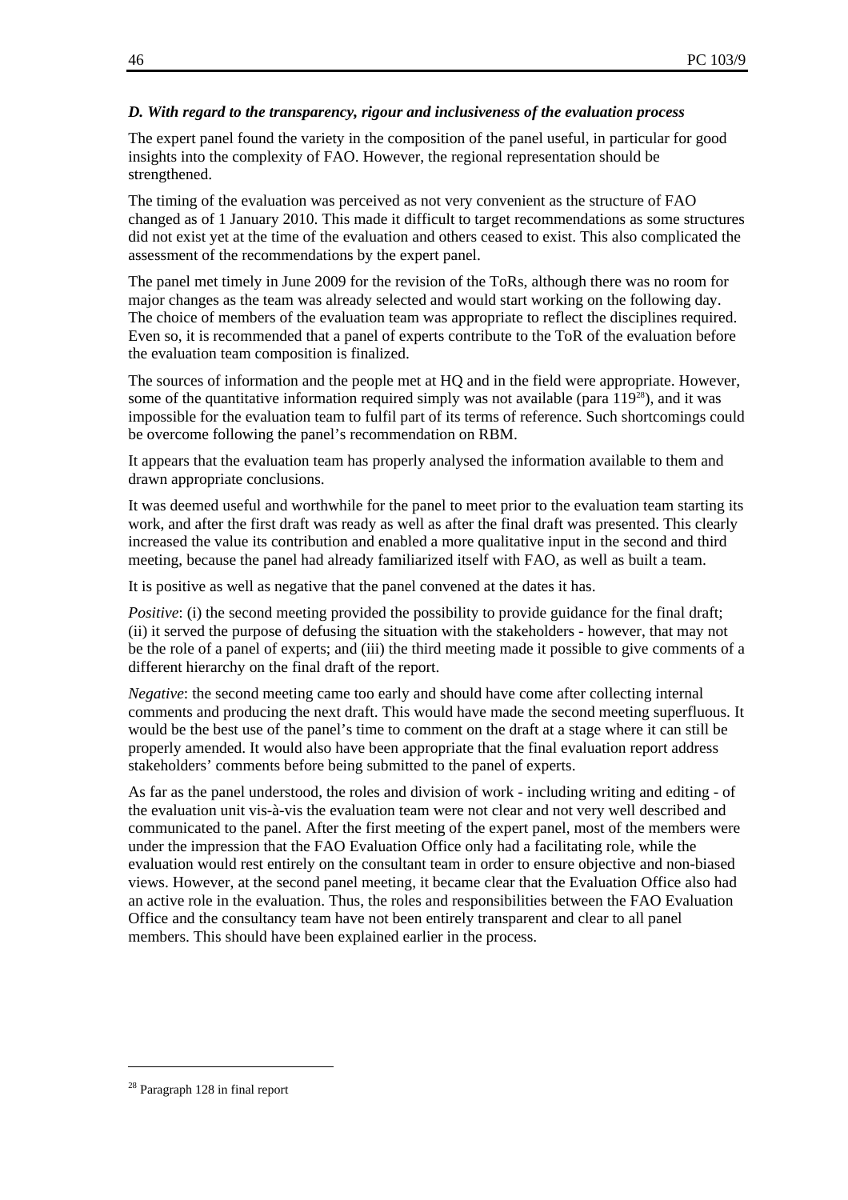### *D. With regard to the transparency, rigour and inclusiveness of the evaluation process*

The expert panel found the variety in the composition of the panel useful, in particular for good insights into the complexity of FAO. However, the regional representation should be strengthened.

The timing of the evaluation was perceived as not very convenient as the structure of FAO changed as of 1 January 2010. This made it difficult to target recommendations as some structures did not exist yet at the time of the evaluation and others ceased to exist. This also complicated the assessment of the recommendations by the expert panel.

The panel met timely in June 2009 for the revision of the ToRs, although there was no room for major changes as the team was already selected and would start working on the following day. The choice of members of the evaluation team was appropriate to reflect the disciplines required. Even so, it is recommended that a panel of experts contribute to the ToR of the evaluation before the evaluation team composition is finalized.

The sources of information and the people met at HQ and in the field were appropriate. However, some of the quantitative information required simply was not available (para 119[28]), and it was impossible for the evaluation team to fulfil part of its terms of reference. Such shortcomings could be overcome following the panel's recommendation on RBM.

It appears that the evaluation team has properly analysed the information available to them and drawn appropriate conclusions.

It was deemed useful and worthwhile for the panel to meet prior to the evaluation team starting its work, and after the first draft was ready as well as after the final draft was presented. This clearly increased the value its contribution and enabled a more qualitative input in the second and third meeting, because the panel had already familiarized itself with FAO, as well as built a team.

It is positive as well as negative that the panel convened at the dates it has.

*Positive*: (i) the second meeting provided the possibility to provide guidance for the final draft; (ii) it served the purpose of defusing the situation with the stakeholders - however, that may not be the role of a panel of experts; and (iii) the third meeting made it possible to give comments of a different hierarchy on the final draft of the report.

*Negative*: the second meeting came too early and should have come after collecting internal comments and producing the next draft. This would have made the second meeting superfluous. It would be the best use of the panel's time to comment on the draft at a stage where it can still be properly amended. It would also have been appropriate that the final evaluation report address stakeholders' comments before being submitted to the panel of experts.

As far as the panel understood, the roles and division of work - including writing and editing - of the evaluation unit vis-à-vis the evaluation team were not clear and not very well described and communicated to the panel. After the first meeting of the expert panel, most of the members were under the impression that the FAO Evaluation Office only had a facilitating role, while the evaluation would rest entirely on the consultant team in order to ensure objective and non-biased views. However, at the second panel meeting, it became clear that the Evaluation Office also had an active role in the evaluation. Thus, the roles and responsibilities between the FAO Evaluation Office and the consultancy team have not been entirely transparent and clear to all panel members. This should have been explained earlier in the process.

---

[28] Paragraph 128 in final report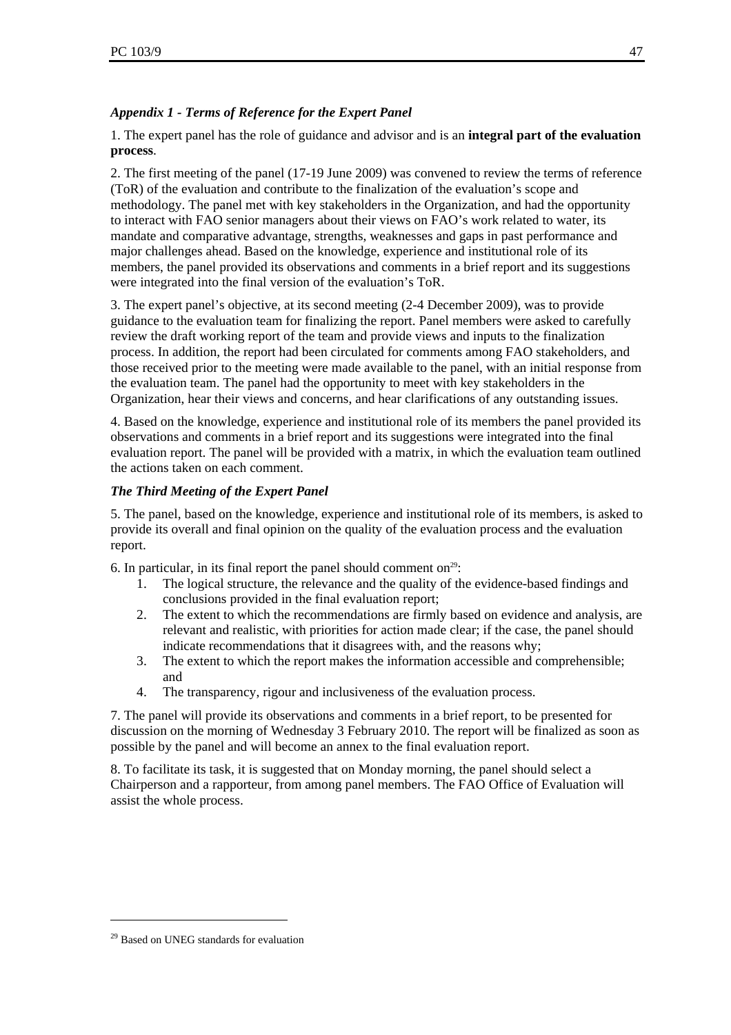### *Appendix 1 - Terms of Reference for the Expert Panel*

1. The expert panel has the role of guidance and advisor and is an **integral part of the evaluation process**.

2. The first meeting of the panel (17-19 June 2009) was convened to review the terms of reference (ToR) of the evaluation and contribute to the finalization of the evaluation's scope and methodology. The panel met with key stakeholders in the Organization, and had the opportunity to interact with FAO senior managers about their views on FAO's work related to water, its mandate and comparative advantage, strengths, weaknesses and gaps in past performance and major challenges ahead. Based on the knowledge, experience and institutional role of its members, the panel provided its observations and comments in a brief report and its suggestions were integrated into the final version of the evaluation's ToR.

3. The expert panel's objective, at its second meeting (2-4 December 2009), was to provide guidance to the evaluation team for finalizing the report. Panel members were asked to carefully review the draft working report of the team and provide views and inputs to the finalization process. In addition, the report had been circulated for comments among FAO stakeholders, and those received prior to the meeting were made available to the panel, with an initial response from the evaluation team. The panel had the opportunity to meet with key stakeholders in the Organization, hear their views and concerns, and hear clarifications of any outstanding issues.

4. Based on the knowledge, experience and institutional role of its members the panel provided its observations and comments in a brief report and its suggestions were integrated into the final evaluation report. The panel will be provided with a matrix, in which the evaluation team outlined the actions taken on each comment.

### *The Third Meeting of the Expert Panel*

5. The panel, based on the knowledge, experience and institutional role of its members, is asked to provide its overall and final opinion on the quality of the evaluation process and the evaluation report.

6. In particular, in its final report the panel should comment on[29]:

1. The logical structure, the relevance and the quality of the evidence-based findings and conclusions provided in the final evaluation report;
2. The extent to which the recommendations are firmly based on evidence and analysis, are relevant and realistic, with priorities for action made clear; if the case, the panel should indicate recommendations that it disagrees with, and the reasons why;
3. The extent to which the report makes the information accessible and comprehensible; and
4. The transparency, rigour and inclusiveness of the evaluation process.

7. The panel will provide its observations and comments in a brief report, to be presented for discussion on the morning of Wednesday 3 February 2010. The report will be finalized as soon as possible by the panel and will become an annex to the final evaluation report.

8. To facilitate its task, it is suggested that on Monday morning, the panel should select a Chairperson and a rapporteur, from among panel members. The FAO Office of Evaluation will assist the whole process.

---

[29] Based on UNEG standards for evaluation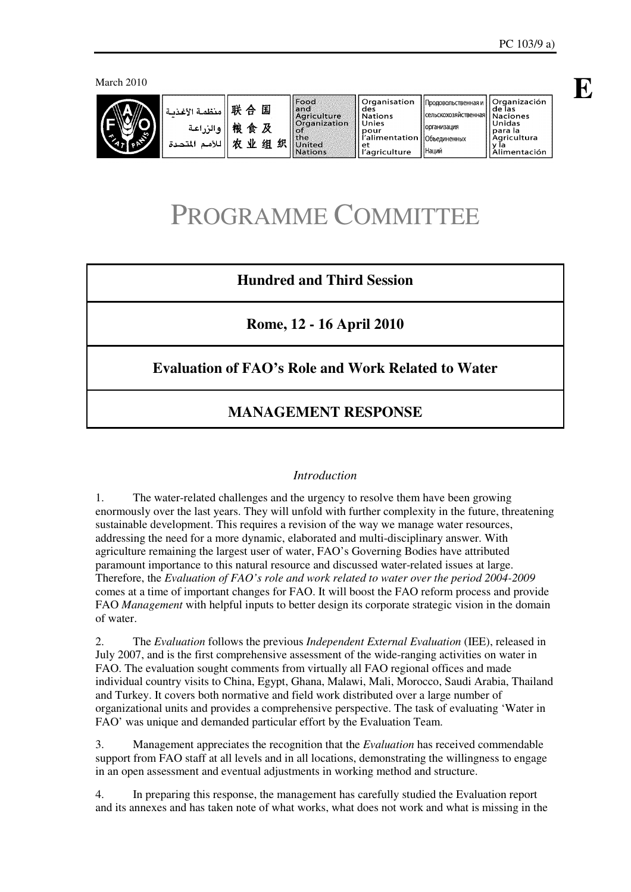PC 103/9 a)

March 2010

E

منظمة الأغذية والزراعة للأمم المتحدة | 联合国粮食及农业组织 | Food and Agriculture Organization of the United Nations | Organisation des Nations Unies pour l'alimentation et l'agriculture | Продовольственная и сельскохозяйственная организация Объединенных Наций | Organización de las Naciones Unidas para la Agricultura y la Alimentación

# PROGRAMME COMMITTEE

## Hundred and Third Session

## Rome, 12 - 16 April 2010

## Evaluation of FAO's Role and Work Related to Water

## MANAGEMENT RESPONSE

*Introduction*

1. The water-related challenges and the urgency to resolve them have been growing enormously over the last years. They will unfold with further complexity in the future, threatening sustainable development. This requires a revision of the way we manage water resources, addressing the need for a more dynamic, elaborated and multi-disciplinary answer. With agriculture remaining the largest user of water, FAO's Governing Bodies have attributed paramount importance to this natural resource and discussed water-related issues at large. Therefore, the *Evaluation of FAO's role and work related to water over the period 2004-2009* comes at a time of important changes for FAO. It will boost the FAO reform process and provide FAO *Management* with helpful inputs to better design its corporate strategic vision in the domain of water.

2. The *Evaluation* follows the previous *Independent External Evaluation* (IEE), released in July 2007, and is the first comprehensive assessment of the wide-ranging activities on water in FAO. The evaluation sought comments from virtually all FAO regional offices and made individual country visits to China, Egypt, Ghana, Malawi, Mali, Morocco, Saudi Arabia, Thailand and Turkey. It covers both normative and field work distributed over a large number of organizational units and provides a comprehensive perspective. The task of evaluating 'Water in FAO' was unique and demanded particular effort by the Evaluation Team.

3. Management appreciates the recognition that the *Evaluation* has received commendable support from FAO staff at all levels and in all locations, demonstrating the willingness to engage in an open assessment and eventual adjustments in working method and structure.

4. In preparing this response, the management has carefully studied the Evaluation report and its annexes and has taken note of what works, what does not work and what is missing in the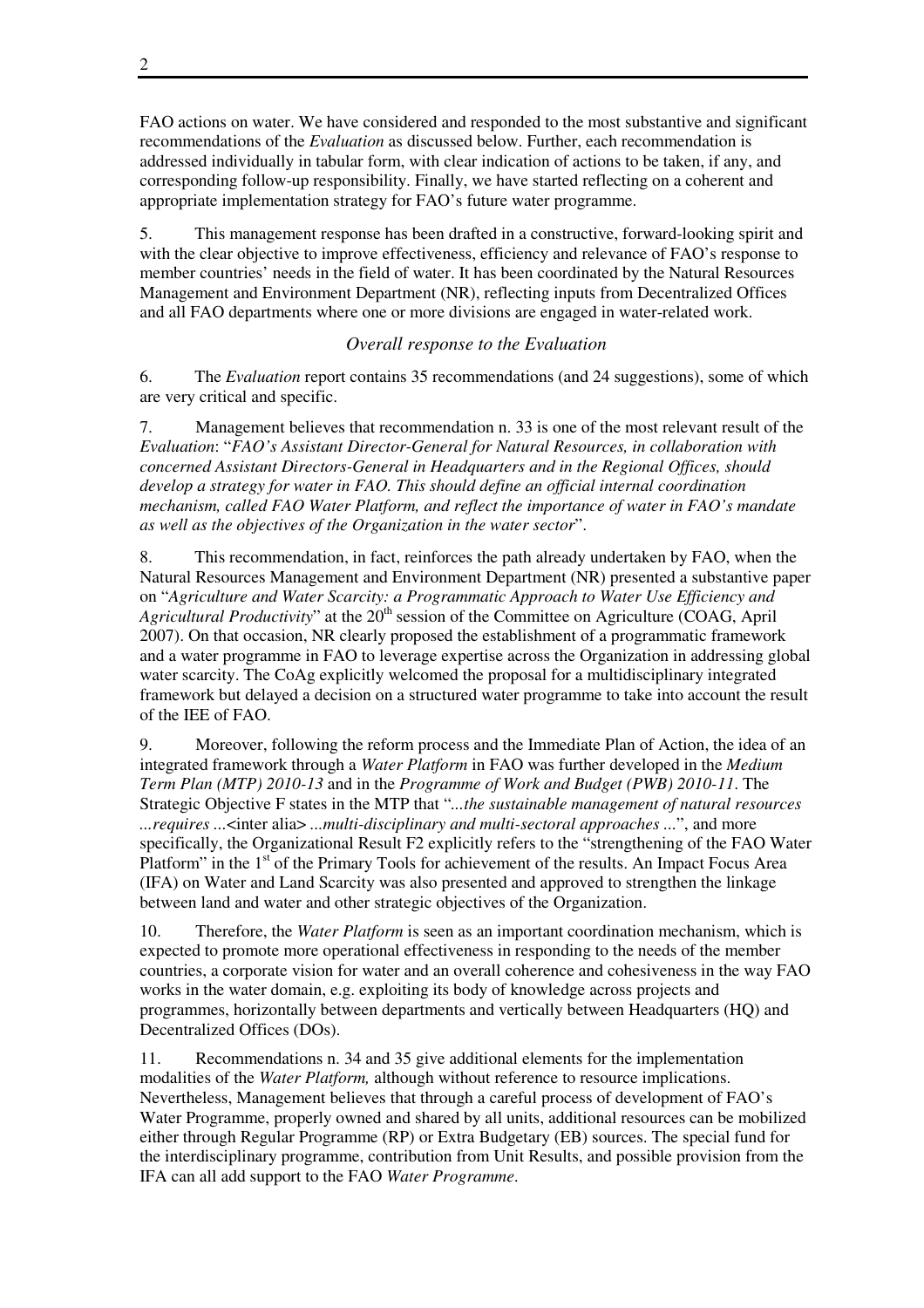FAO actions on water. We have considered and responded to the most substantive and significant recommendations of the *Evaluation* as discussed below. Further, each recommendation is addressed individually in tabular form, with clear indication of actions to be taken, if any, and corresponding follow-up responsibility. Finally, we have started reflecting on a coherent and appropriate implementation strategy for FAO's future water programme.

5. This management response has been drafted in a constructive, forward-looking spirit and with the clear objective to improve effectiveness, efficiency and relevance of FAO's response to member countries' needs in the field of water. It has been coordinated by the Natural Resources Management and Environment Department (NR), reflecting inputs from Decentralized Offices and all FAO departments where one or more divisions are engaged in water-related work.

*Overall response to the Evaluation*

6. The *Evaluation* report contains 35 recommendations (and 24 suggestions), some of which are very critical and specific.

7. Management believes that recommendation n. 33 is one of the most relevant result of the *Evaluation*: "*FAO's Assistant Director-General for Natural Resources, in collaboration with concerned Assistant Directors-General in Headquarters and in the Regional Offices, should develop a strategy for water in FAO. This should define an official internal coordination mechanism, called FAO Water Platform, and reflect the importance of water in FAO's mandate as well as the objectives of the Organization in the water sector*".

8. This recommendation, in fact, reinforces the path already undertaken by FAO, when the Natural Resources Management and Environment Department (NR) presented a substantive paper on "*Agriculture and Water Scarcity: a Programmatic Approach to Water Use Efficiency and Agricultural Productivity*" at the 20th session of the Committee on Agriculture (COAG, April 2007). On that occasion, NR clearly proposed the establishment of a programmatic framework and a water programme in FAO to leverage expertise across the Organization in addressing global water scarcity. The CoAg explicitly welcomed the proposal for a multidisciplinary integrated framework but delayed a decision on a structured water programme to take into account the result of the IEE of FAO.

9. Moreover, following the reform process and the Immediate Plan of Action, the idea of an integrated framework through a *Water Platform* in FAO was further developed in the *Medium Term Plan (MTP) 2010-13* and in the *Programme of Work and Budget (PWB) 2010-11*. The Strategic Objective F states in the MTP that "*...the sustainable management of natural resources ...requires ...*<inter alia> *...multi-disciplinary and multi-sectoral approaches ...*", and more specifically, the Organizational Result F2 explicitly refers to the "strengthening of the FAO Water Platform" in the 1st of the Primary Tools for achievement of the results. An Impact Focus Area (IFA) on Water and Land Scarcity was also presented and approved to strengthen the linkage between land and water and other strategic objectives of the Organization.

10. Therefore, the *Water Platform* is seen as an important coordination mechanism, which is expected to promote more operational effectiveness in responding to the needs of the member countries, a corporate vision for water and an overall coherence and cohesiveness in the way FAO works in the water domain, e.g. exploiting its body of knowledge across projects and programmes, horizontally between departments and vertically between Headquarters (HQ) and Decentralized Offices (DOs).

11. Recommendations n. 34 and 35 give additional elements for the implementation modalities of the *Water Platform,* although without reference to resource implications. Nevertheless, Management believes that through a careful process of development of FAO's Water Programme, properly owned and shared by all units, additional resources can be mobilized either through Regular Programme (RP) or Extra Budgetary (EB) sources. The special fund for the interdisciplinary programme, contribution from Unit Results, and possible provision from the IFA can all add support to the FAO *Water Programme*.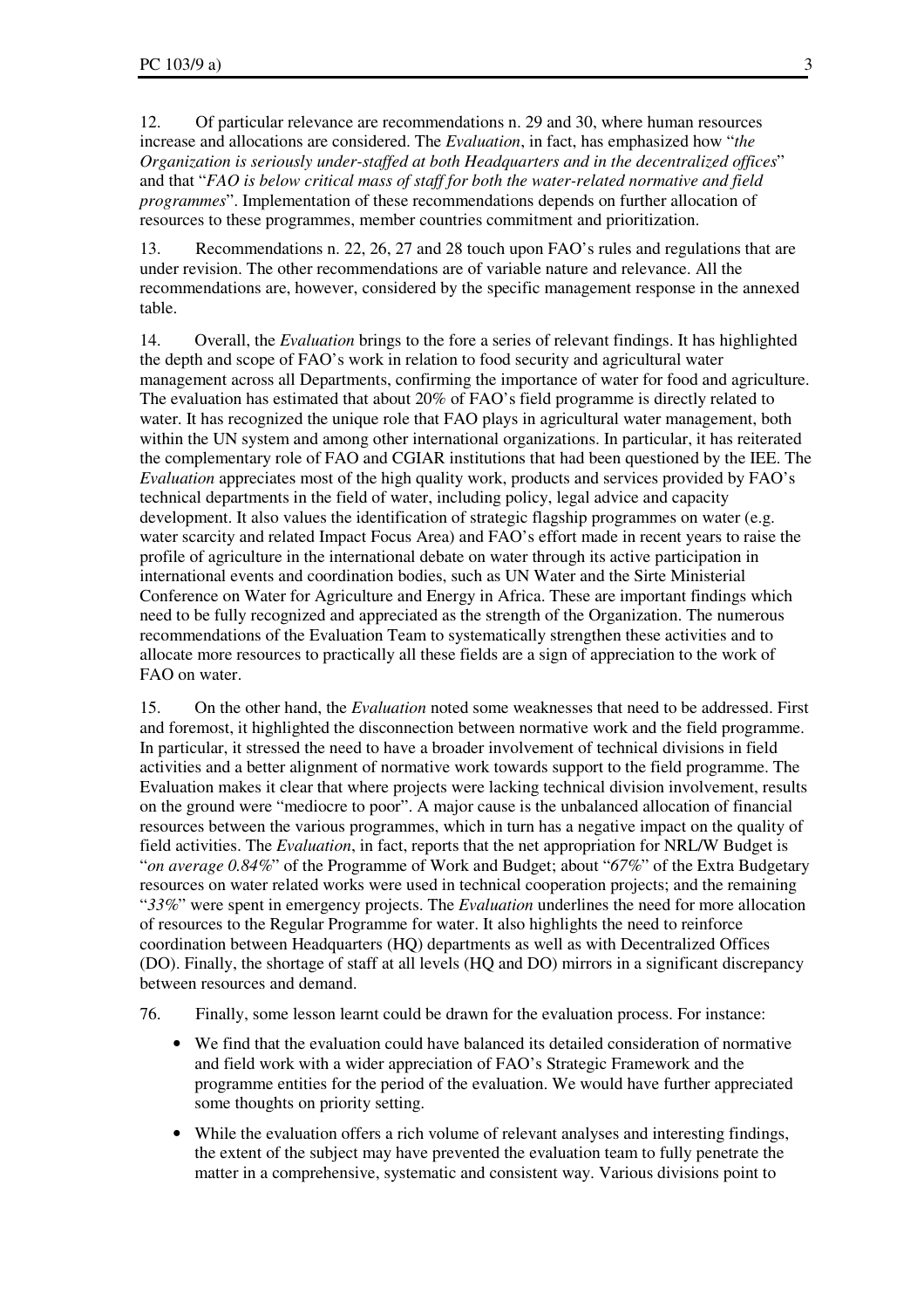12. Of particular relevance are recommendations n. 29 and 30, where human resources increase and allocations are considered. The *Evaluation*, in fact, has emphasized how "*the Organization is seriously under-staffed at both Headquarters and in the decentralized offices*" and that "*FAO is below critical mass of staff for both the water-related normative and field programmes*". Implementation of these recommendations depends on further allocation of resources to these programmes, member countries commitment and prioritization.

13. Recommendations n. 22, 26, 27 and 28 touch upon FAO's rules and regulations that are under revision. The other recommendations are of variable nature and relevance. All the recommendations are, however, considered by the specific management response in the annexed table.

14. Overall, the *Evaluation* brings to the fore a series of relevant findings. It has highlighted the depth and scope of FAO's work in relation to food security and agricultural water management across all Departments, confirming the importance of water for food and agriculture. The evaluation has estimated that about 20% of FAO's field programme is directly related to water. It has recognized the unique role that FAO plays in agricultural water management, both within the UN system and among other international organizations. In particular, it has reiterated the complementary role of FAO and CGIAR institutions that had been questioned by the IEE. The *Evaluation* appreciates most of the high quality work, products and services provided by FAO's technical departments in the field of water, including policy, legal advice and capacity development. It also values the identification of strategic flagship programmes on water (e.g. water scarcity and related Impact Focus Area) and FAO's effort made in recent years to raise the profile of agriculture in the international debate on water through its active participation in international events and coordination bodies, such as UN Water and the Sirte Ministerial Conference on Water for Agriculture and Energy in Africa. These are important findings which need to be fully recognized and appreciated as the strength of the Organization. The numerous recommendations of the Evaluation Team to systematically strengthen these activities and to allocate more resources to practically all these fields are a sign of appreciation to the work of FAO on water.

15. On the other hand, the *Evaluation* noted some weaknesses that need to be addressed. First and foremost, it highlighted the disconnection between normative work and the field programme. In particular, it stressed the need to have a broader involvement of technical divisions in field activities and a better alignment of normative work towards support to the field programme. The Evaluation makes it clear that where projects were lacking technical division involvement, results on the ground were "mediocre to poor". A major cause is the unbalanced allocation of financial resources between the various programmes, which in turn has a negative impact on the quality of field activities. The *Evaluation*, in fact, reports that the net appropriation for NRL/W Budget is "*on average 0.84%*" of the Programme of Work and Budget; about "*67%*" of the Extra Budgetary resources on water related works were used in technical cooperation projects; and the remaining "*33%*" were spent in emergency projects. The *Evaluation* underlines the need for more allocation of resources to the Regular Programme for water. It also highlights the need to reinforce coordination between Headquarters (HQ) departments as well as with Decentralized Offices (DO). Finally, the shortage of staff at all levels (HQ and DO) mirrors in a significant discrepancy between resources and demand.

76. Finally, some lesson learnt could be drawn for the evaluation process. For instance:

- We find that the evaluation could have balanced its detailed consideration of normative and field work with a wider appreciation of FAO's Strategic Framework and the programme entities for the period of the evaluation. We would have further appreciated some thoughts on priority setting.
- While the evaluation offers a rich volume of relevant analyses and interesting findings, the extent of the subject may have prevented the evaluation team to fully penetrate the matter in a comprehensive, systematic and consistent way. Various divisions point to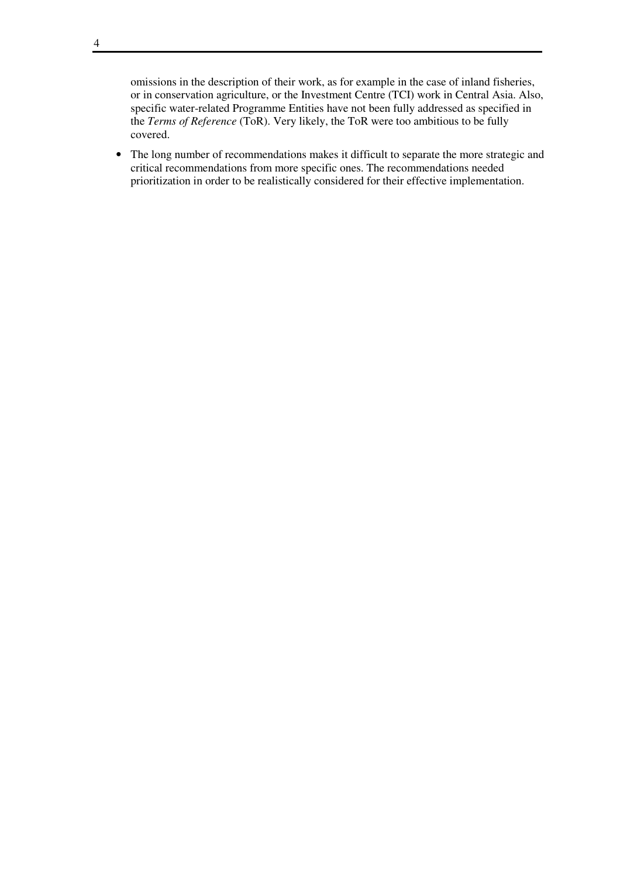omissions in the description of their work, as for example in the case of inland fisheries, or in conservation agriculture, or the Investment Centre (TCI) work in Central Asia. Also, specific water-related Programme Entities have not been fully addressed as specified in the *Terms of Reference* (ToR). Very likely, the ToR were too ambitious to be fully covered.

- The long number of recommendations makes it difficult to separate the more strategic and critical recommendations from more specific ones. The recommendations needed prioritization in order to be realistically considered for their effective implementation.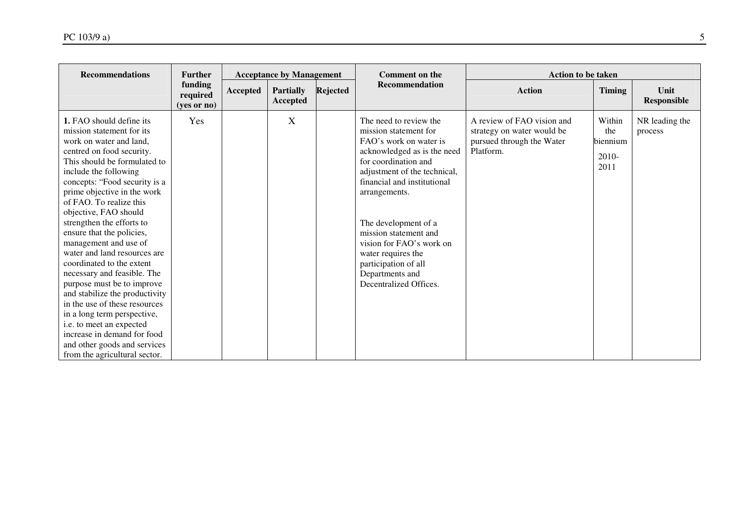| Recommendations | Further funding required (yes or no) | Acceptance by Management | | | Comment on the Recommendation | Action to be taken | | |
|---|---|---|---|---|---|---|---|---|
| | | Accepted | Partially Accepted | Rejected | | Action | Timing | Unit Responsible |
| **1.** FAO should define its mission statement for its work on water and land, centred on food security. This should be formulated to include the following concepts: "Food security is a prime objective in the work of FAO. To realize this objective, FAO should strengthen the efforts to ensure that the policies, management and use of water and land resources are coordinated to the extent necessary and feasible. The purpose must be to improve and stabilize the productivity in the use of these resources in a long term perspective, i.e. to meet an expected increase in demand for food and other goods and services from the agricultural sector. | Yes | | X | | The need to review the mission statement for FAO's work on water is acknowledged as is the need for coordination and adjustment of the technical, financial and institutional arrangements.<br><br>The development of a mission statement and vision for FAO's work on water requires the participation of all Departments and Decentralized Offices. | A review of FAO vision and strategy on water would be pursued through the Water Platform. | Within the biennium 2010-2011 | NR leading the process |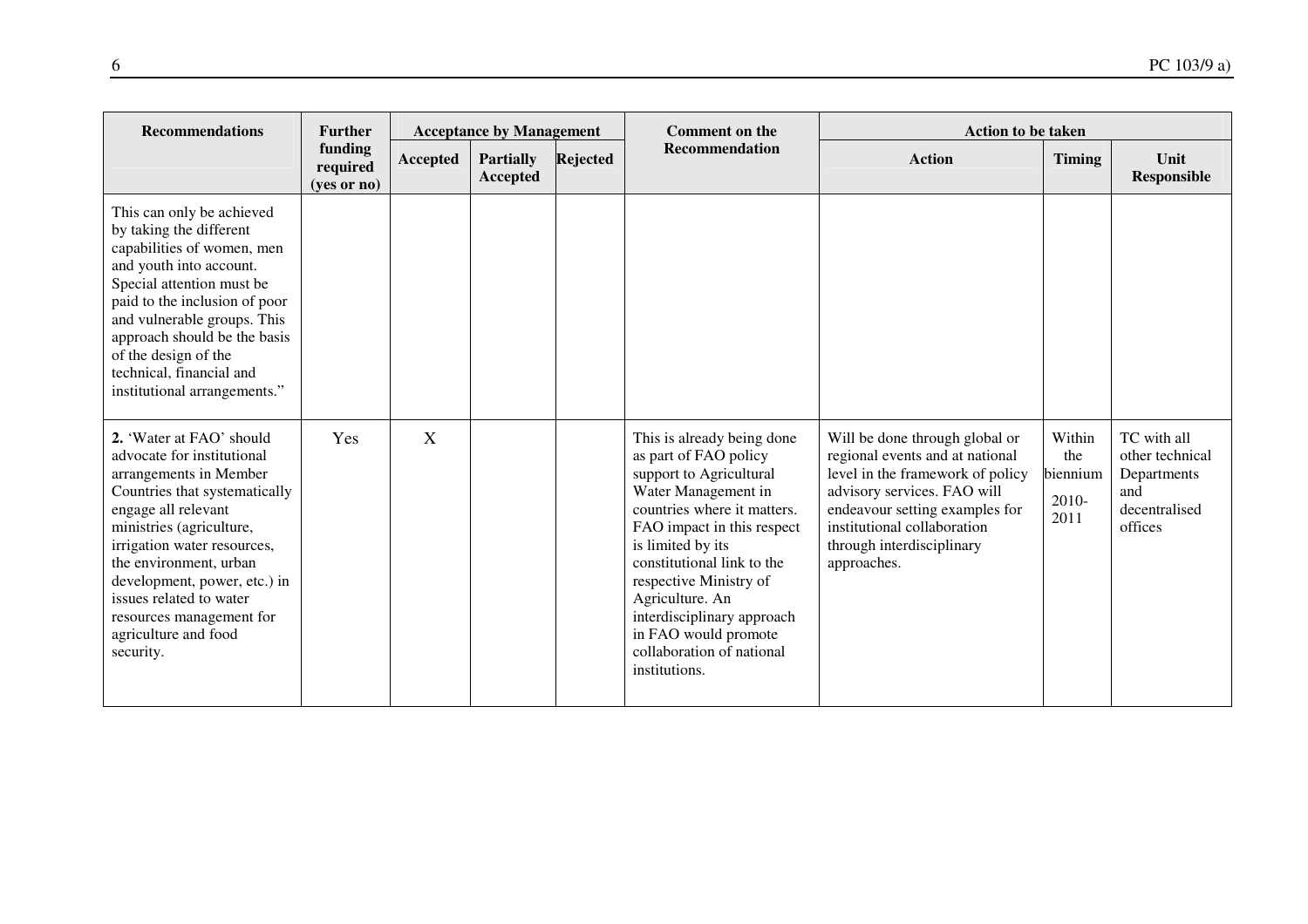| Recommendations | Further funding required (yes or no) | Acceptance by Management | | | Comment on the Recommendation | Action to be taken | | |
|---|---|---|---|---|---|---|---|---|
| | | Accepted | Partially Accepted | Rejected | | Action | Timing | Unit Responsible |
| This can only be achieved by taking the different capabilities of women, men and youth into account. Special attention must be paid to the inclusion of poor and vulnerable groups. This approach should be the basis of the design of the technical, financial and institutional arrangements." | | | | | | | | |
| **2.** 'Water at FAO' should advocate for institutional arrangements in Member Countries that systematically engage all relevant ministries (agriculture, irrigation water resources, the environment, urban development, power, etc.) in issues related to water resources management for agriculture and food security. | Yes | X | | | This is already being done as part of FAO policy support to Agricultural Water Management in countries where it matters. FAO impact in this respect is limited by its constitutional link to the respective Ministry of Agriculture. An interdisciplinary approach in FAO would promote collaboration of national institutions. | Will be done through global or regional events and at national level in the framework of policy advisory services. FAO will endeavour setting examples for institutional collaboration through interdisciplinary approaches. | Within the biennium 2010-2011 | TC with all other technical Departments and decentralised offices |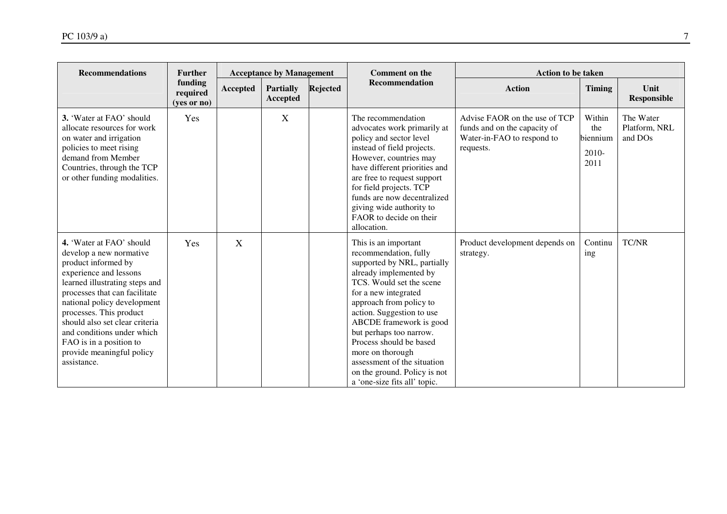| Recommendations | Further funding required (yes or no) | Acceptance by Management | | | Comment on the Recommendation | Action to be taken | | |
|---|---|---|---|---|---|---|---|---|
| | | Accepted | Partially Accepted | Rejected | | Action | Timing | Unit Responsible |
| **3.** 'Water at FAO' should allocate resources for work on water and irrigation policies to meet rising demand from Member Countries, through the TCP or other funding modalities. | Yes | | X | | The recommendation advocates work primarily at policy and sector level instead of field projects. However, countries may have different priorities and are free to request support for field projects. TCP funds are now decentralized giving wide authority to FAOR to decide on their allocation. | Advise FAOR on the use of TCP funds and on the capacity of Water-in-FAO to respond to requests. | Within the biennium 2010-2011 | The Water Platform, NRL and DOs |
| **4.** 'Water at FAO' should develop a new normative product informed by experience and lessons learned illustrating steps and processes that can facilitate national policy development processes. This product should also set clear criteria and conditions under which FAO is in a position to provide meaningful policy assistance. | Yes | X | | | This is an important recommendation, fully supported by NRL, partially already implemented by TCS. Would set the scene for a new integrated approach from policy to action. Suggestion to use ABCDE framework is good but perhaps too narrow. Process should be based more on thorough assessment of the situation on the ground. Policy is not a 'one-size fits all' topic. | Product development depends on strategy. | Continuing | TC/NR |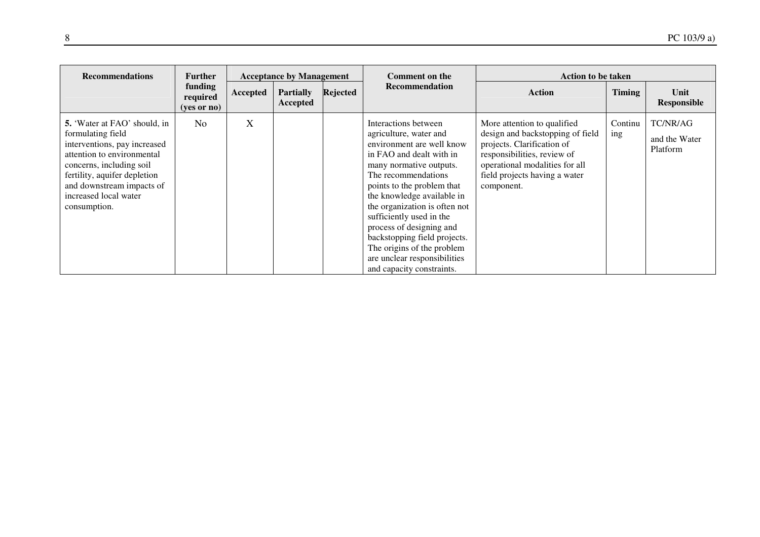| Recommendations | Further funding required (yes or no) | Acceptance by Management | | | Comment on the Recommendation | Action to be taken | | |
|---|---|---|---|---|---|---|---|---|
| | | Accepted | Partially Accepted | Rejected | | Action | Timing | Unit Responsible |
| **5.** 'Water at FAO' should, in formulating field interventions, pay increased attention to environmental concerns, including soil fertility, aquifer depletion and downstream impacts of increased local water consumption. | No | X | | | Interactions between agriculture, water and environment are well know in FAO and dealt with in many normative outputs. The recommendations points to the problem that the knowledge available in the organization is often not sufficiently used in the process of designing and backstopping field projects. The origins of the problem are unclear responsibilities and capacity constraints. | More attention to qualified design and backstopping of field projects. Clarification of responsibilities, review of operational modalities for all field projects having a water component. | Continuing | TC/NR/AG and the Water Platform |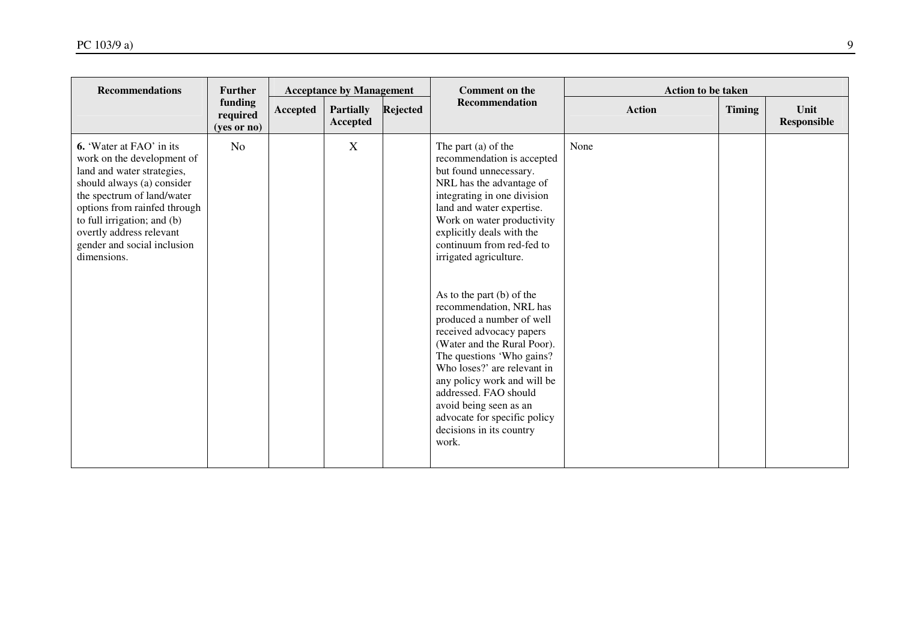| Recommendations | Further funding required (yes or no) | Acceptance by Management | | | Comment on the Recommendation | Action to be taken | | |
|---|---|---|---|---|---|---|---|---|
| | | Accepted | Partially Accepted | Rejected | | Action | Timing | Unit Responsible |
| **6.** 'Water at FAO' in its work on the development of land and water strategies, should always (a) consider the spectrum of land/water options from rainfed through to full irrigation; and (b) overtly address relevant gender and social inclusion dimensions. | No | | X | | The part (a) of the recommendation is accepted but found unnecessary. NRL has the advantage of integrating in one division land and water expertise. Work on water productivity explicitly deals with the continuum from red-fed to irrigated agriculture.<br><br>As to the part (b) of the recommendation, NRL has produced a number of well received advocacy papers (Water and the Rural Poor). The questions 'Who gains? Who loses?' are relevant in any policy work and will be addressed. FAO should avoid being seen as an advocate for specific policy decisions in its country work. | None | | |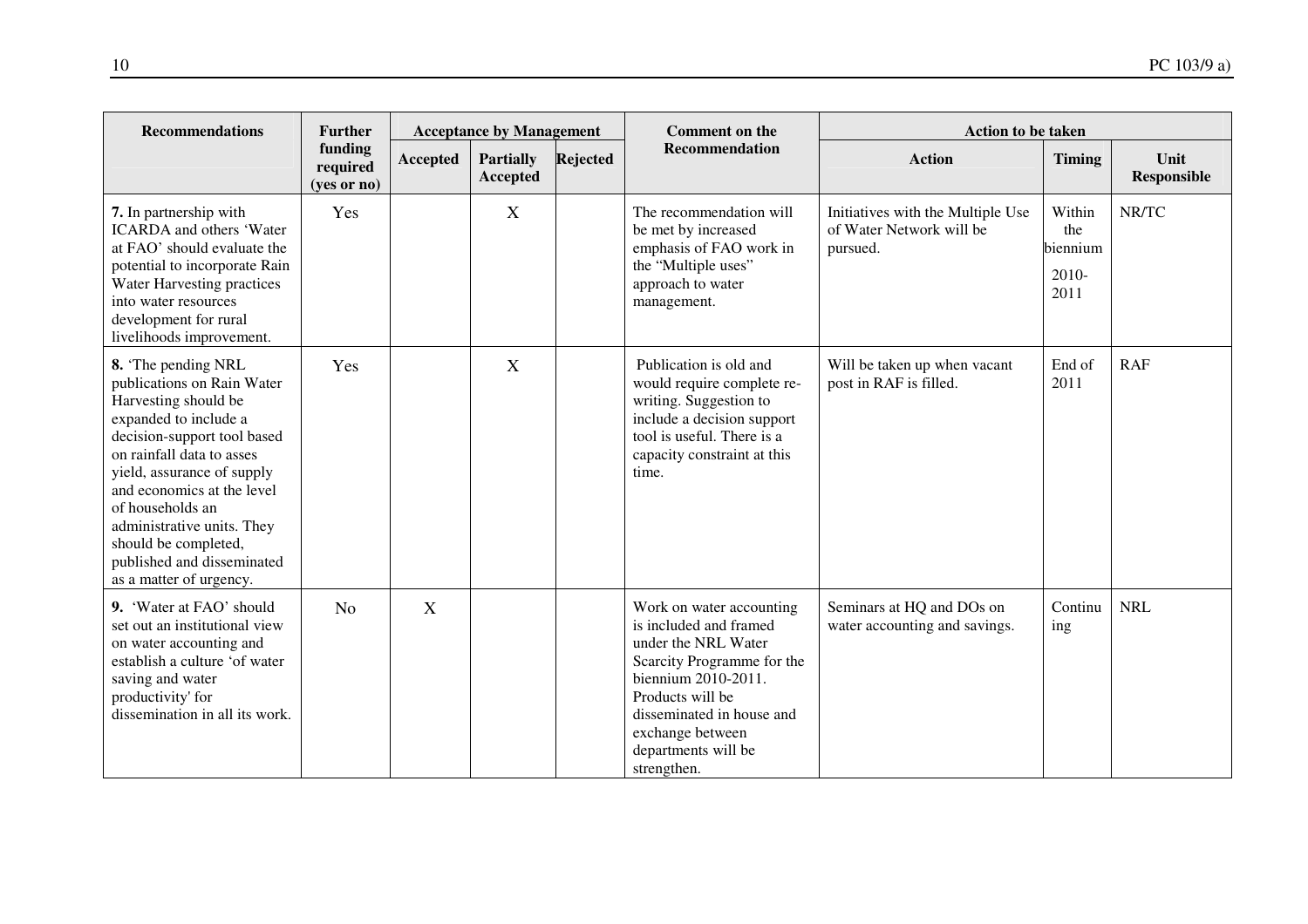| Recommendations | Further funding required (yes or no) | Acceptance by Management | | | Comment on the Recommendation | Action to be taken | | |
|---|---|---|---|---|---|---|---|---|
| | | Accepted | Partially Accepted | Rejected | | Action | Timing | Unit Responsible |
| **7.** In partnership with ICARDA and others 'Water at FAO' should evaluate the potential to incorporate Rain Water Harvesting practices into water resources development for rural livelihoods improvement. | Yes | | X | | The recommendation will be met by increased emphasis of FAO work in the "Multiple uses" approach to water management. | Initiatives with the Multiple Use of Water Network will be pursued. | Within the biennium 2010-2011 | NR/TC |
| **8.** 'The pending NRL publications on Rain Water Harvesting should be expanded to include a decision-support tool based on rainfall data to asses yield, assurance of supply and economics at the level of households an administrative units. They should be completed, published and disseminated as a matter of urgency. | Yes | | X | | Publication is old and would require complete re-writing. Suggestion to include a decision support tool is useful. There is a capacity constraint at this time. | Will be taken up when vacant post in RAF is filled. | End of 2011 | RAF |
| **9.** 'Water at FAO' should set out an institutional view on water accounting and establish a culture 'of water saving and water productivity' for dissemination in all its work. | No | X | | | Work on water accounting is included and framed under the NRL Water Scarcity Programme for the biennium 2010-2011. Products will be disseminated in house and exchange between departments will be strengthen. | Seminars at HQ and DOs on water accounting and savings. | Continuing | NRL |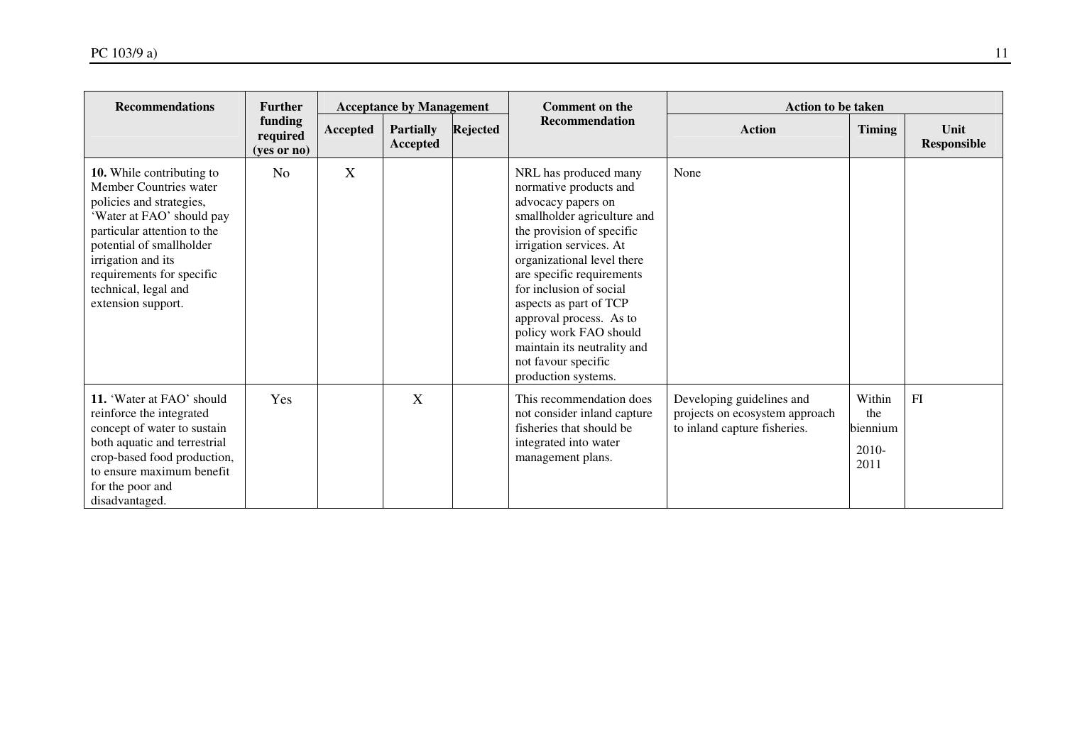| Recommendations | Further funding required (yes or no) | Acceptance by Management | | | Comment on the Recommendation | Action to be taken | | |
|---|---|---|---|---|---|---|---|---|
| | | Accepted | Partially Accepted | Rejected | | Action | Timing | Unit Responsible |
| **10.** While contributing to Member Countries water policies and strategies, 'Water at FAO' should pay particular attention to the potential of smallholder irrigation and its requirements for specific technical, legal and extension support. | No | X | | | NRL has produced many normative products and advocacy papers on smallholder agriculture and the provision of specific irrigation services. At organizational level there are specific requirements for inclusion of social aspects as part of TCP approval process. As to policy work FAO should maintain its neutrality and not favour specific production systems. | None | | |
| **11.** 'Water at FAO' should reinforce the integrated concept of water to sustain both aquatic and terrestrial crop-based food production, to ensure maximum benefit for the poor and disadvantaged. | Yes | | X | | This recommendation does not consider inland capture fisheries that should be integrated into water management plans. | Developing guidelines and projects on ecosystem approach to inland capture fisheries. | Within the biennium 2010-2011 | FI |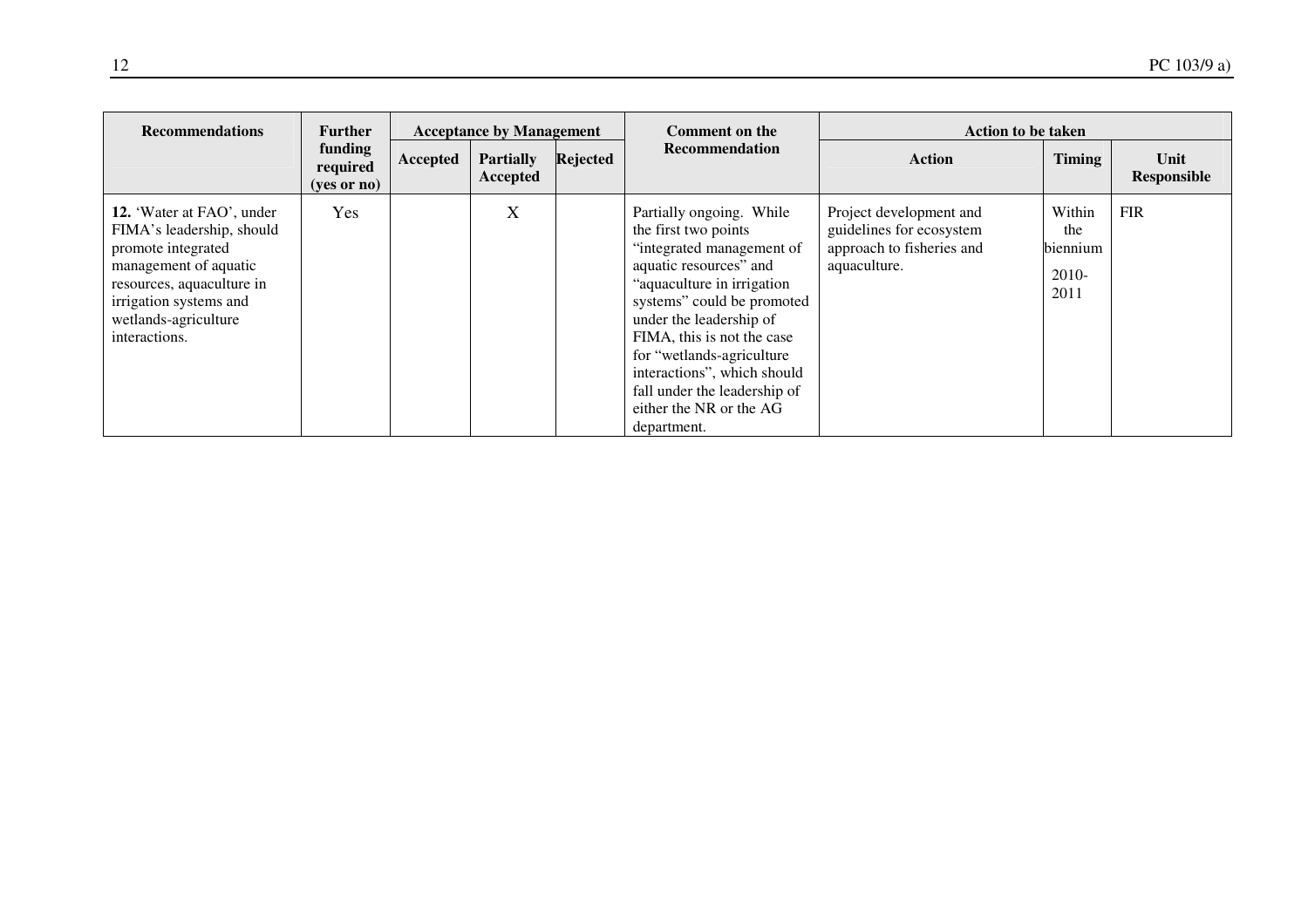| Recommendations | Further funding required (yes or no) | Acceptance by Management | | | Comment on the Recommendation | Action to be taken | | |
|---|---|---|---|---|---|---|---|---|
| | | Accepted | Partially Accepted | Rejected | | Action | Timing | Unit Responsible |
| **12.** 'Water at FAO', under FIMA's leadership, should promote integrated management of aquatic resources, aquaculture in irrigation systems and wetlands-agriculture interactions. | Yes | | X | | Partially ongoing. While the first two points "integrated management of aquatic resources" and "aquaculture in irrigation systems" could be promoted under the leadership of FIMA, this is not the case for "wetlands-agriculture interactions", which should fall under the leadership of either the NR or the AG department. | Project development and guidelines for ecosystem approach to fisheries and aquaculture. | Within the biennium 2010-2011 | FIR |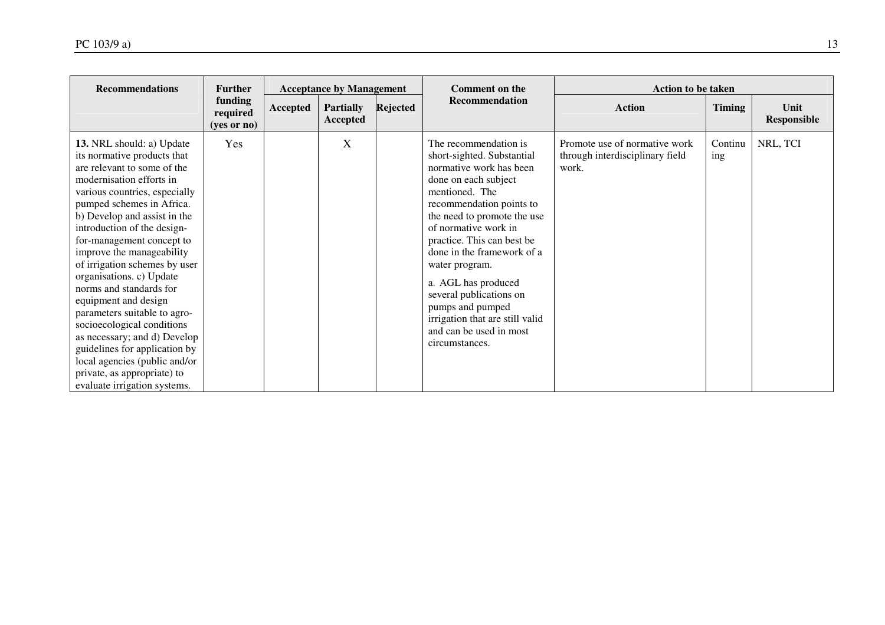| Recommendations | Further funding required (yes or no) | Acceptance by Management | | | Comment on the Recommendation | Action to be taken | | |
|---|---|---|---|---|---|---|---|---|
| | | Accepted | Partially Accepted | Rejected | | Action | Timing | Unit Responsible |
| **13.** NRL should: a) Update its normative products that are relevant to some of the modernisation efforts in various countries, especially pumped schemes in Africa. b) Develop and assist in the introduction of the design-for-management concept to improve the manageability of irrigation schemes by user organisations. c) Update norms and standards for equipment and design parameters suitable to agro-socioecological conditions as necessary; and d) Develop guidelines for application by local agencies (public and/or private, as appropriate) to evaluate irrigation systems. | Yes | | X | | The recommendation is short-sighted. Substantial normative work has been done on each subject mentioned. The recommendation points to the need to promote the use of normative work in practice. This can best be done in the framework of a water program.<br><br>a. AGL has produced several publications on pumps and pumped irrigation that are still valid and can be used in most circumstances. | Promote use of normative work through interdisciplinary field work. | Continuing | NRL, TCI |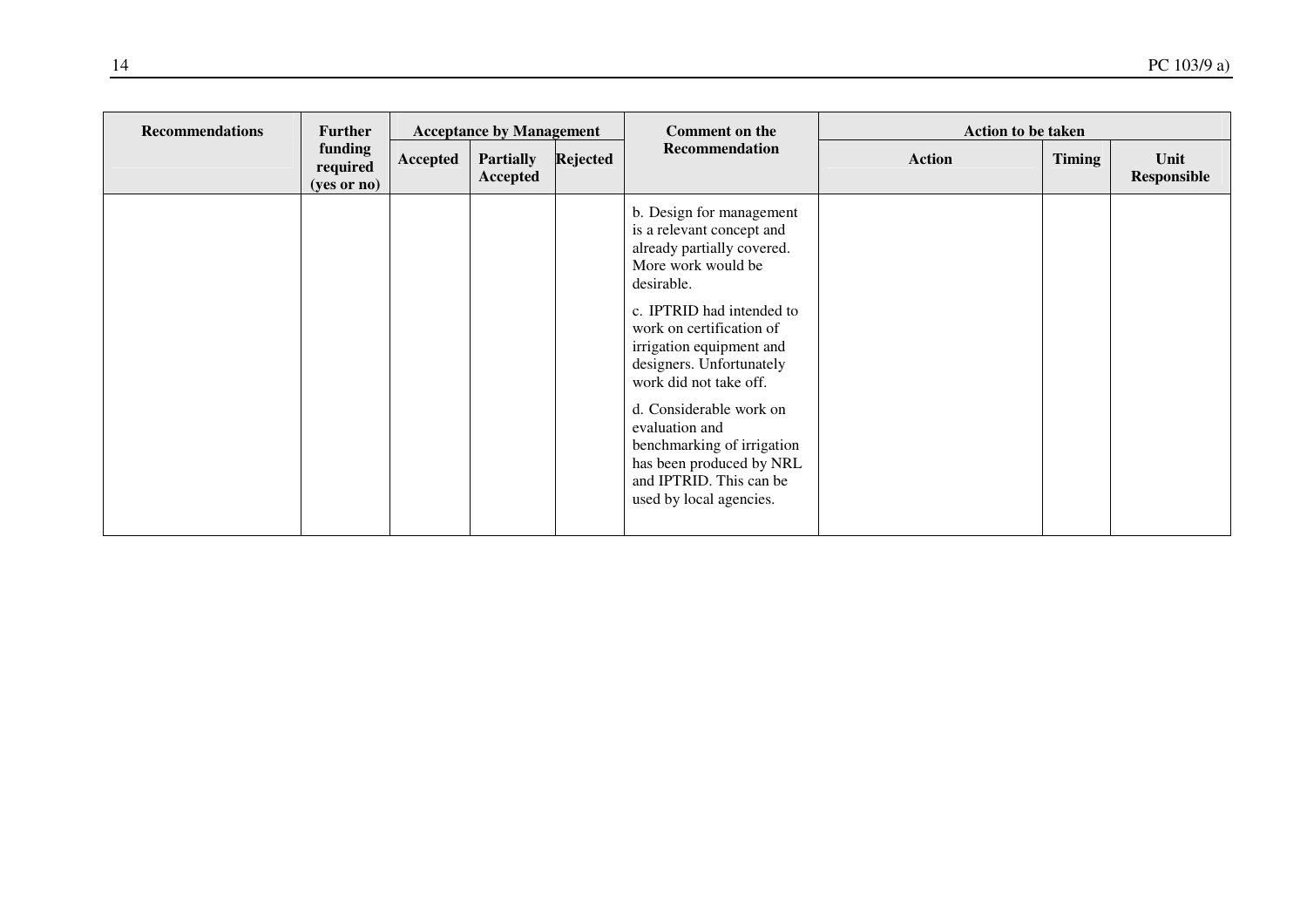| Recommendations | Further funding required (yes or no) | Acceptance by Management | | | Comment on the Recommendation | Action to be taken | | |
|---|---|---|---|---|---|---|---|---|
| | | Accepted | Partially Accepted | Rejected | | Action | Timing | Unit Responsible |
| | | | | | b. Design for management is a relevant concept and already partially covered. More work would be desirable.<br><br>c. IPTRID had intended to work on certification of irrigation equipment and designers. Unfortunately work did not take off.<br><br>d. Considerable work on evaluation and benchmarking of irrigation has been produced by NRL and IPTRID. This can be used by local agencies. | | | |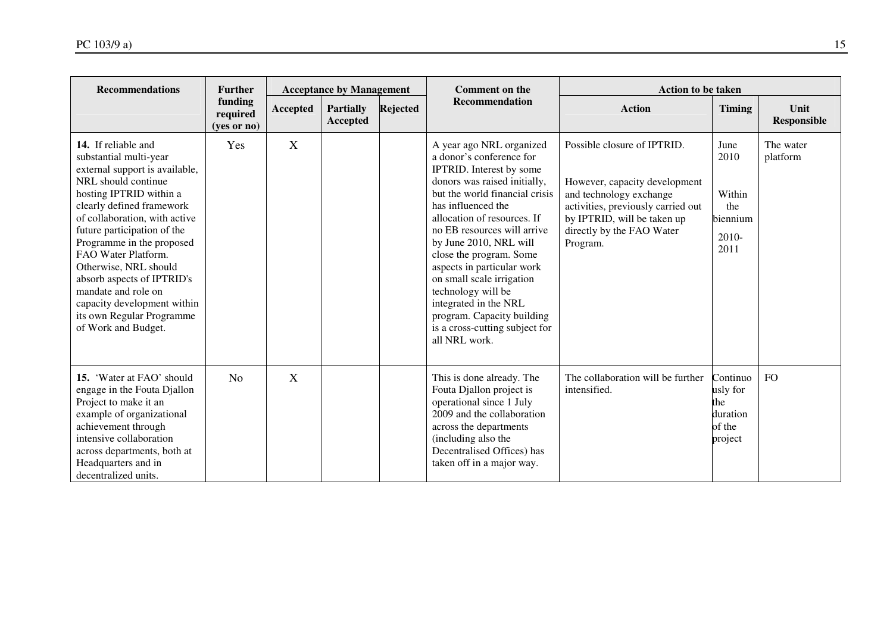| Recommendations | Further funding required (yes or no) | Acceptance by Management | | | Comment on the Recommendation | Action to be taken | | |
|---|---|---|---|---|---|---|---|---|
| | | Accepted | Partially Accepted | Rejected | | Action | Timing | Unit Responsible |
| **14.** If reliable and substantial multi-year external support is available, NRL should continue hosting IPTRID within a clearly defined framework of collaboration, with active future participation of the Programme in the proposed FAO Water Platform. Otherwise, NRL should absorb aspects of IPTRID's mandate and role on capacity development within its own Regular Programme of Work and Budget. | Yes | X | | | A year ago NRL organized a donor's conference for IPTRID. Interest by some donors was raised initially, but the world financial crisis has influenced the allocation of resources. If no EB resources will arrive by June 2010, NRL will close the program. Some aspects in particular work on small scale irrigation technology will be integrated in the NRL program. Capacity building is a cross-cutting subject for all NRL work. | Possible closure of IPTRID.<br><br>However, capacity development and technology exchange activities, previously carried out by IPTRID, will be taken up directly by the FAO Water Program. | June 2010<br><br>Within the biennium 2010-2011 | The water platform |
| **15.** 'Water at FAO' should engage in the Fouta Djallon Project to make it an example of organizational achievement through intensive collaboration across departments, both at Headquarters and in decentralized units. | No | X | | | This is done already. The Fouta Djallon project is operational since 1 July 2009 and the collaboration across the departments (including also the Decentralised Offices) has taken off in a major way. | The collaboration will be further intensified. | Continuously for the duration of the project | FO |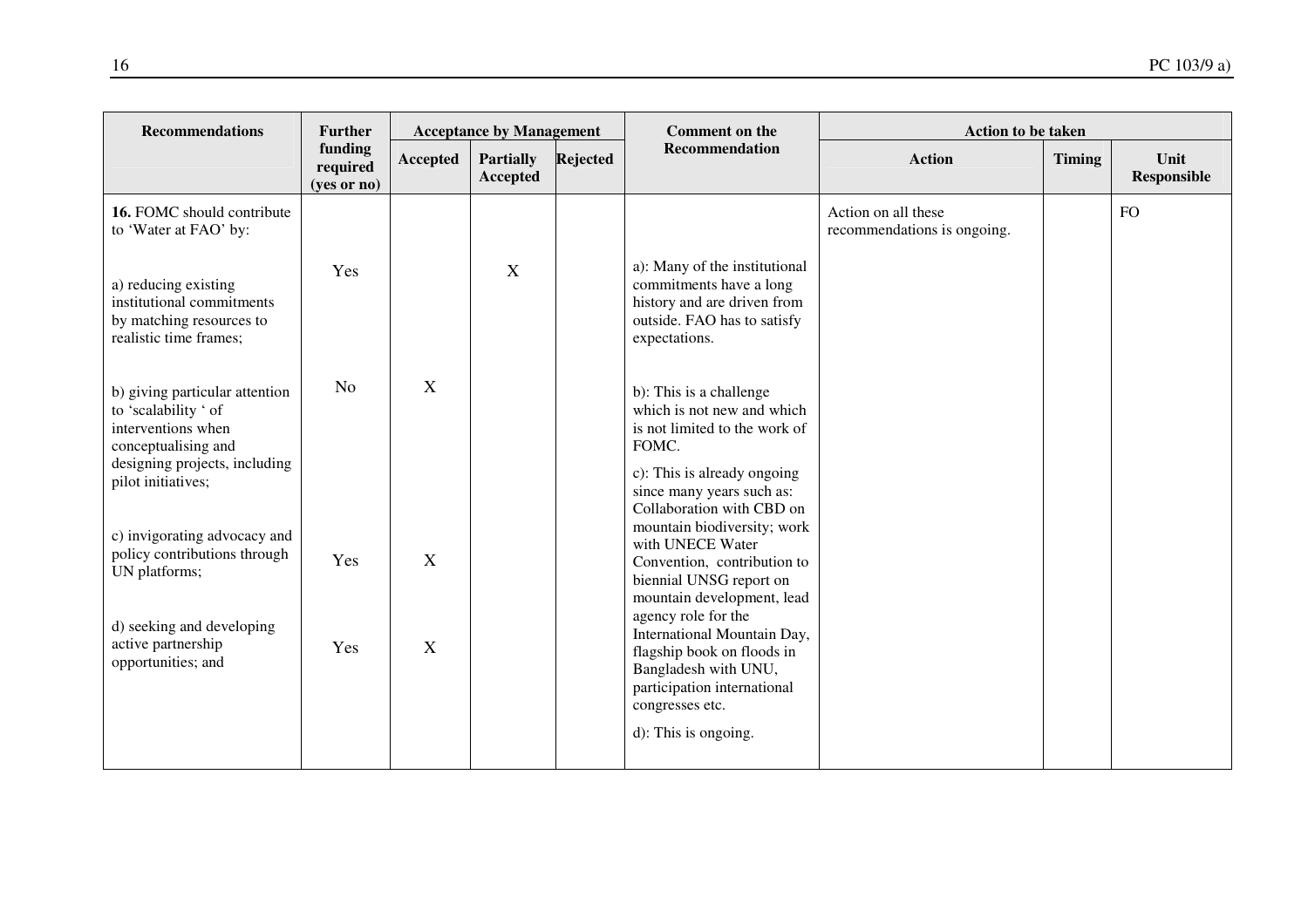| Recommendations | Further funding required (yes or no) | Acceptance by Management | | | Comment on the Recommendation | Action to be taken | | |
|---|---|---|---|---|---|---|---|---|
| | | Accepted | Partially Accepted | Rejected | | Action | Timing | Unit Responsible |
| **16.** FOMC should contribute to 'Water at FAO' by: | | | | | | Action on all these recommendations is ongoing. | | FO |
| a) reducing existing institutional commitments by matching resources to realistic time frames; | Yes | | X | | a): Many of the institutional commitments have a long history and are driven from outside. FAO has to satisfy expectations. | | | |
| b) giving particular attention to 'scalability ' of interventions when conceptualising and designing projects, including pilot initiatives; | No | X | | | b): This is a challenge which is not new and which is not limited to the work of FOMC. | | | |
| c) invigorating advocacy and policy contributions through UN platforms; | Yes | X | | | c): This is already ongoing since many years such as: Collaboration with CBD on mountain biodiversity; work with UNECE Water Convention, contribution to biennial UNSG report on mountain development, lead agency role for the International Mountain Day, flagship book on floods in Bangladesh with UNU, participation international congresses etc. | | | |
| d) seeking and developing active partnership opportunities; and | Yes | X | | | d): This is ongoing. | | | |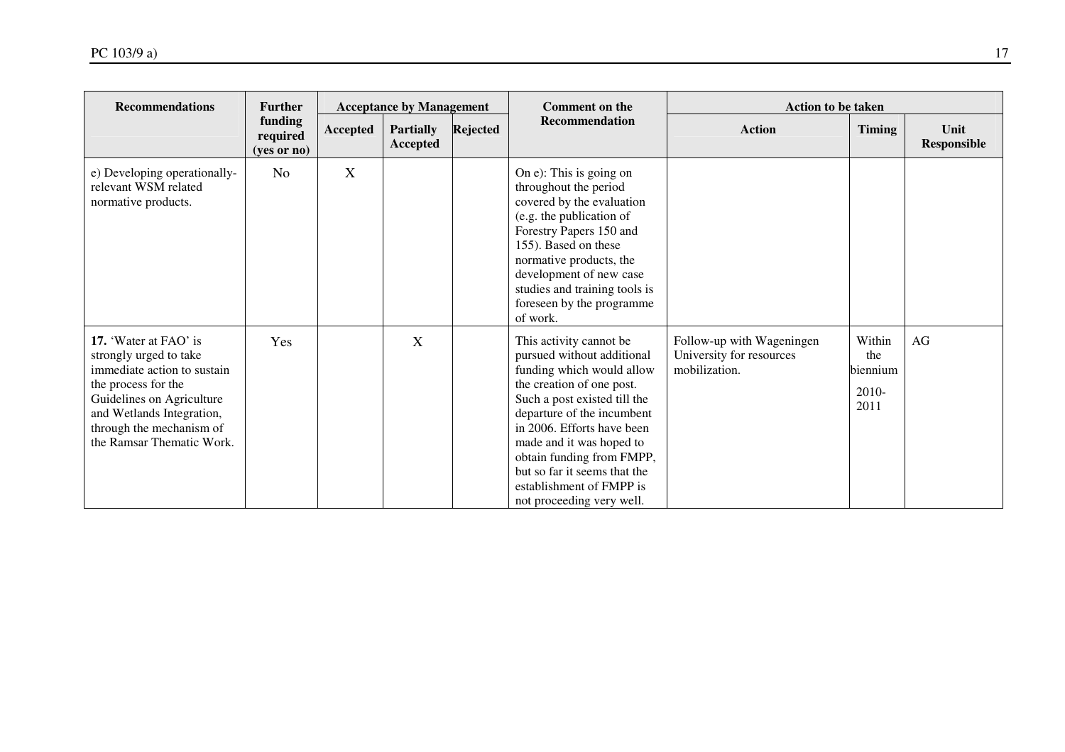| Recommendations | Further funding required (yes or no) | Acceptance by Management | | | Comment on the Recommendation | Action to be taken | | |
|---|---|---|---|---|---|---|---|---|
| | | Accepted | Partially Accepted | Rejected | | Action | Timing | Unit Responsible |
| e) Developing operationally-relevant WSM related normative products. | No | X | | | On e): This is going on throughout the period covered by the evaluation (e.g. the publication of Forestry Papers 150 and 155). Based on these normative products, the development of new case studies and training tools is foreseen by the programme of work. | | | |
| **17.** 'Water at FAO' is strongly urged to take immediate action to sustain the process for the Guidelines on Agriculture and Wetlands Integration, through the mechanism of the Ramsar Thematic Work. | Yes | | X | | This activity cannot be pursued without additional funding which would allow the creation of one post. Such a post existed till the departure of the incumbent in 2006. Efforts have been made and it was hoped to obtain funding from FMPP, but so far it seems that the establishment of FMPP is not proceeding very well. | Follow-up with Wageningen University for resources mobilization. | Within the biennium 2010-2011 | AG |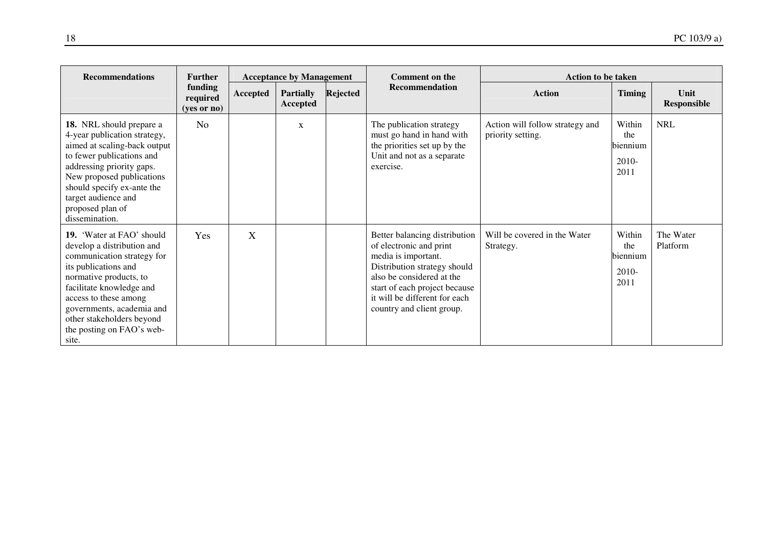| Recommendations | Further funding required (yes or no) | Acceptance by Management | | | Comment on the Recommendation | Action to be taken | | |
|---|---|---|---|---|---|---|---|---|
| | | Accepted | Partially Accepted | Rejected | | Action | Timing | Unit Responsible |
| **18.** NRL should prepare a 4-year publication strategy, aimed at scaling-back output to fewer publications and addressing priority gaps. New proposed publications should specify ex-ante the target audience and proposed plan of dissemination. | No | | x | | The publication strategy must go hand in hand with the priorities set up by the Unit and not as a separate exercise. | Action will follow strategy and priority setting. | Within the biennium 2010-2011 | NRL |
| **19.** 'Water at FAO' should develop a distribution and communication strategy for its publications and normative products, to facilitate knowledge and access to these among governments, academia and other stakeholders beyond the posting on FAO's web-site. | Yes | X | | | Better balancing distribution of electronic and print media is important. Distribution strategy should also be considered at the start of each project because it will be different for each country and client group. | Will be covered in the Water Strategy. | Within the biennium 2010-2011 | The Water Platform |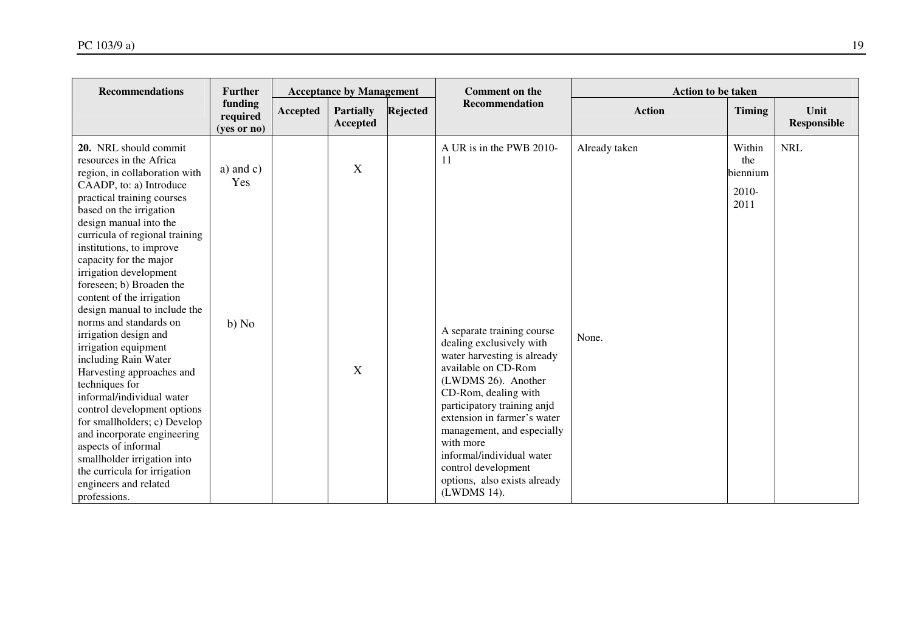| Recommendations | Further funding required (yes or no) | Acceptance by Management | | | Comment on the Recommendation | Action to be taken | | |
|---|---|---|---|---|---|---|---|---|
| | | Accepted | Partially Accepted | Rejected | | Action | Timing | Unit Responsible |
| **20.** NRL should commit resources in the Africa region, in collaboration with CAADP, to: a) Introduce practical training courses based on the irrigation design manual into the curricula of regional training institutions, to improve capacity for the major irrigation development foreseen; b) Broaden the content of the irrigation design manual to include the norms and standards on irrigation design and irrigation equipment including Rain Water Harvesting approaches and techniques for informal/individual water control development options for smallholders; c) Develop and incorporate engineering aspects of informal smallholder irrigation into the curricula for irrigation engineers and related professions. | a) and c) Yes<br><br>b) No | | X<br><br>X | | A UR is in the PWB 2010-11<br><br>A separate training course dealing exclusively with water harvesting is already available on CD-Rom (LWDMS 26). Another CD-Rom, dealing with participatory training anjd extension in farmer's water management, and especially with more informal/individual water control development options, also exists already (LWDMS 14). | Already taken<br><br>None. | Within the biennium 2010-2011 | NRL |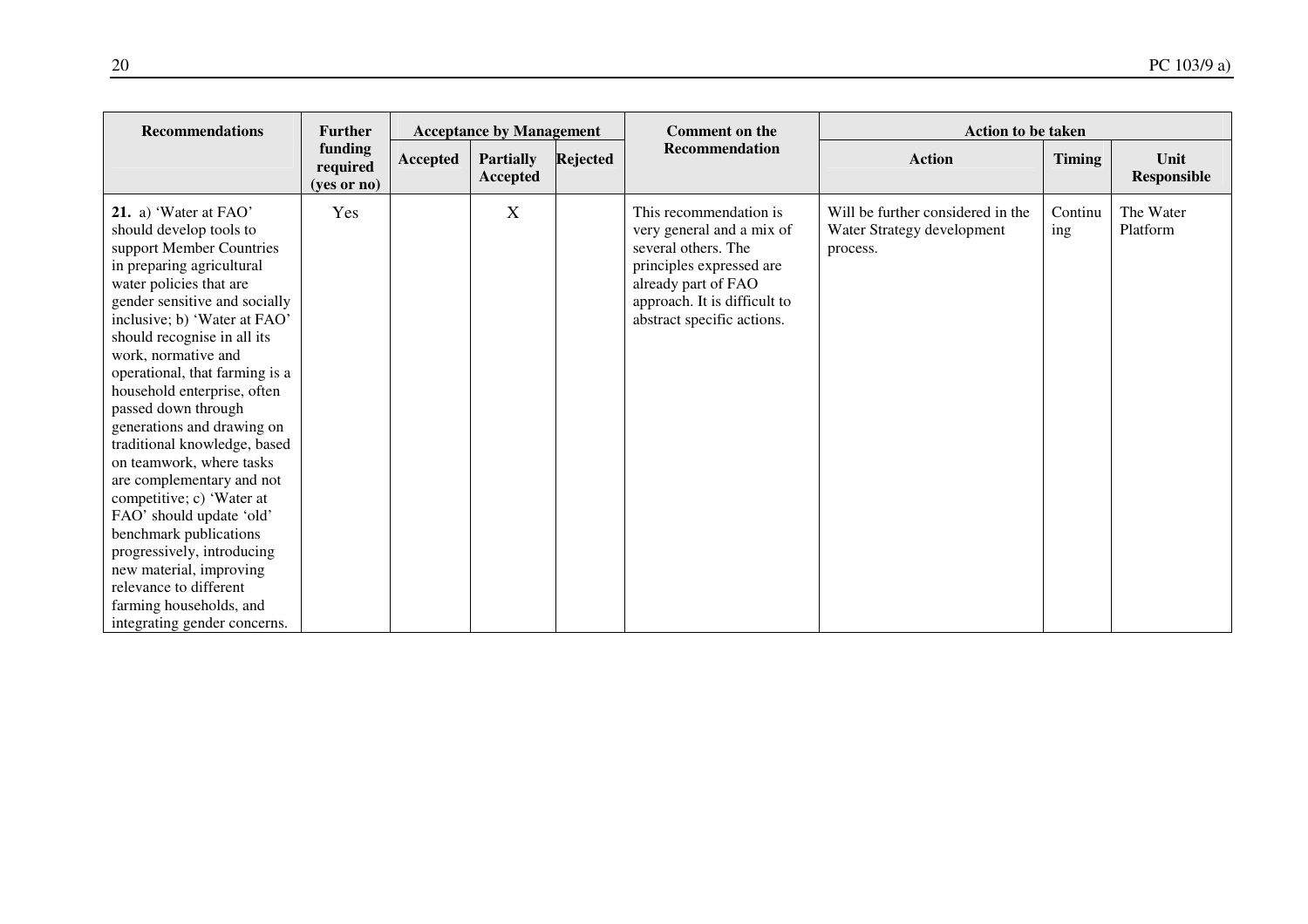| Recommendations | Further funding required (yes or no) | Acceptance by Management | | | Comment on the Recommendation | Action to be taken | | |
|---|---|---|---|---|---|---|---|---|
| | | Accepted | Partially Accepted | Rejected | | Action | Timing | Unit Responsible |
| **21.** a) 'Water at FAO' should develop tools to support Member Countries in preparing agricultural water policies that are gender sensitive and socially inclusive; b) 'Water at FAO' should recognise in all its work, normative and operational, that farming is a household enterprise, often passed down through generations and drawing on traditional knowledge, based on teamwork, where tasks are complementary and not competitive; c) 'Water at FAO' should update 'old' benchmark publications progressively, introducing new material, improving relevance to different farming households, and integrating gender concerns. | Yes | | X | | This recommendation is very general and a mix of several others. The principles expressed are already part of FAO approach. It is difficult to abstract specific actions. | Will be further considered in the Water Strategy development process. | Continuing | The Water Platform |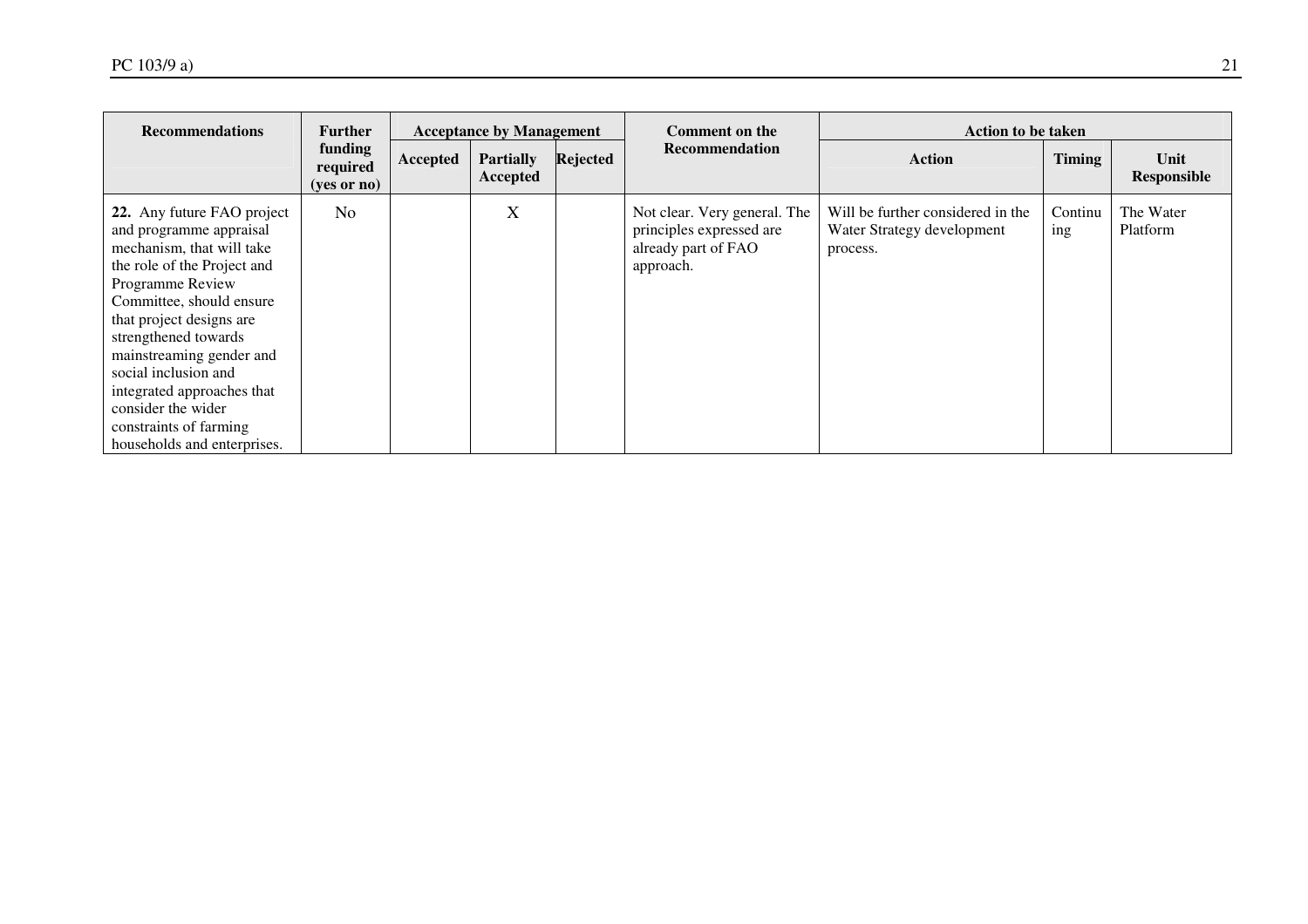| Recommendations | Further funding required (yes or no) | Acceptance by Management | | | Comment on the Recommendation | Action to be taken | | |
|---|---|---|---|---|---|---|---|---|
| | | Accepted | Partially Accepted | Rejected | | Action | Timing | Unit Responsible |
| **22.** Any future FAO project and programme appraisal mechanism, that will take the role of the Project and Programme Review Committee, should ensure that project designs are strengthened towards mainstreaming gender and social inclusion and integrated approaches that consider the wider constraints of farming households and enterprises. | No | | X | | Not clear. Very general. The principles expressed are already part of FAO approach. | Will be further considered in the Water Strategy development process. | Continuing | The Water Platform |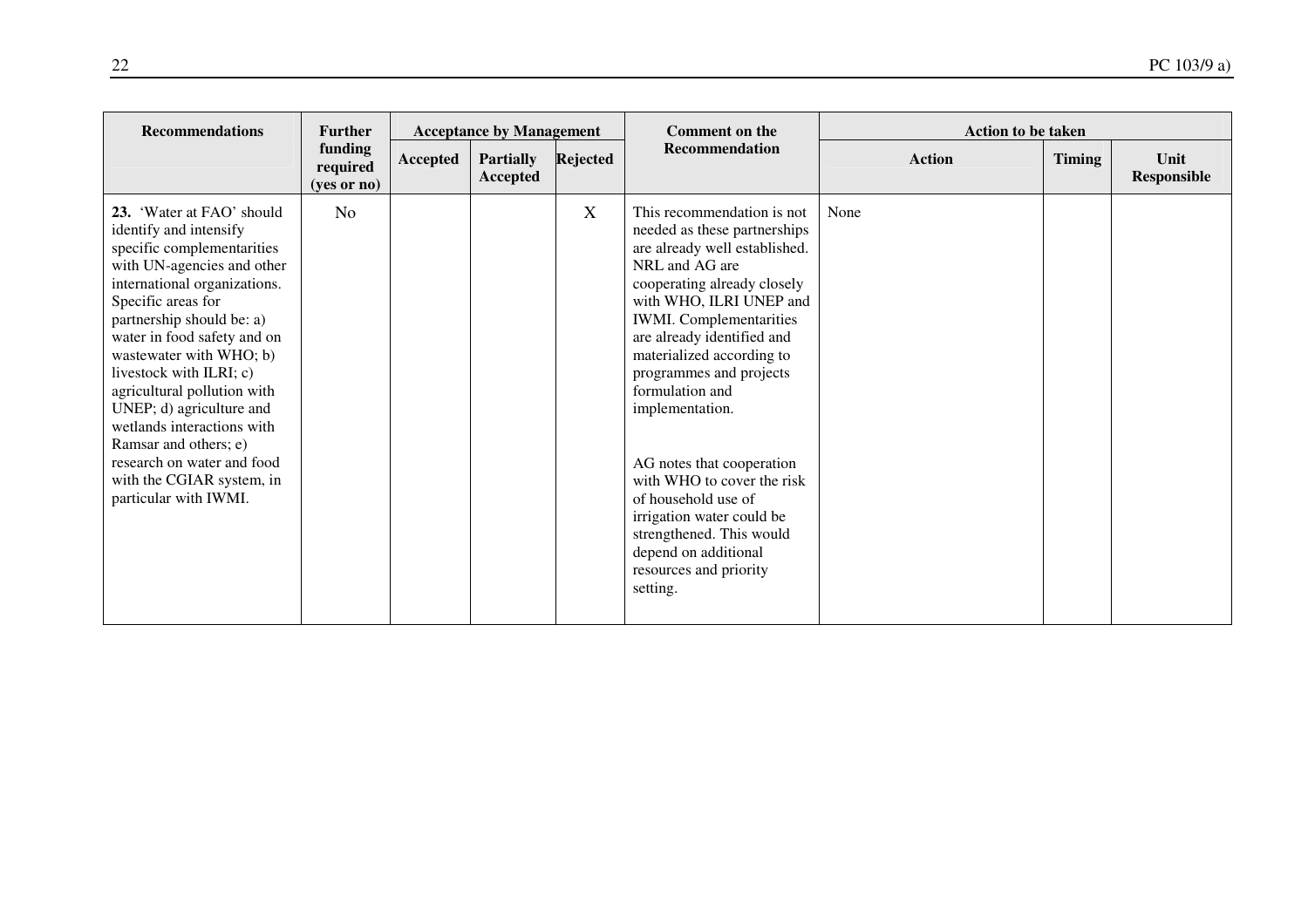| Recommendations | Further funding required (yes or no) | Acceptance by Management | | | Comment on the Recommendation | Action to be taken | | |
|---|---|---|---|---|---|---|---|---|
| | | Accepted | Partially Accepted | Rejected | | Action | Timing | Unit Responsible |
| **23.** 'Water at FAO' should identify and intensify specific complementarities with UN-agencies and other international organizations. Specific areas for partnership should be: a) water in food safety and on wastewater with WHO; b) livestock with ILRI; c) agricultural pollution with UNEP; d) agriculture and wetlands interactions with Ramsar and others; e) research on water and food with the CGIAR system, in particular with IWMI. | No | | | X | This recommendation is not needed as these partnerships are already well established. NRL and AG are cooperating already closely with WHO, ILRI UNEP and IWMI. Complementarities are already identified and materialized according to programmes and projects formulation and implementation.<br><br>AG notes that cooperation with WHO to cover the risk of household use of irrigation water could be strengthened. This would depend on additional resources and priority setting. | None | | |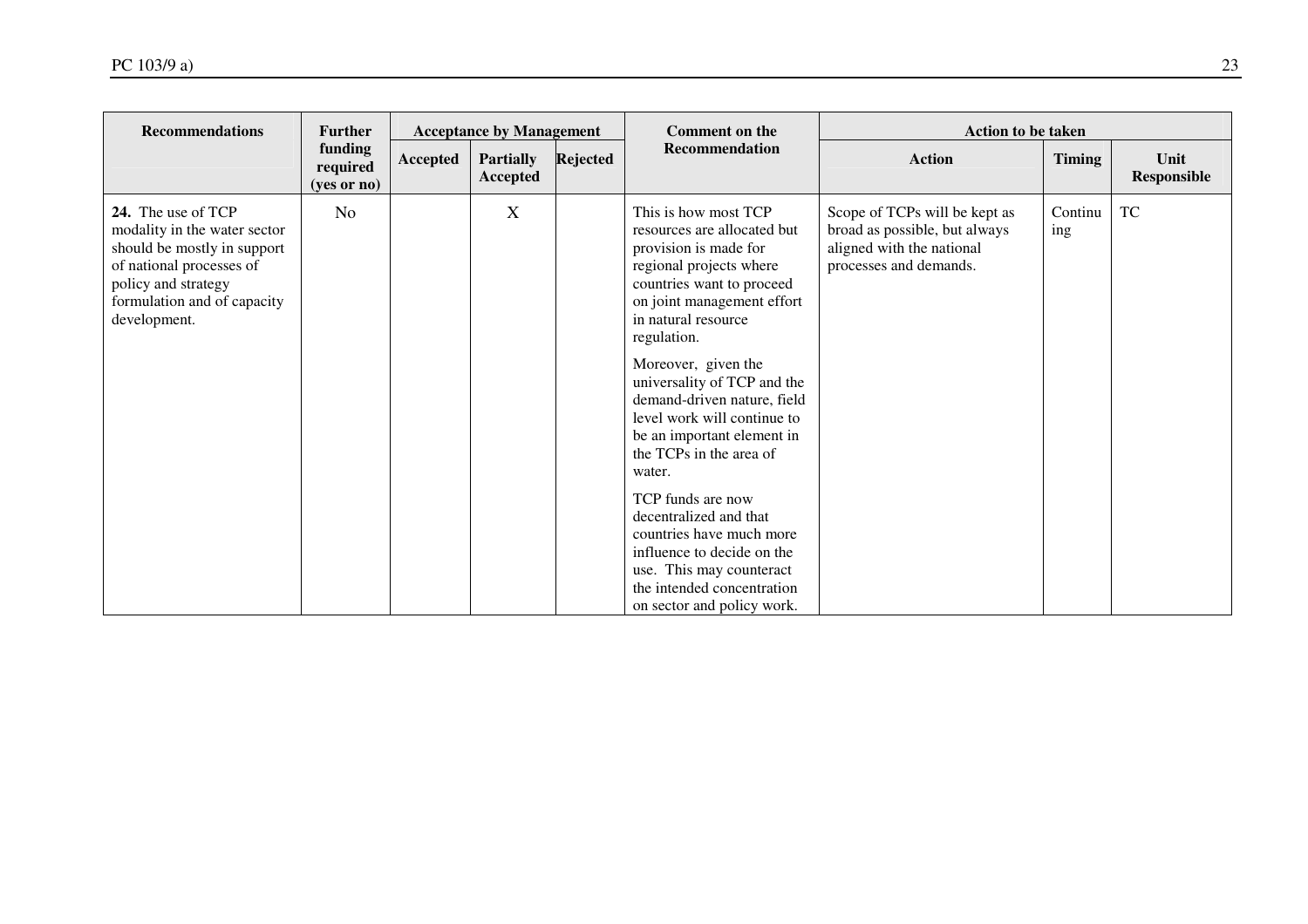| Recommendations | Further funding required (yes or no) | Acceptance by Management | | | Comment on the Recommendation | Action to be taken | | |
|---|---|---|---|---|---|---|---|---|
| | | Accepted | Partially Accepted | Rejected | | Action | Timing | Unit Responsible |
| **24.** The use of TCP modality in the water sector should be mostly in support of national processes of policy and strategy formulation and of capacity development. | No | | X | | This is how most TCP resources are allocated but provision is made for regional projects where countries want to proceed on joint management effort in natural resource regulation.<br><br>Moreover, given the universality of TCP and the demand-driven nature, field level work will continue to be an important element in the TCPs in the area of water.<br><br>TCP funds are now decentralized and that countries have much more influence to decide on the use. This may counteract the intended concentration on sector and policy work. | Scope of TCPs will be kept as broad as possible, but always aligned with the national processes and demands. | Continuing | TC |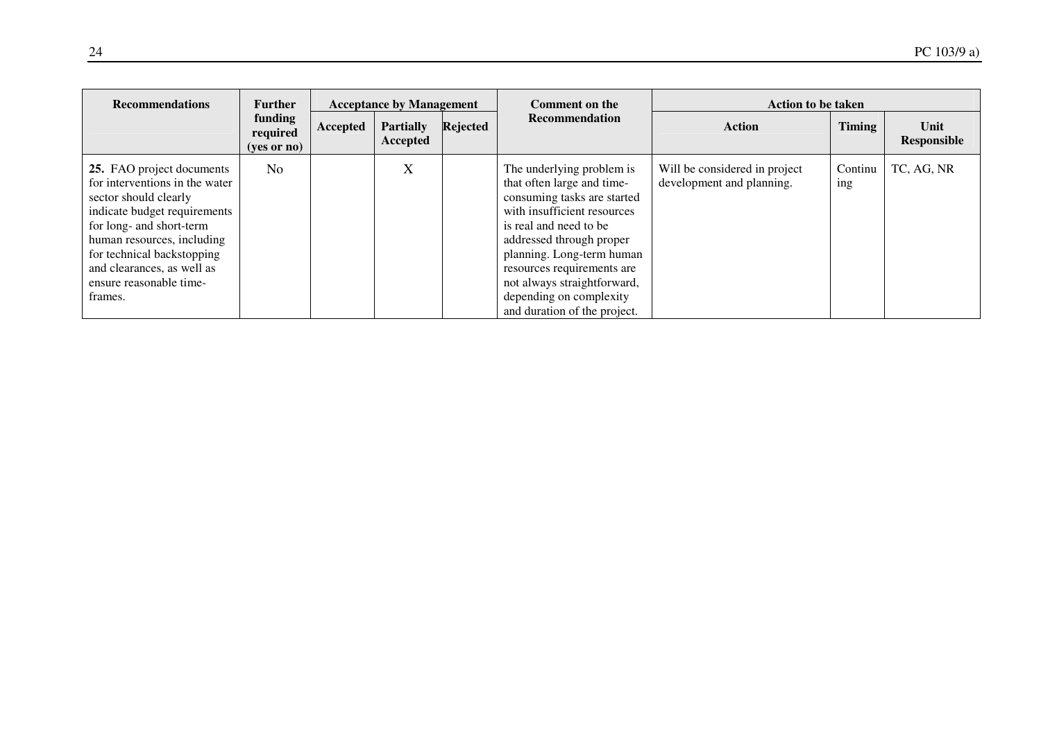| Recommendations | Further funding required (yes or no) | Acceptance by Management | | | Comment on the Recommendation | Action to be taken | | |
|---|---|---|---|---|---|---|---|---|
| | | Accepted | Partially Accepted | Rejected | | Action | Timing | Unit Responsible |
| **25.** FAO project documents for interventions in the water sector should clearly indicate budget requirements for long- and short-term human resources, including for technical backstopping and clearances, as well as ensure reasonable time-frames. | No | | X | | The underlying problem is that often large and time-consuming tasks are started with insufficient resources is real and need to be addressed through proper planning. Long-term human resources requirements are not always straightforward, depending on complexity and duration of the project. | Will be considered in project development and planning. | Continuing | TC, AG, NR |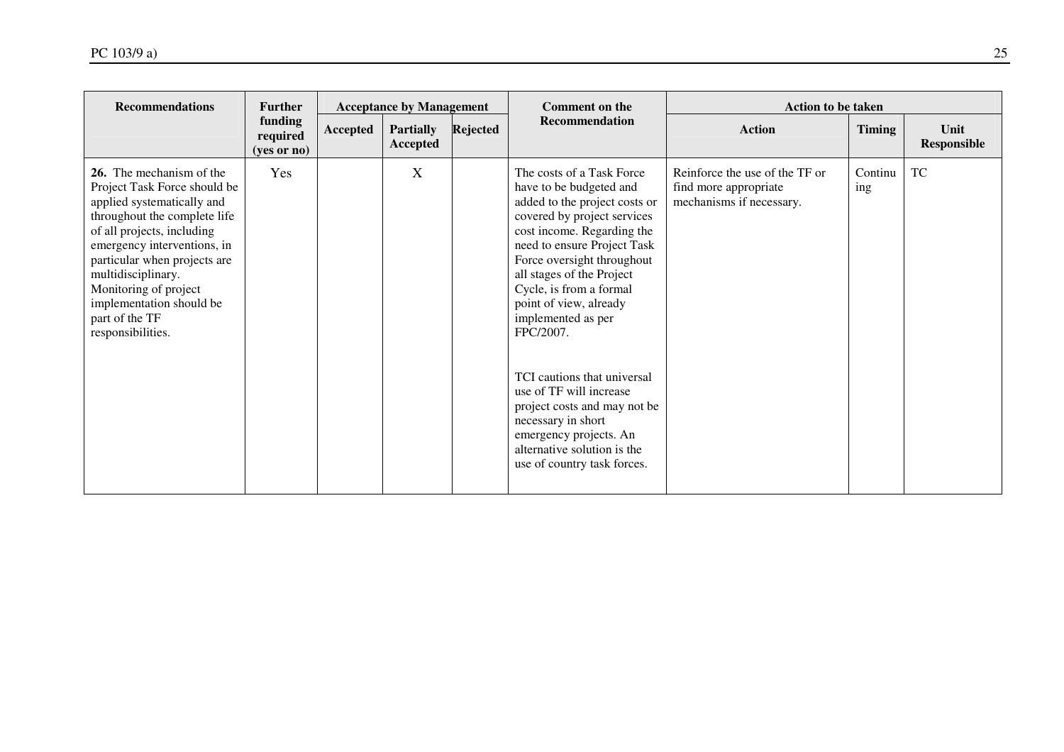| Recommendations | Further funding required (yes or no) | Acceptance by Management | | | Comment on the Recommendation | Action to be taken | | |
|---|---|---|---|---|---|---|---|---|
| | | Accepted | Partially Accepted | Rejected | | Action | Timing | Unit Responsible |
| **26.** The mechanism of the Project Task Force should be applied systematically and throughout the complete life of all projects, including emergency interventions, in particular when projects are multidisciplinary. Monitoring of project implementation should be part of the TF responsibilities. | Yes | | X | | The costs of a Task Force have to be budgeted and added to the project costs or covered by project services cost income. Regarding the need to ensure Project Task Force oversight throughout all stages of the Project Cycle, is from a formal point of view, already implemented as per FPC/2007.<br><br>TCI cautions that universal use of TF will increase project costs and may not be necessary in short emergency projects. An alternative solution is the use of country task forces. | Reinforce the use of the TF or find more appropriate mechanisms if necessary. | Continuing | TC |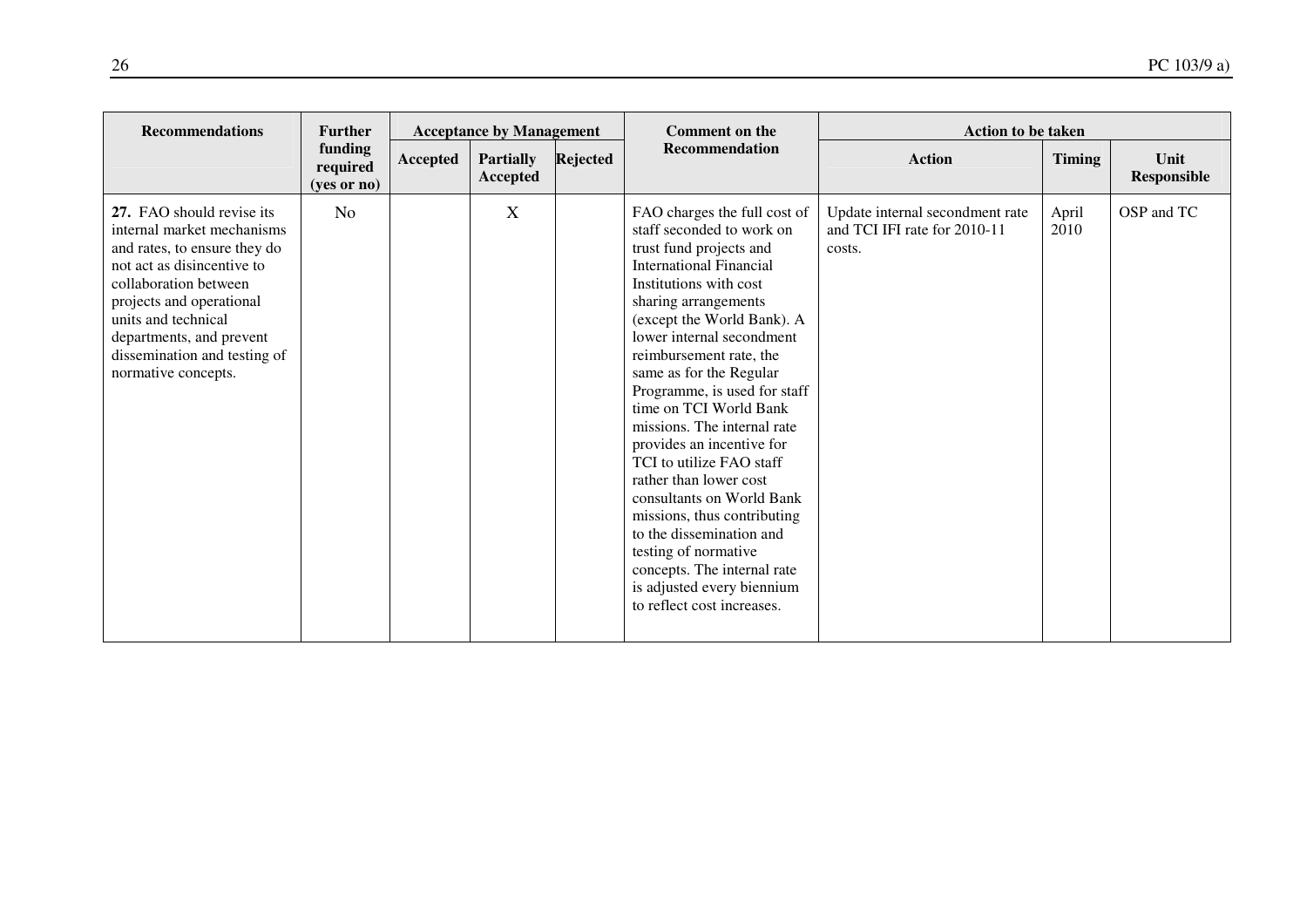| Recommendations | Further funding required (yes or no) | Acceptance by Management | | | Comment on the Recommendation | Action to be taken | | |
|---|---|---|---|---|---|---|---|---|
| | | Accepted | Partially Accepted | Rejected | | Action | Timing | Unit Responsible |
| **27.** FAO should revise its internal market mechanisms and rates, to ensure they do not act as disincentive to collaboration between projects and operational units and technical departments, and prevent dissemination and testing of normative concepts. | No | | X | | FAO charges the full cost of staff seconded to work on trust fund projects and International Financial Institutions with cost sharing arrangements (except the World Bank). A lower internal secondment reimbursement rate, the same as for the Regular Programme, is used for staff time on TCI World Bank missions. The internal rate provides an incentive for TCI to utilize FAO staff rather than lower cost consultants on World Bank missions, thus contributing to the dissemination and testing of normative concepts. The internal rate is adjusted every biennium to reflect cost increases. | Update internal secondment rate and TCI IFI rate for 2010-11 costs. | April 2010 | OSP and TC |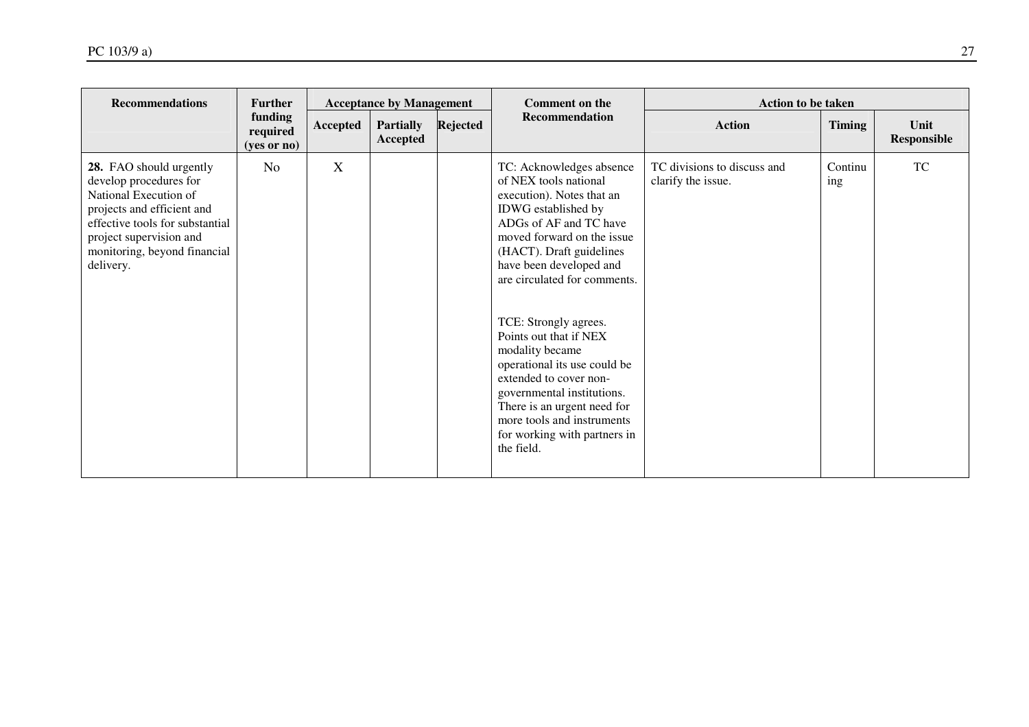| Recommendations | Further funding required (yes or no) | Acceptance by Management | | | Comment on the Recommendation | Action to be taken | | |
|---|---|---|---|---|---|---|---|---|
| | | Accepted | Partially Accepted | Rejected | | Action | Timing | Unit Responsible |
| **28.** FAO should urgently develop procedures for National Execution of projects and efficient and effective tools for substantial project supervision and monitoring, beyond financial delivery. | No | X | | | TC: Acknowledges absence of NEX tools national execution). Notes that an IDWG established by ADGs of AF and TC have moved forward on the issue (HACT). Draft guidelines have been developed and are circulated for comments.<br><br>TCE: Strongly agrees. Points out that if NEX modality became operational its use could be extended to cover non-governmental institutions. There is an urgent need for more tools and instruments for working with partners in the field. | TC divisions to discuss and clarify the issue. | Continuing | TC |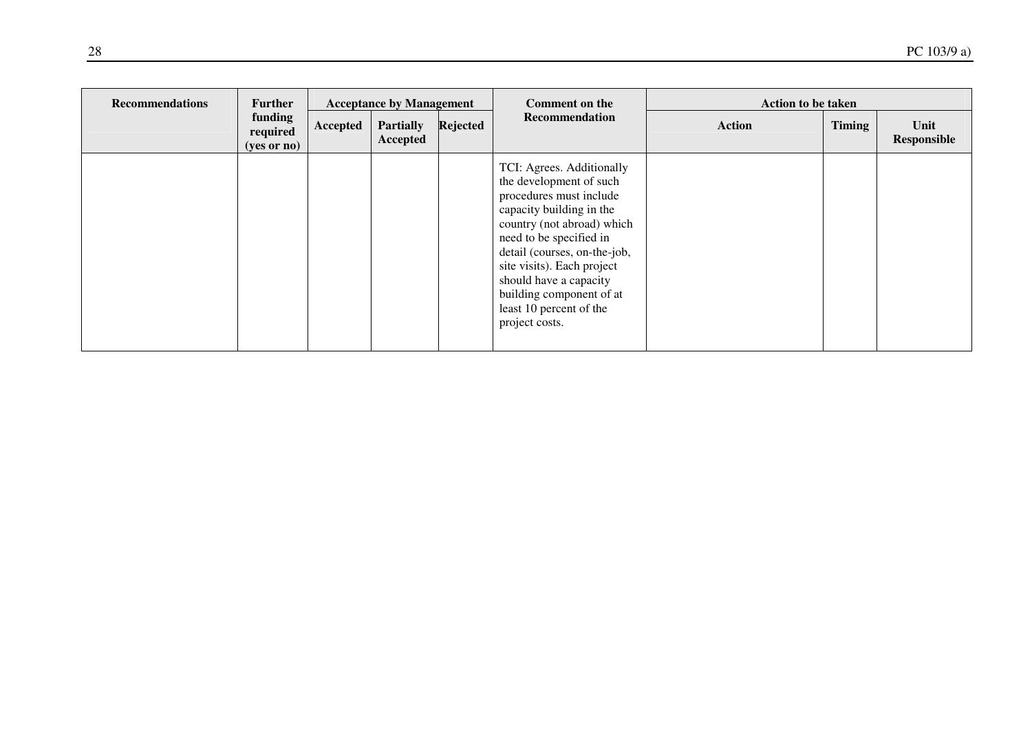| Recommendations | Further funding required (yes or no) | Acceptance by Management | | | Comment on the Recommendation | Action to be taken | | |
|---|---|---|---|---|---|---|---|---|
| | | Accepted | Partially Accepted | Rejected | | Action | Timing | Unit Responsible |
| | | | | | TCI: Agrees. Additionally the development of such procedures must include capacity building in the country (not abroad) which need to be specified in detail (courses, on-the-job, site visits). Each project should have a capacity building component of at least 10 percent of the project costs. | | | |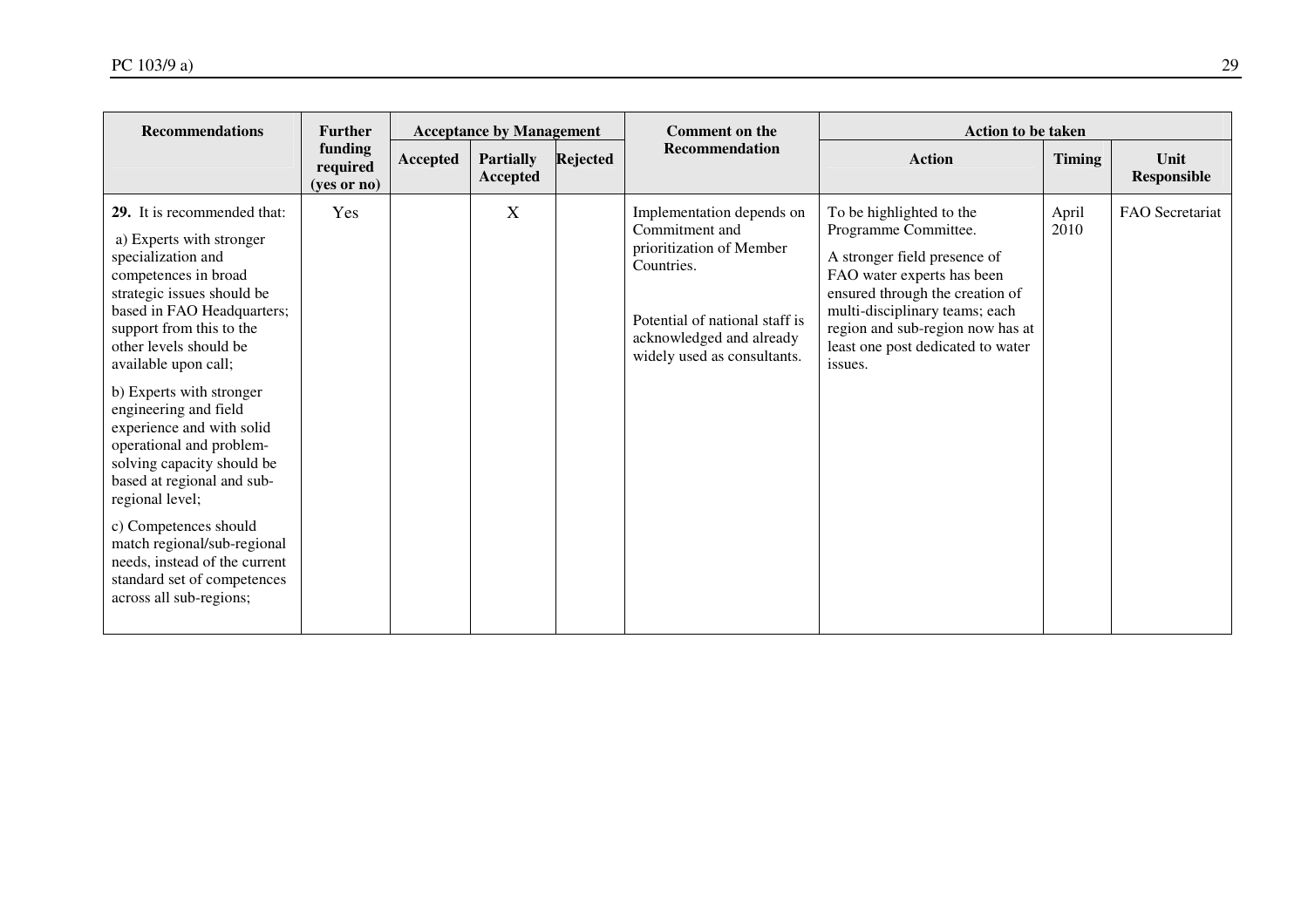| Recommendations | Further funding required (yes or no) | Acceptance by Management | | | Comment on the Recommendation | Action to be taken | | |
|---|---|---|---|---|---|---|---|---|
| | | Accepted | Partially Accepted | Rejected | | Action | Timing | Unit Responsible |
| **29.** It is recommended that:<br><br>a) Experts with stronger specialization and competences in broad strategic issues should be based in FAO Headquarters; support from this to the other levels should be available upon call;<br><br>b) Experts with stronger engineering and field experience and with solid operational and problem-solving capacity should be based at regional and sub-regional level;<br><br>c) Competences should match regional/sub-regional needs, instead of the current standard set of competences across all sub-regions; | Yes | | X | | Implementation depends on Commitment and prioritization of Member Countries.<br><br>Potential of national staff is acknowledged and already widely used as consultants. | To be highlighted to the Programme Committee.<br><br>A stronger field presence of FAO water experts has been ensured through the creation of multi-disciplinary teams; each region and sub-region now has at least one post dedicated to water issues. | April 2010 | FAO Secretariat |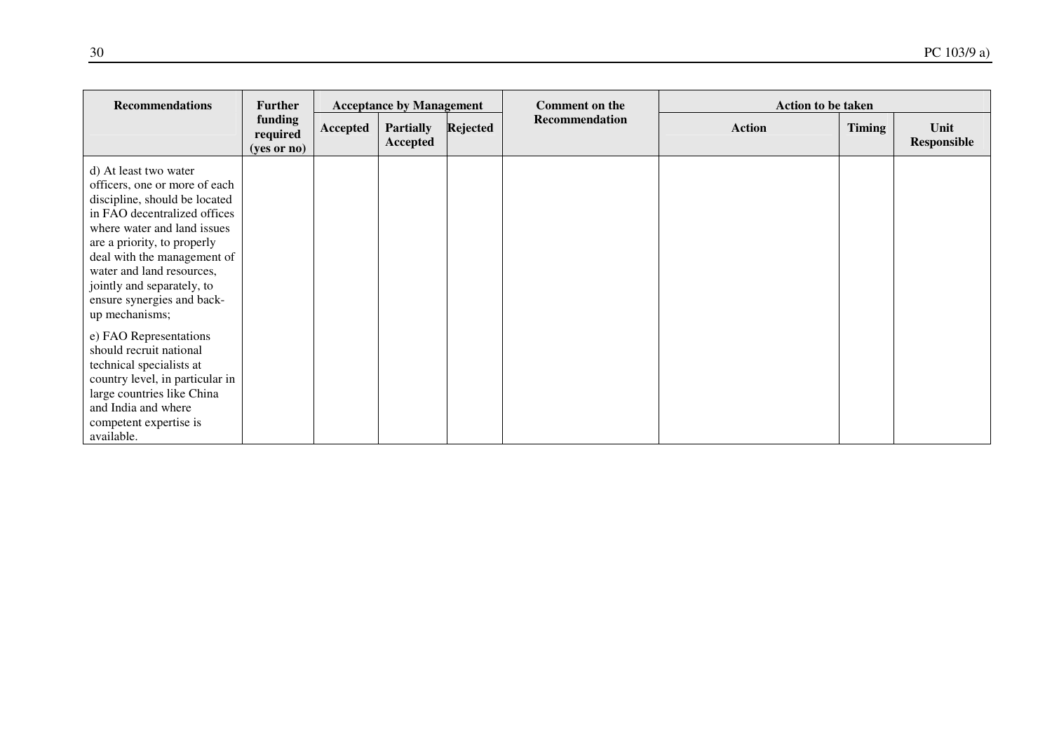| Recommendations | Further funding required (yes or no) | Acceptance by Management | | | Comment on the Recommendation | Action to be taken | | |
|---|---|---|---|---|---|---|---|---|
| | | Accepted | Partially Accepted | Rejected | | Action | Timing | Unit Responsible |
| d) At least two water officers, one or more of each discipline, should be located in FAO decentralized offices where water and land issues are a priority, to properly deal with the management of water and land resources, jointly and separately, to ensure synergies and back-up mechanisms;<br><br>e) FAO Representations should recruit national technical specialists at country level, in particular in large countries like China and India and where competent expertise is available. | | | | | | | | |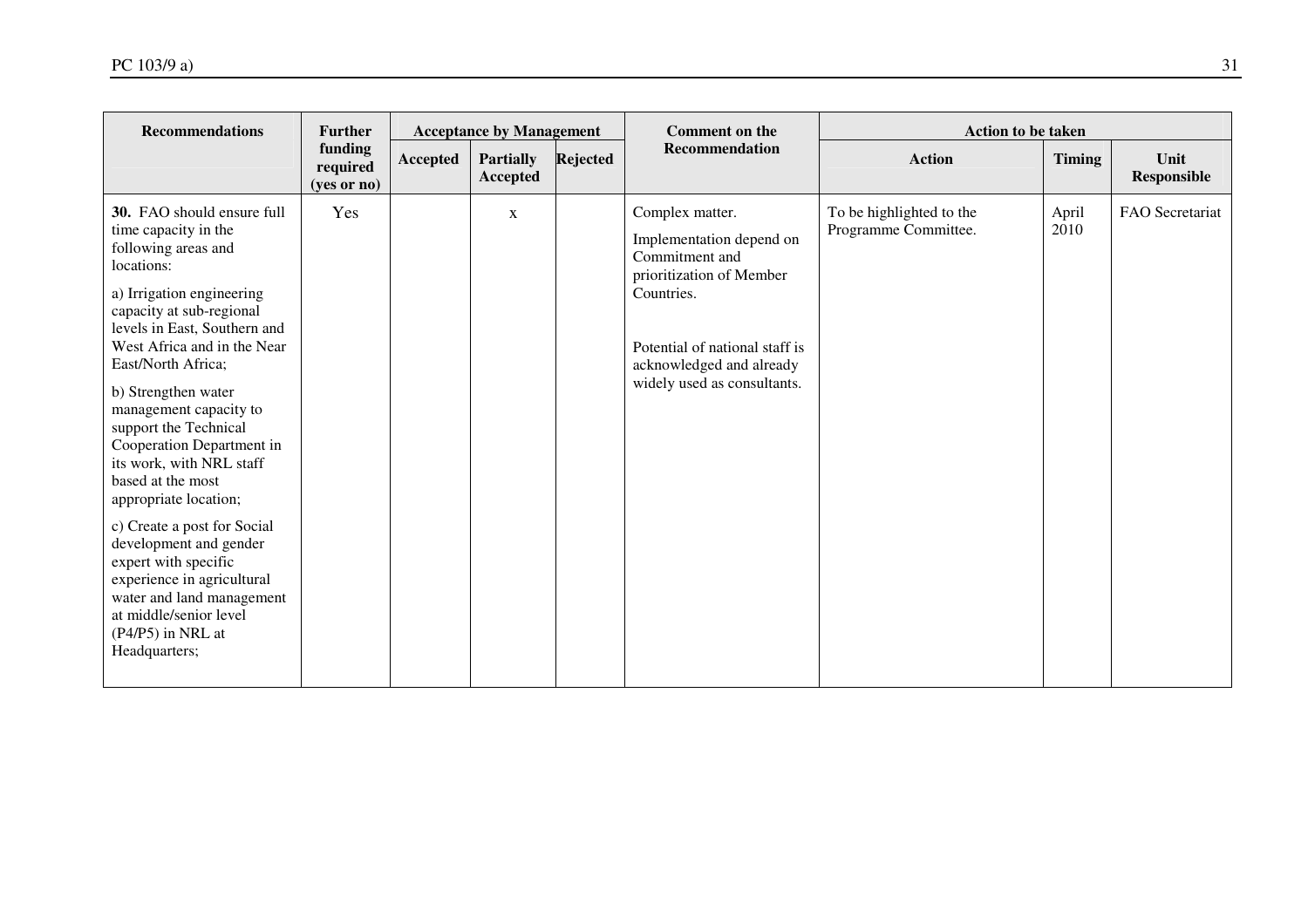| Recommendations | Further funding required (yes or no) | Acceptance by Management | | | Comment on the Recommendation | Action to be taken | | |
|---|---|---|---|---|---|---|---|---|
| | | Accepted | Partially Accepted | Rejected | | Action | Timing | Unit Responsible |
| **30.** FAO should ensure full time capacity in the following areas and locations:<br><br>a) Irrigation engineering capacity at sub-regional levels in East, Southern and West Africa and in the Near East/North Africa;<br><br>b) Strengthen water management capacity to support the Technical Cooperation Department in its work, with NRL staff based at the most appropriate location;<br><br>c) Create a post for Social development and gender expert with specific experience in agricultural water and land management at middle/senior level (P4/P5) in NRL at Headquarters; | Yes | | x | | Complex matter.<br><br>Implementation depend on Commitment and prioritization of Member Countries.<br><br>Potential of national staff is acknowledged and already widely used as consultants. | To be highlighted to the Programme Committee. | April 2010 | FAO Secretariat |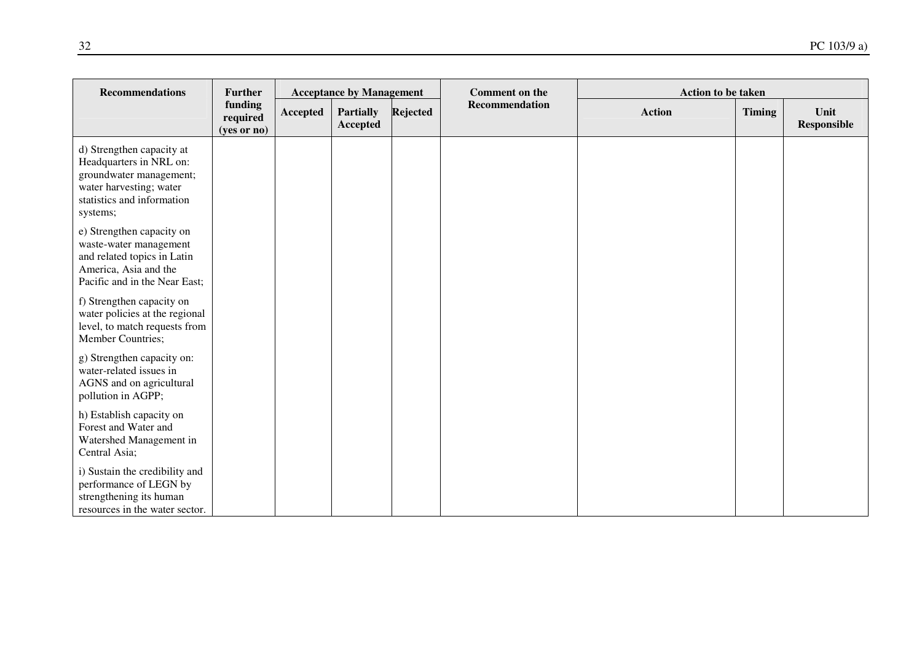| Recommendations | Further funding required (yes or no) | Acceptance by Management | | | Comment on the Recommendation | Action to be taken | | |
|---|---|---|---|---|---|---|---|---|
| | | Accepted | Partially Accepted | Rejected | | Action | Timing | Unit Responsible |
| d) Strengthen capacity at Headquarters in NRL on: groundwater management; water harvesting; water statistics and information systems; | | | | | | | | |
| e) Strengthen capacity on waste-water management and related topics in Latin America, Asia and the Pacific and in the Near East; | | | | | | | | |
| f) Strengthen capacity on water policies at the regional level, to match requests from Member Countries; | | | | | | | | |
| g) Strengthen capacity on: water-related issues in AGNS and on agricultural pollution in AGPP; | | | | | | | | |
| h) Establish capacity on Forest and Water and Watershed Management in Central Asia; | | | | | | | | |
| i) Sustain the credibility and performance of LEGN by strengthening its human resources in the water sector. | | | | | | | | |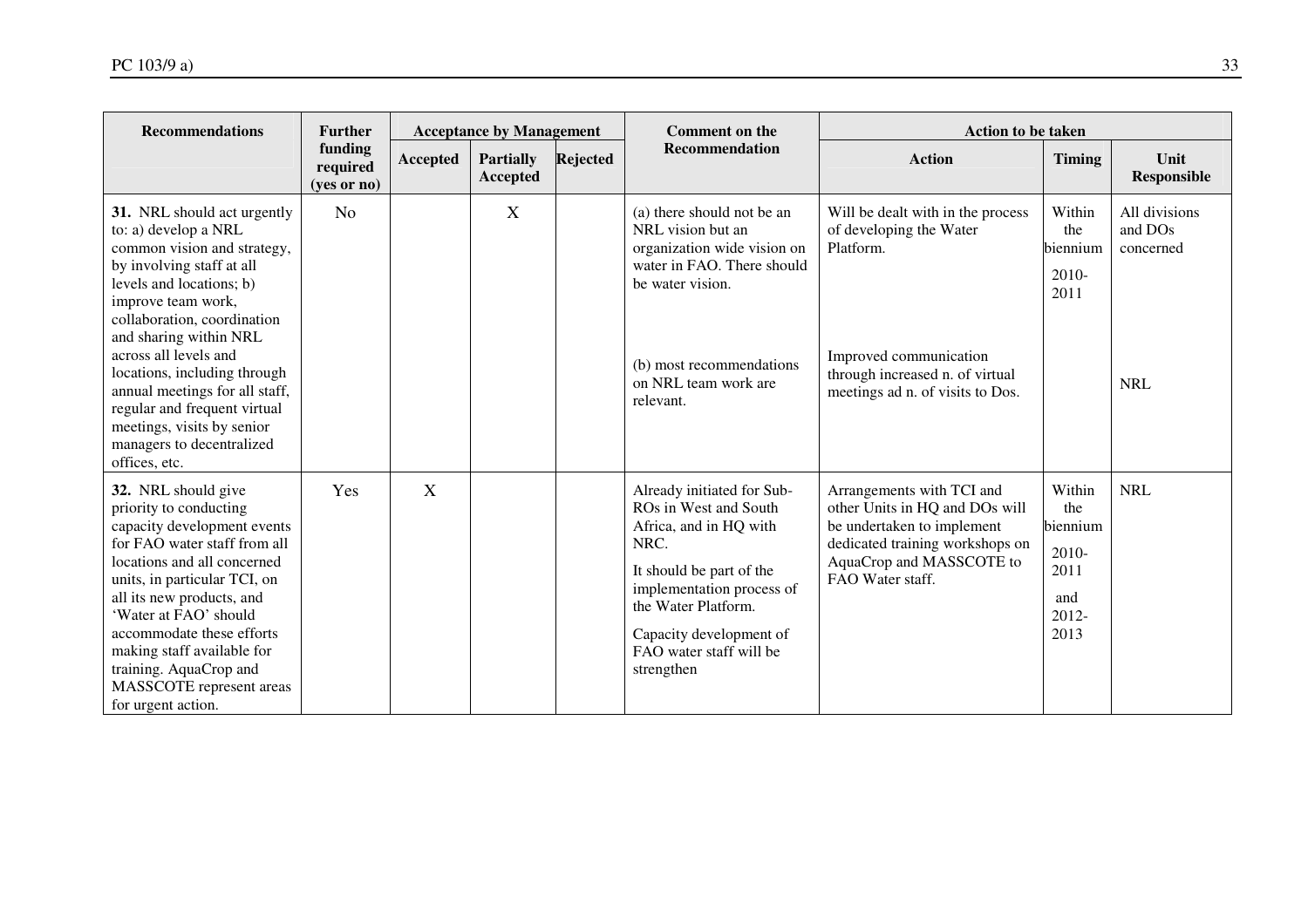| Recommendations | Further funding required (yes or no) | Acceptance by Management | | | Comment on the Recommendation | Action to be taken | | |
|---|---|---|---|---|---|---|---|---|
| | | Accepted | Partially Accepted | Rejected | | Action | Timing | Unit Responsible |
| **31.** NRL should act urgently to: a) develop a NRL common vision and strategy, by involving staff at all levels and locations; b) improve team work, collaboration, coordination and sharing within NRL across all levels and locations, including through annual meetings for all staff, regular and frequent virtual meetings, visits by senior managers to decentralized offices, etc. | No | | X | | (a) there should not be an NRL vision but an organization wide vision on water in FAO. There should be water vision.<br><br>(b) most recommendations on NRL team work are relevant. | Will be dealt with in the process of developing the Water Platform.<br><br>Improved communication through increased n. of virtual meetings ad n. of visits to Dos. | Within the biennium 2010-2011 | All divisions and DOs concerned<br><br>NRL |
| **32.** NRL should give priority to conducting capacity development events for FAO water staff from all locations and all concerned units, in particular TCI, on all its new products, and 'Water at FAO' should accommodate these efforts making staff available for training. AquaCrop and MASSCOTE represent areas for urgent action. | Yes | X | | | Already initiated for Sub-ROs in West and South Africa, and in HQ with NRC.<br><br>It should be part of the implementation process of the Water Platform.<br><br>Capacity development of FAO water staff will be strengthen | Arrangements with TCI and other Units in HQ and DOs will be undertaken to implement dedicated training workshops on AquaCrop and MASSCOTE to FAO Water staff. | Within the biennium 2010-2011 and 2012-2013 | NRL |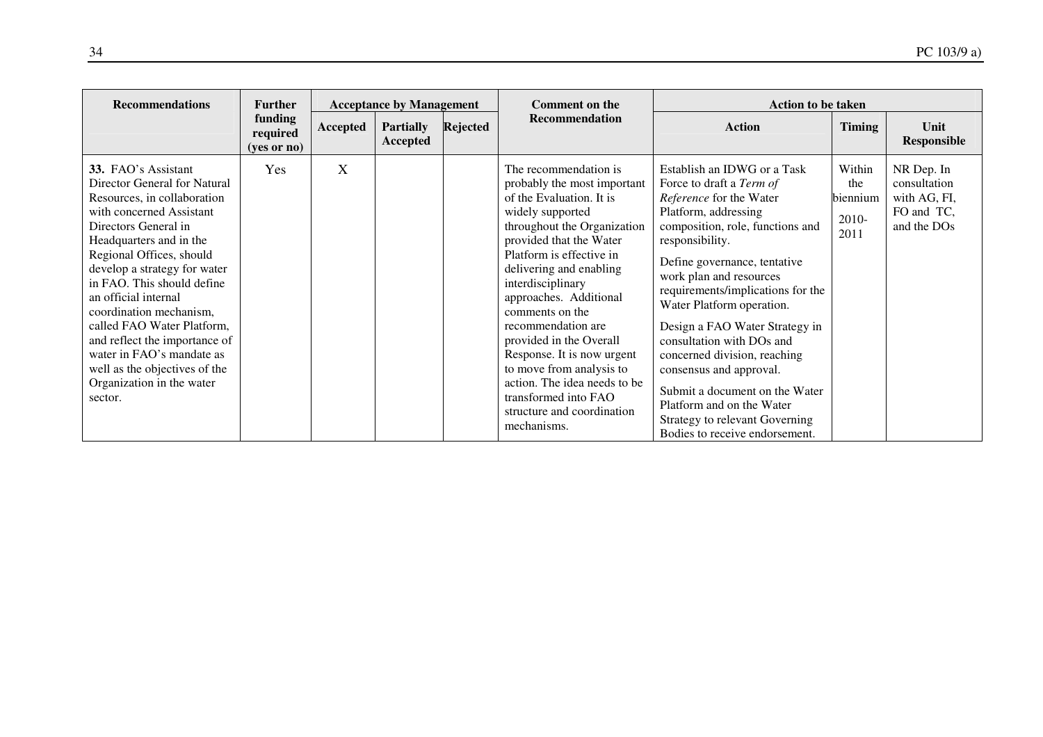| Recommendations | Further funding required (yes or no) | Acceptance by Management | | | Comment on the Recommendation | Action to be taken | | |
|---|---|---|---|---|---|---|---|---|
| | | Accepted | Partially Accepted | Rejected | | Action | Timing | Unit Responsible |
| **33.** FAO's Assistant Director General for Natural Resources, in collaboration with concerned Assistant Directors General in Headquarters and in the Regional Offices, should develop a strategy for water in FAO. This should define an official internal coordination mechanism, called FAO Water Platform, and reflect the importance of water in FAO's mandate as well as the objectives of the Organization in the water sector. | Yes | X | | | The recommendation is probably the most important of the Evaluation. It is widely supported throughout the Organization provided that the Water Platform is effective in delivering and enabling interdisciplinary approaches. Additional comments on the recommendation are provided in the Overall Response. It is now urgent to move from analysis to action. The idea needs to be transformed into FAO structure and coordination mechanisms. | Establish an IDWG or a Task Force to draft a *Term of Reference* for the Water Platform, addressing composition, role, functions and responsibility.<br><br>Define governance, tentative work plan and resources requirements/implications for the Water Platform operation.<br><br>Design a FAO Water Strategy in consultation with DOs and concerned division, reaching consensus and approval.<br><br>Submit a document on the Water Platform and on the Water Strategy to relevant Governing Bodies to receive endorsement. | Within the biennium<br><br>2010-2011 | NR Dep. In consultation with AG, FI, FO and TC, and the DOs |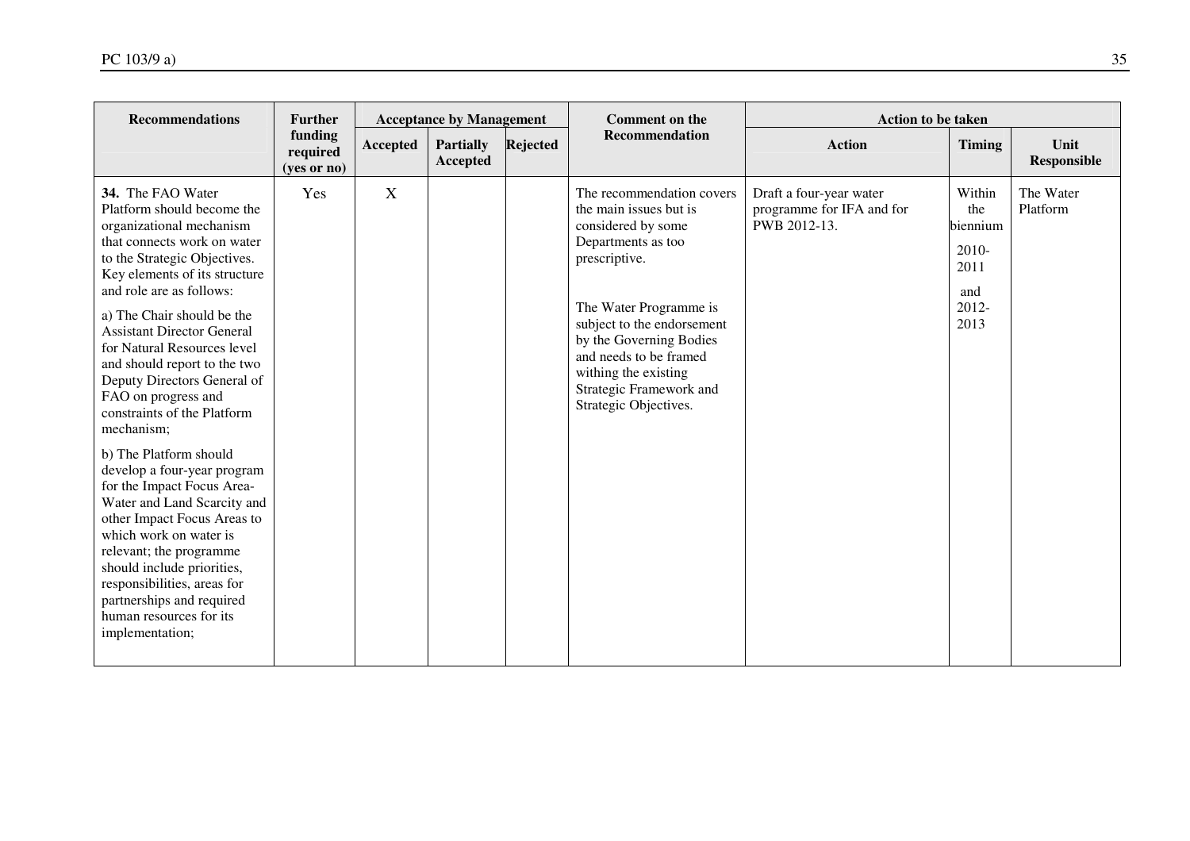| Recommendations | Further funding required (yes or no) | Acceptance by Management | | | Comment on the Recommendation | Action to be taken | | |
|---|---|---|---|---|---|---|---|---|
| | | Accepted | Partially Accepted | Rejected | | Action | Timing | Unit Responsible |
| **34.** The FAO Water Platform should become the organizational mechanism that connects work on water to the Strategic Objectives. Key elements of its structure and role are as follows:<br><br>a) The Chair should be the Assistant Director General for Natural Resources level and should report to the two Deputy Directors General of FAO on progress and constraints of the Platform mechanism;<br><br>b) The Platform should develop a four-year program for the Impact Focus Area-Water and Land Scarcity and other Impact Focus Areas to which work on water is relevant; the programme should include priorities, responsibilities, areas for partnerships and required human resources for its implementation; | Yes | X | | | The recommendation covers the main issues but is considered by some Departments as too prescriptive.<br><br>The Water Programme is subject to the endorsement by the Governing Bodies and needs to be framed withing the existing Strategic Framework and Strategic Objectives. | Draft a four-year water programme for IFA and for PWB 2012-13. | Within the biennium 2010-2011 and 2012-2013 | The Water Platform |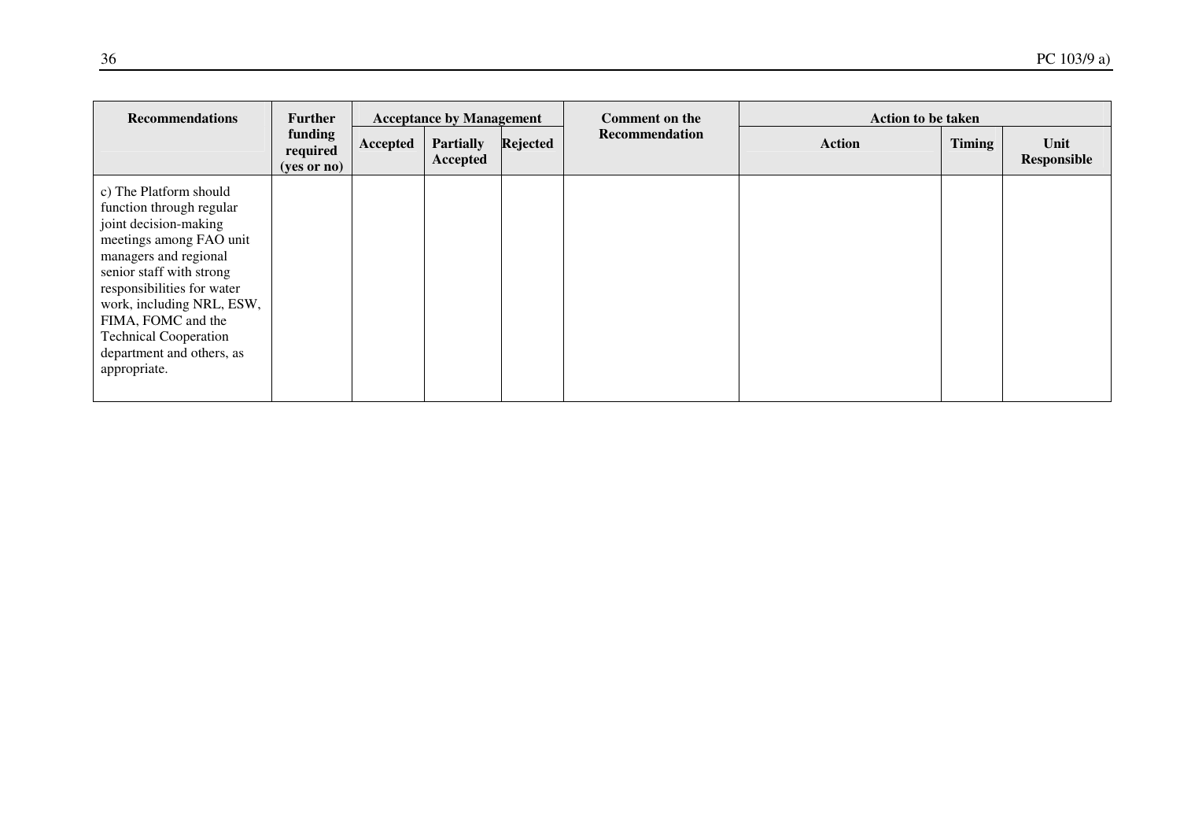| Recommendations | Further funding required (yes or no) | Acceptance by Management | | | Comment on the Recommendation | Action to be taken | | |
|---|---|---|---|---|---|---|---|---|
| | | Accepted | Partially Accepted | Rejected | | Action | Timing | Unit Responsible |
| c) The Platform should function through regular joint decision-making meetings among FAO unit managers and regional senior staff with strong responsibilities for water work, including NRL, ESW, FIMA, FOMC and the Technical Cooperation department and others, as appropriate. | | | | | | | | |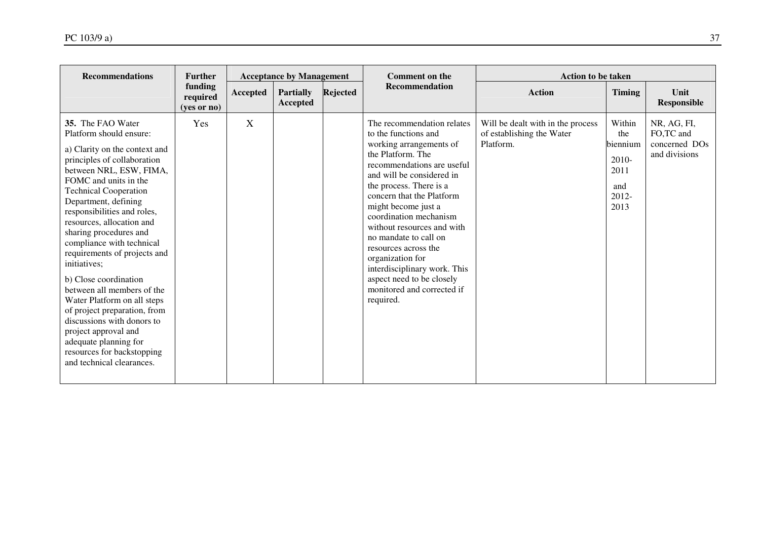| Recommendations | Further funding required (yes or no) | Acceptance by Management | | | Comment on the Recommendation | Action to be taken | | |
|---|---|---|---|---|---|---|---|---|
| | | Accepted | Partially Accepted | Rejected | | Action | Timing | Unit Responsible |
| **35.** The FAO Water Platform should ensure:<br><br>a) Clarity on the context and principles of collaboration between NRL, ESW, FIMA, FOMC and units in the Technical Cooperation Department, defining responsibilities and roles, resources, allocation and sharing procedures and compliance with technical requirements of projects and initiatives;<br><br>b) Close coordination between all members of the Water Platform on all steps of project preparation, from discussions with donors to project approval and adequate planning for resources for backstopping and technical clearances. | Yes | X | | | The recommendation relates to the functions and working arrangements of the Platform. The recommendations are useful and will be considered in the process. There is a concern that the Platform might become just a coordination mechanism without resources and with no mandate to call on resources across the organization for interdisciplinary work. This aspect need to be closely monitored and corrected if required. | Will be dealt with in the process of establishing the Water Platform. | Within the biennium 2010-2011 and 2012-2013 | NR, AG, FI, FO,TC and concerned DOs and divisions |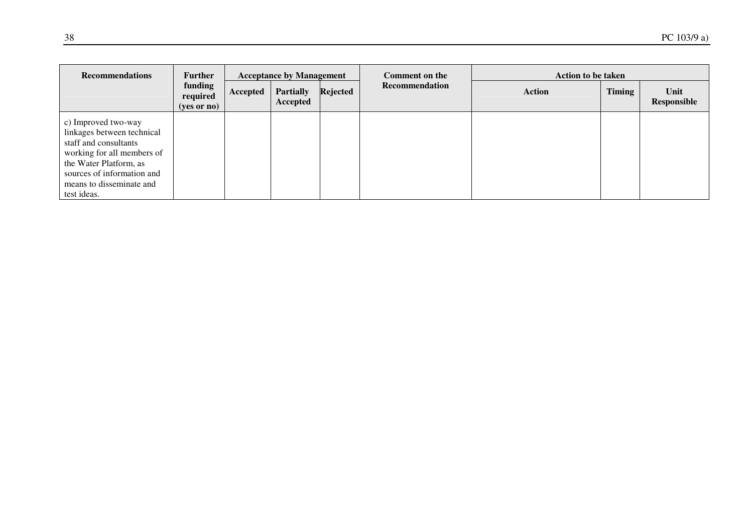| Recommendations | Further funding required (yes or no) | Acceptance by Management | | | Comment on the Recommendation | Action to be taken | | |
|---|---|---|---|---|---|---|---|---|
| | | Accepted | Partially Accepted | Rejected | | Action | Timing | Unit Responsible |
| c) Improved two-way linkages between technical staff and consultants working for all members of the Water Platform, as sources of information and means to disseminate and test ideas. | | | | | | | | |